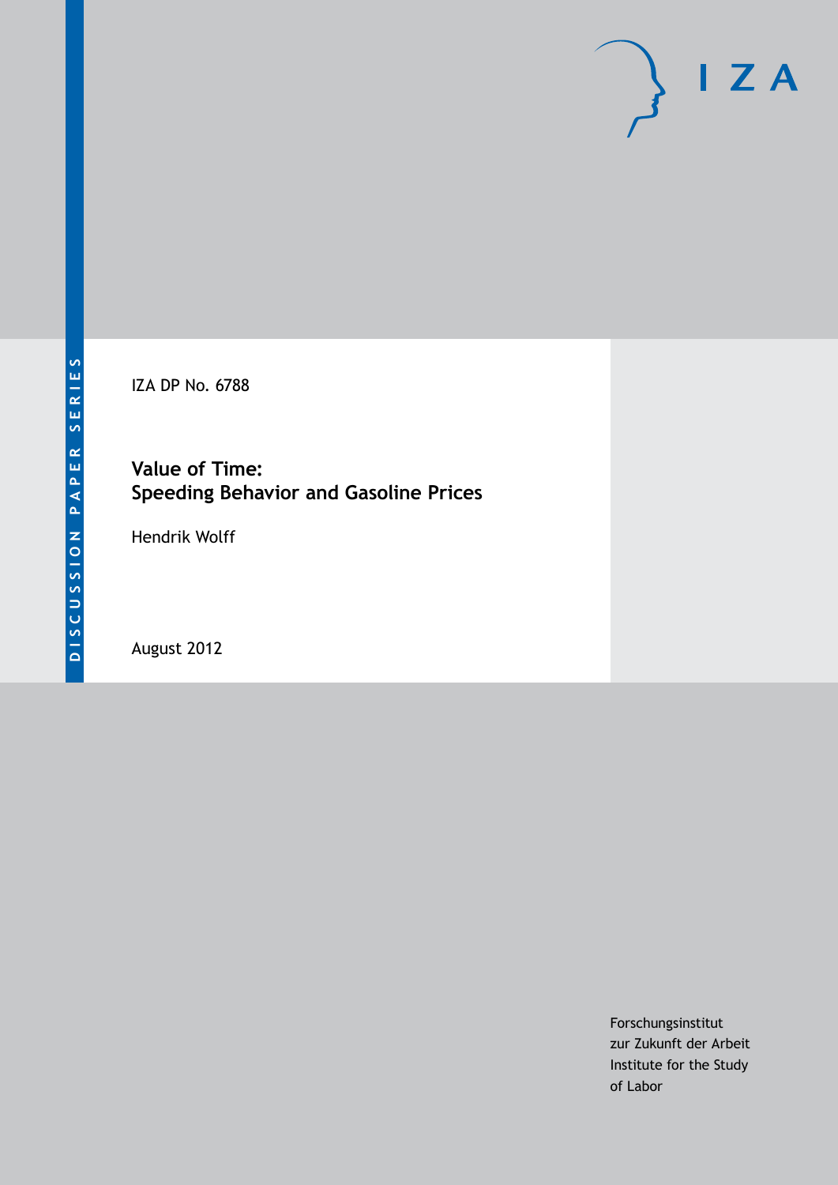DISCUSSION PAPER SERIES

IZA DP No. 6788

# Value of Time: Speeding Behavior and Gasoline Prices

Hendrik Wolff

August 2012

Forschungsinstitut
zur Zukunft der Arbeit
Institute for the Study
of Labor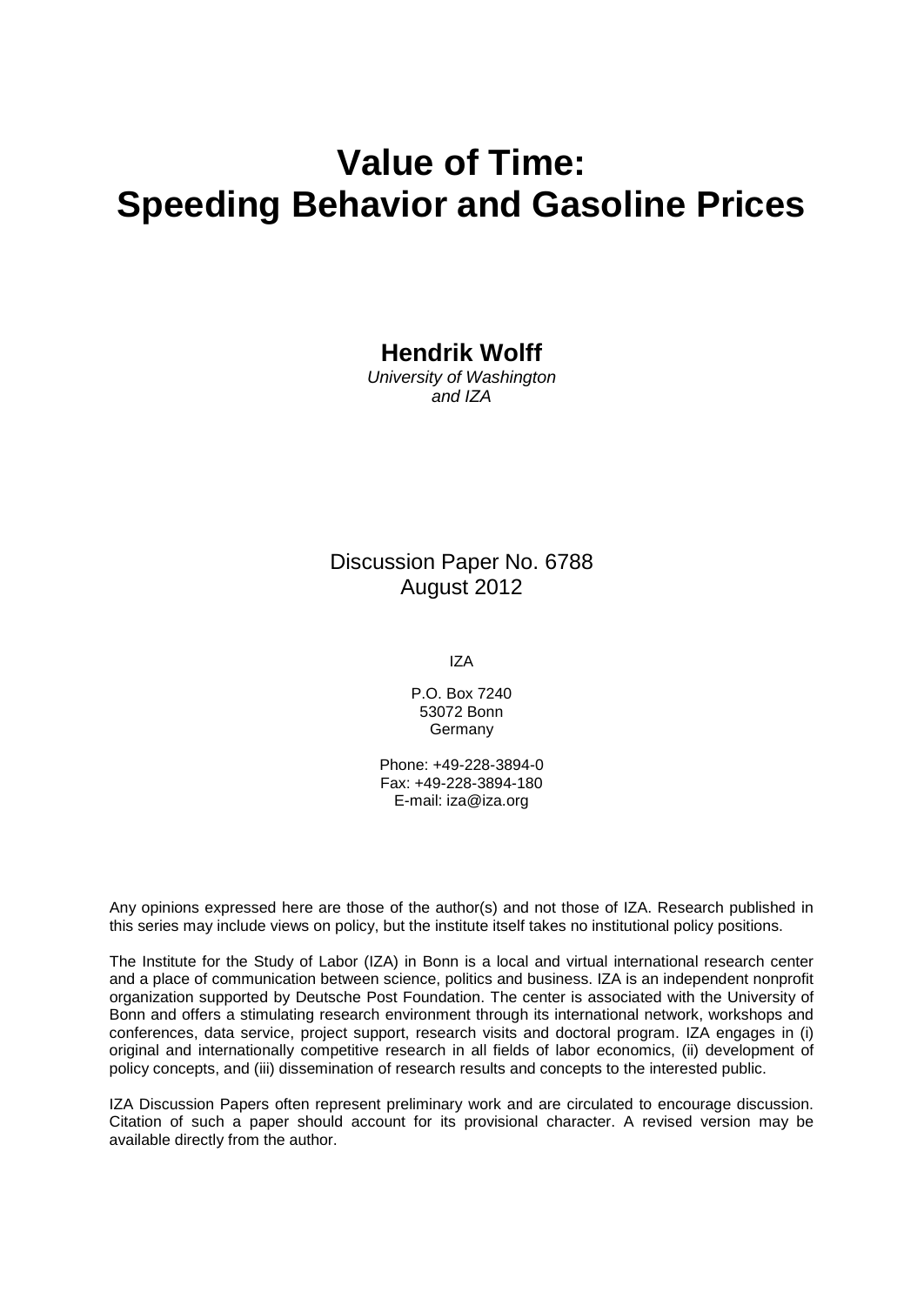# Value of Time: Speeding Behavior and Gasoline Prices

**Hendrik Wolff**

*University of Washington and IZA*

Discussion Paper No. 6788
August 2012

IZA

P.O. Box 7240
53072 Bonn
Germany

Phone: +49-228-3894-0
Fax: +49-228-3894-180
E-mail: iza@iza.org

Any opinions expressed here are those of the author(s) and not those of IZA. Research published in this series may include views on policy, but the institute itself takes no institutional policy positions.

The Institute for the Study of Labor (IZA) in Bonn is a local and virtual international research center and a place of communication between science, politics and business. IZA is an independent nonprofit organization supported by Deutsche Post Foundation. The center is associated with the University of Bonn and offers a stimulating research environment through its international network, workshops and conferences, data service, project support, research visits and doctoral program. IZA engages in (i) original and internationally competitive research in all fields of labor economics, (ii) development of policy concepts, and (iii) dissemination of research results and concepts to the interested public.

IZA Discussion Papers often represent preliminary work and are circulated to encourage discussion. Citation of such a paper should account for its provisional character. A revised version may be available directly from the author.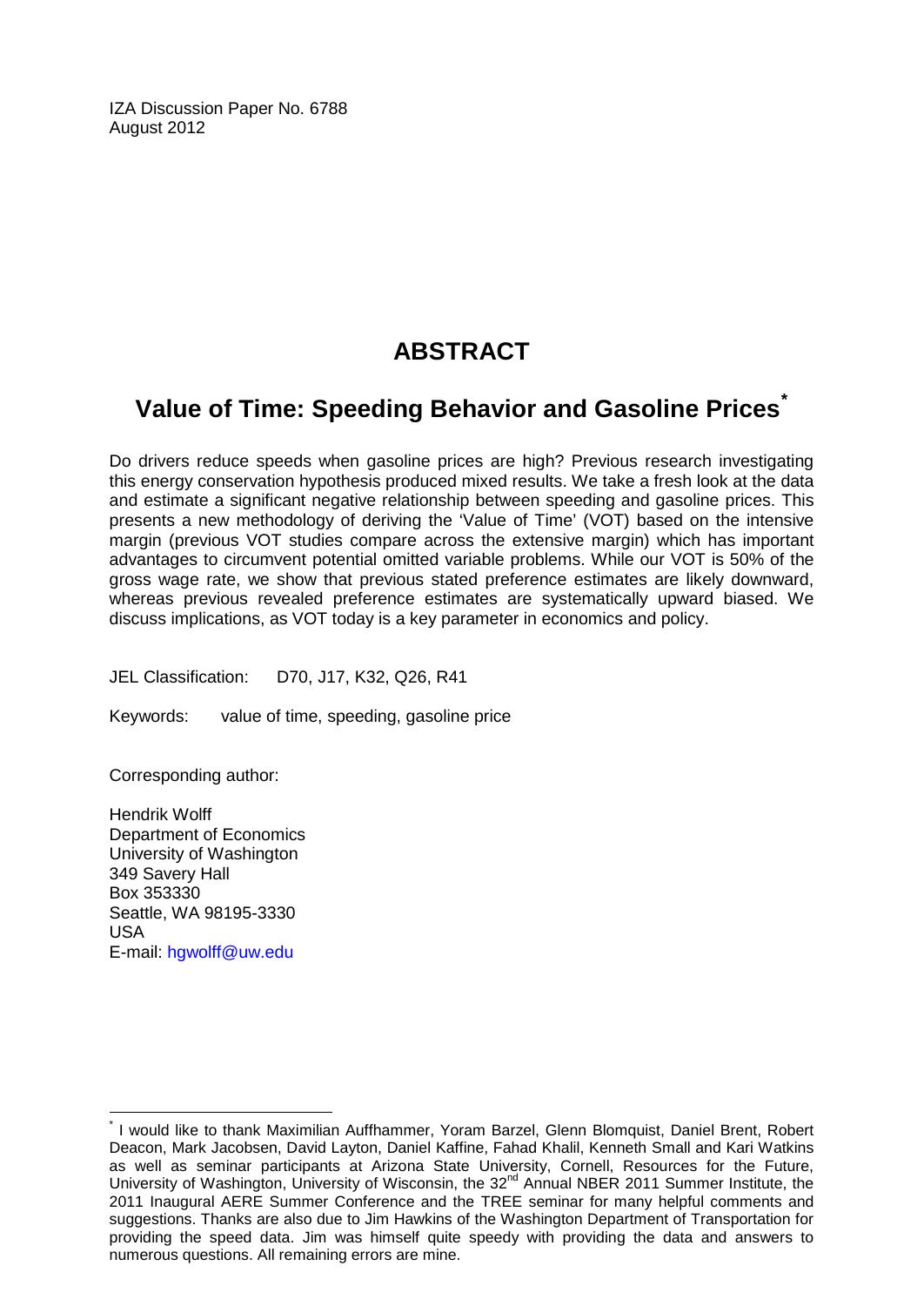IZA Discussion Paper No. 6788
August 2012

# ABSTRACT

## Value of Time: Speeding Behavior and Gasoline Prices[*]

Do drivers reduce speeds when gasoline prices are high? Previous research investigating this energy conservation hypothesis produced mixed results. We take a fresh look at the data and estimate a significant negative relationship between speeding and gasoline prices. This presents a new methodology of deriving the 'Value of Time' (VOT) based on the intensive margin (previous VOT studies compare across the extensive margin) which has important advantages to circumvent potential omitted variable problems. While our VOT is 50% of the gross wage rate, we show that previous stated preference estimates are likely downward, whereas previous revealed preference estimates are systematically upward biased. We discuss implications, as VOT today is a key parameter in economics and policy.

JEL Classification: D70, J17, K32, Q26, R41

Keywords: value of time, speeding, gasoline price

Corresponding author:

Hendrik Wolff
Department of Economics
University of Washington
349 Savery Hall
Box 353330
Seattle, WA 98195-3330
USA
E-mail: hgwolff@uw.edu

[*] I would like to thank Maximilian Auffhammer, Yoram Barzel, Glenn Blomquist, Daniel Brent, Robert Deacon, Mark Jacobsen, David Layton, Daniel Kaffine, Fahad Khalil, Kenneth Small and Kari Watkins as well as seminar participants at Arizona State University, Cornell, Resources for the Future, University of Washington, University of Wisconsin, the 32nd Annual NBER 2011 Summer Institute, the 2011 Inaugural AERE Summer Conference and the TREE seminar for many helpful comments and suggestions. Thanks are also due to Jim Hawkins of the Washington Department of Transportation for providing the speed data. Jim was himself quite speedy with providing the data and answers to numerous questions. All remaining errors are mine.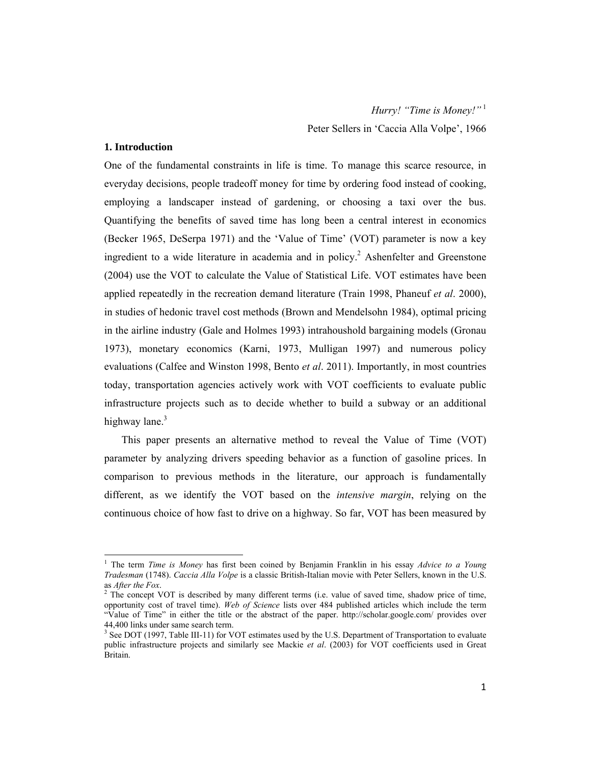*Hurry! "Time is Money!"* [1]

Peter Sellers in 'Caccia Alla Volpe', 1966

## 1. Introduction

One of the fundamental constraints in life is time. To manage this scarce resource, in everyday decisions, people tradeoff money for time by ordering food instead of cooking, employing a landscaper instead of gardening, or choosing a taxi over the bus. Quantifying the benefits of saved time has long been a central interest in economics (Becker 1965, DeSerpa 1971) and the 'Value of Time' (VOT) parameter is now a key ingredient to a wide literature in academia and in policy.[2] Ashenfelter and Greenstone (2004) use the VOT to calculate the Value of Statistical Life. VOT estimates have been applied repeatedly in the recreation demand literature (Train 1998, Phaneuf *et al*. 2000), in studies of hedonic travel cost methods (Brown and Mendelsohn 1984), optimal pricing in the airline industry (Gale and Holmes 1993) intrahoushold bargaining models (Gronau 1973), monetary economics (Karni, 1973, Mulligan 1997) and numerous policy evaluations (Calfee and Winston 1998, Bento *et al*. 2011). Importantly, in most countries today, transportation agencies actively work with VOT coefficients to evaluate public infrastructure projects such as to decide whether to build a subway or an additional highway lane.[3]

This paper presents an alternative method to reveal the Value of Time (VOT) parameter by analyzing drivers speeding behavior as a function of gasoline prices. In comparison to previous methods in the literature, our approach is fundamentally different, as we identify the VOT based on the *intensive margin*, relying on the continuous choice of how fast to drive on a highway. So far, VOT has been measured by

---

[1] The term *Time is Money* has first been coined by Benjamin Franklin in his essay *Advice to a Young Tradesman* (1748). *Caccia Alla Volpe* is a classic British-Italian movie with Peter Sellers, known in the U.S. as *After the Fox*.

[2] The concept VOT is described by many different terms (i.e. value of saved time, shadow price of time, opportunity cost of travel time). *Web of Science* lists over 484 published articles which include the term "Value of Time" in either the title or the abstract of the paper. http://scholar.google.com/ provides over 44,400 links under same search term.

[3] See DOT (1997, Table III-11) for VOT estimates used by the U.S. Department of Transportation to evaluate public infrastructure projects and similarly see Mackie *et al*. (2003) for VOT coefficients used in Great Britain.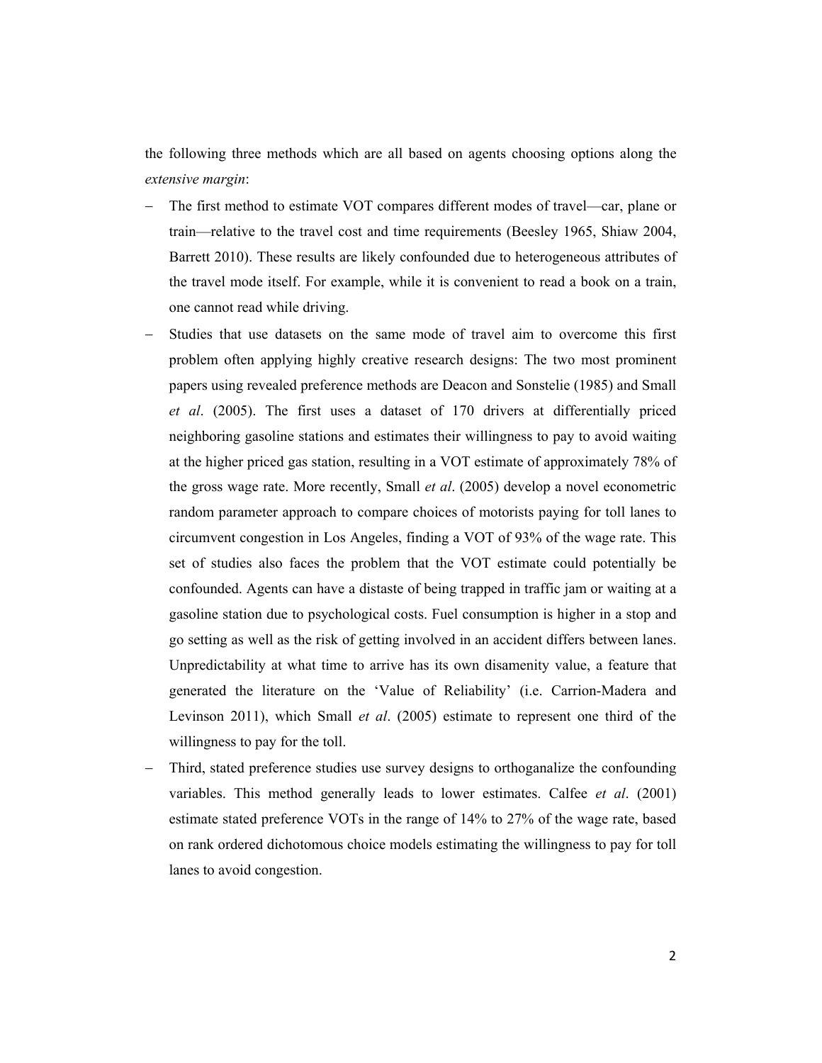the following three methods which are all based on agents choosing options along the *extensive margin*:

- The first method to estimate VOT compares different modes of travel—car, plane or train—relative to the travel cost and time requirements (Beesley 1965, Shiaw 2004, Barrett 2010). These results are likely confounded due to heterogeneous attributes of the travel mode itself. For example, while it is convenient to read a book on a train, one cannot read while driving.
- Studies that use datasets on the same mode of travel aim to overcome this first problem often applying highly creative research designs: The two most prominent papers using revealed preference methods are Deacon and Sonstelie (1985) and Small *et al*. (2005). The first uses a dataset of 170 drivers at differentially priced neighboring gasoline stations and estimates their willingness to pay to avoid waiting at the higher priced gas station, resulting in a VOT estimate of approximately 78% of the gross wage rate. More recently, Small *et al*. (2005) develop a novel econometric random parameter approach to compare choices of motorists paying for toll lanes to circumvent congestion in Los Angeles, finding a VOT of 93% of the wage rate. This set of studies also faces the problem that the VOT estimate could potentially be confounded. Agents can have a distaste of being trapped in traffic jam or waiting at a gasoline station due to psychological costs. Fuel consumption is higher in a stop and go setting as well as the risk of getting involved in an accident differs between lanes. Unpredictability at what time to arrive has its own disamenity value, a feature that generated the literature on the 'Value of Reliability' (i.e. Carrion-Madera and Levinson 2011), which Small *et al*. (2005) estimate to represent one third of the willingness to pay for the toll.
- Third, stated preference studies use survey designs to orthoganalize the confounding variables. This method generally leads to lower estimates. Calfee *et al*. (2001) estimate stated preference VOTs in the range of 14% to 27% of the wage rate, based on rank ordered dichotomous choice models estimating the willingness to pay for toll lanes to avoid congestion.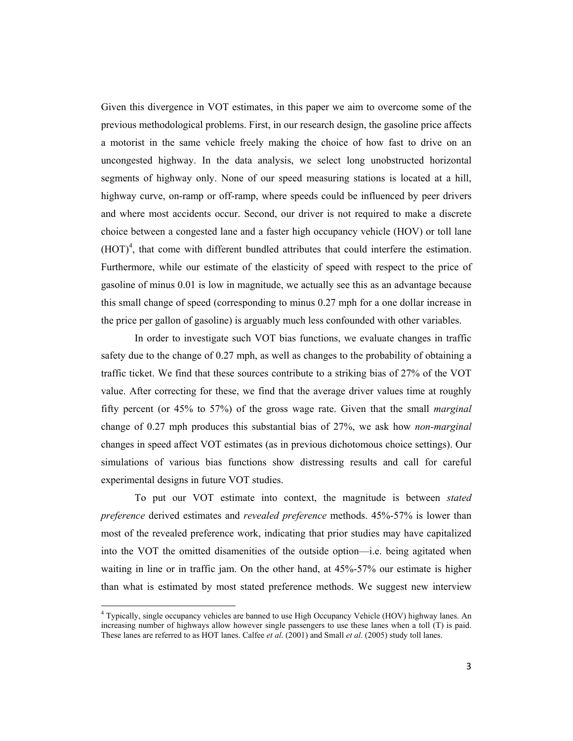Given this divergence in VOT estimates, in this paper we aim to overcome some of the previous methodological problems. First, in our research design, the gasoline price affects a motorist in the same vehicle freely making the choice of how fast to drive on an uncongested highway. In the data analysis, we select long unobstructed horizontal segments of highway only. None of our speed measuring stations is located at a hill, highway curve, on-ramp or off-ramp, where speeds could be influenced by peer drivers and where most accidents occur. Second, our driver is not required to make a discrete choice between a congested lane and a faster high occupancy vehicle (HOV) or toll lane (HOT)[4], that come with different bundled attributes that could interfere the estimation. Furthermore, while our estimate of the elasticity of speed with respect to the price of gasoline of minus 0.01 is low in magnitude, we actually see this as an advantage because this small change of speed (corresponding to minus 0.27 mph for a one dollar increase in the price per gallon of gasoline) is arguably much less confounded with other variables.

In order to investigate such VOT bias functions, we evaluate changes in traffic safety due to the change of 0.27 mph, as well as changes to the probability of obtaining a traffic ticket. We find that these sources contribute to a striking bias of 27% of the VOT value. After correcting for these, we find that the average driver values time at roughly fifty percent (or 45% to 57%) of the gross wage rate. Given that the small *marginal* change of 0.27 mph produces this substantial bias of 27%, we ask how *non-marginal* changes in speed affect VOT estimates (as in previous dichotomous choice settings). Our simulations of various bias functions show distressing results and call for careful experimental designs in future VOT studies.

To put our VOT estimate into context, the magnitude is between *stated preference* derived estimates and *revealed preference* methods. 45%-57% is lower than most of the revealed preference work, indicating that prior studies may have capitalized into the VOT the omitted disamenities of the outside option—i.e. being agitated when waiting in line or in traffic jam. On the other hand, at 45%-57% our estimate is higher than what is estimated by most stated preference methods. We suggest new interview

[4] Typically, single occupancy vehicles are banned to use High Occupancy Vehicle (HOV) highway lanes. An increasing number of highways allow however single passengers to use these lanes when a toll (T) is paid. These lanes are referred to as HOT lanes. Calfee *et al*. (2001) and Small *et al*. (2005) study toll lanes.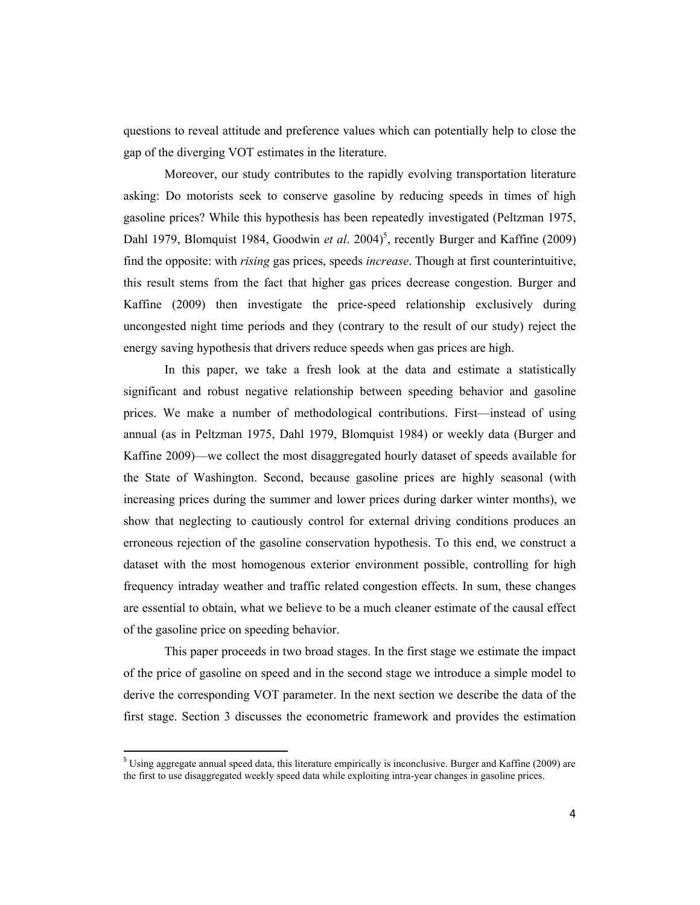questions to reveal attitude and preference values which can potentially help to close the gap of the diverging VOT estimates in the literature.

Moreover, our study contributes to the rapidly evolving transportation literature asking: Do motorists seek to conserve gasoline by reducing speeds in times of high gasoline prices? While this hypothesis has been repeatedly investigated (Peltzman 1975, Dahl 1979, Blomquist 1984, Goodwin *et al*. 2004)[5], recently Burger and Kaffine (2009) find the opposite: with *rising* gas prices, speeds *increase*. Though at first counterintuitive, this result stems from the fact that higher gas prices decrease congestion. Burger and Kaffine (2009) then investigate the price-speed relationship exclusively during uncongested night time periods and they (contrary to the result of our study) reject the energy saving hypothesis that drivers reduce speeds when gas prices are high.

In this paper, we take a fresh look at the data and estimate a statistically significant and robust negative relationship between speeding behavior and gasoline prices. We make a number of methodological contributions. First—instead of using annual (as in Peltzman 1975, Dahl 1979, Blomquist 1984) or weekly data (Burger and Kaffine 2009)—we collect the most disaggregated hourly dataset of speeds available for the State of Washington. Second, because gasoline prices are highly seasonal (with increasing prices during the summer and lower prices during darker winter months), we show that neglecting to cautiously control for external driving conditions produces an erroneous rejection of the gasoline conservation hypothesis. To this end, we construct a dataset with the most homogenous exterior environment possible, controlling for high frequency intraday weather and traffic related congestion effects. In sum, these changes are essential to obtain, what we believe to be a much cleaner estimate of the causal effect of the gasoline price on speeding behavior.

This paper proceeds in two broad stages. In the first stage we estimate the impact of the price of gasoline on speed and in the second stage we introduce a simple model to derive the corresponding VOT parameter. In the next section we describe the data of the first stage. Section 3 discusses the econometric framework and provides the estimation

[5] Using aggregate annual speed data, this literature empirically is inconclusive. Burger and Kaffine (2009) are the first to use disaggregated weekly speed data while exploiting intra-year changes in gasoline prices.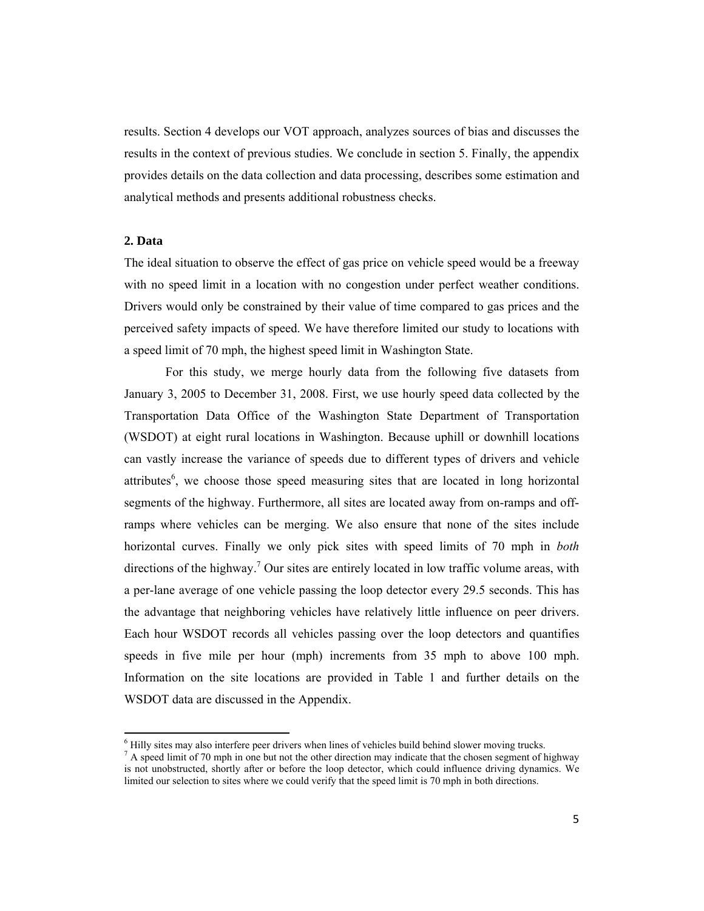results. Section 4 develops our VOT approach, analyzes sources of bias and discusses the results in the context of previous studies. We conclude in section 5. Finally, the appendix provides details on the data collection and data processing, describes some estimation and analytical methods and presents additional robustness checks.

## 2. Data

The ideal situation to observe the effect of gas price on vehicle speed would be a freeway with no speed limit in a location with no congestion under perfect weather conditions. Drivers would only be constrained by their value of time compared to gas prices and the perceived safety impacts of speed. We have therefore limited our study to locations with a speed limit of 70 mph, the highest speed limit in Washington State.

For this study, we merge hourly data from the following five datasets from January 3, 2005 to December 31, 2008. First, we use hourly speed data collected by the Transportation Data Office of the Washington State Department of Transportation (WSDOT) at eight rural locations in Washington. Because uphill or downhill locations can vastly increase the variance of speeds due to different types of drivers and vehicle attributes[6], we choose those speed measuring sites that are located in long horizontal segments of the highway. Furthermore, all sites are located away from on-ramps and off-ramps where vehicles can be merging. We also ensure that none of the sites include horizontal curves. Finally we only pick sites with speed limits of 70 mph in *both* directions of the highway.[7] Our sites are entirely located in low traffic volume areas, with a per-lane average of one vehicle passing the loop detector every 29.5 seconds. This has the advantage that neighboring vehicles have relatively little influence on peer drivers. Each hour WSDOT records all vehicles passing over the loop detectors and quantifies speeds in five mile per hour (mph) increments from 35 mph to above 100 mph. Information on the site locations are provided in Table 1 and further details on the WSDOT data are discussed in the Appendix.

[6] Hilly sites may also interfere peer drivers when lines of vehicles build behind slower moving trucks.

[7] A speed limit of 70 mph in one but not the other direction may indicate that the chosen segment of highway is not unobstructed, shortly after or before the loop detector, which could influence driving dynamics. We limited our selection to sites where we could verify that the speed limit is 70 mph in both directions.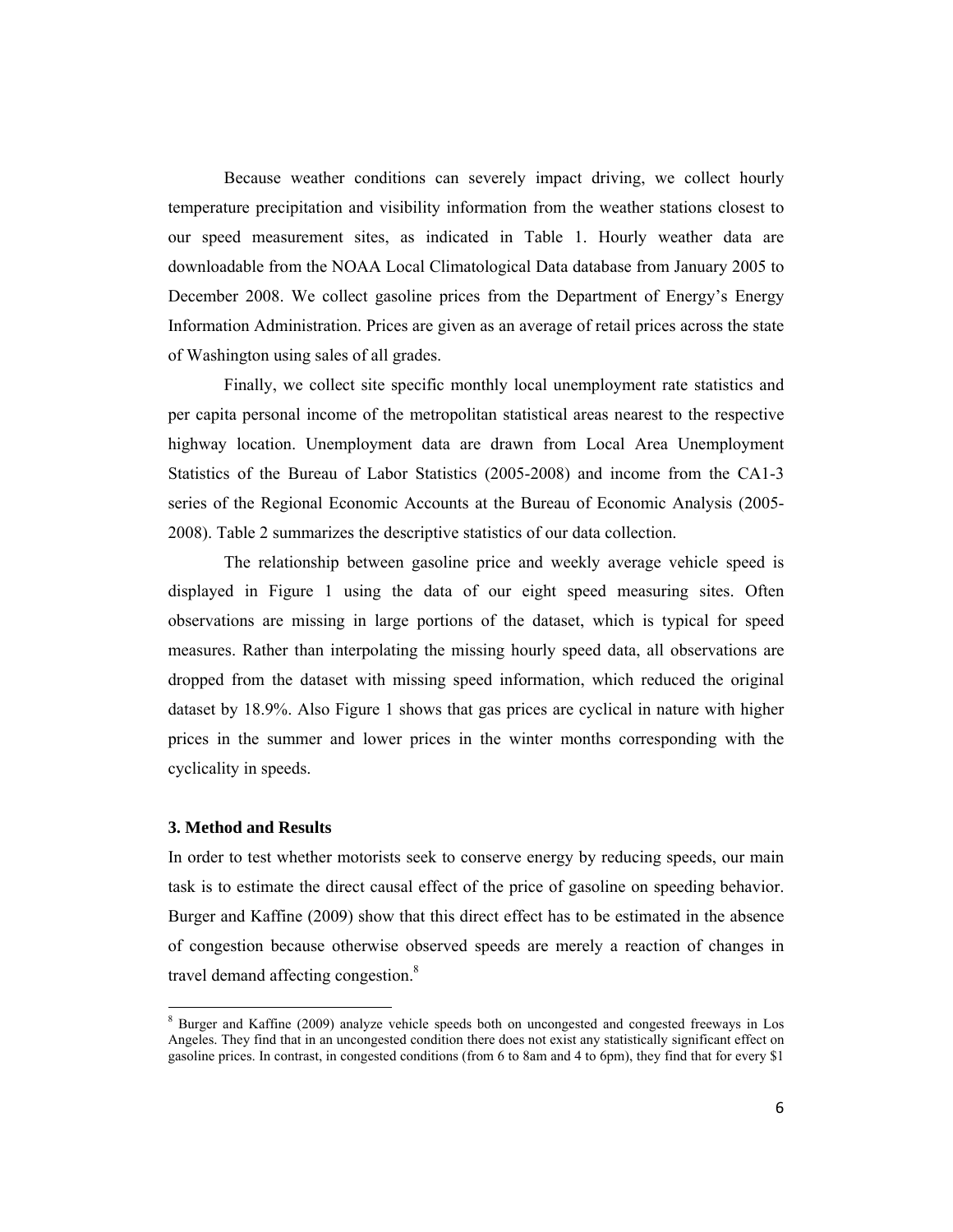Because weather conditions can severely impact driving, we collect hourly temperature precipitation and visibility information from the weather stations closest to our speed measurement sites, as indicated in Table 1. Hourly weather data are downloadable from the NOAA Local Climatological Data database from January 2005 to December 2008. We collect gasoline prices from the Department of Energy's Energy Information Administration. Prices are given as an average of retail prices across the state of Washington using sales of all grades.

Finally, we collect site specific monthly local unemployment rate statistics and per capita personal income of the metropolitan statistical areas nearest to the respective highway location. Unemployment data are drawn from Local Area Unemployment Statistics of the Bureau of Labor Statistics (2005-2008) and income from the CA1-3 series of the Regional Economic Accounts at the Bureau of Economic Analysis (2005-2008). Table 2 summarizes the descriptive statistics of our data collection.

The relationship between gasoline price and weekly average vehicle speed is displayed in Figure 1 using the data of our eight speed measuring sites. Often observations are missing in large portions of the dataset, which is typical for speed measures. Rather than interpolating the missing hourly speed data, all observations are dropped from the dataset with missing speed information, which reduced the original dataset by 18.9%. Also Figure 1 shows that gas prices are cyclical in nature with higher prices in the summer and lower prices in the winter months corresponding with the cyclicality in speeds.

### 3. Method and Results

In order to test whether motorists seek to conserve energy by reducing speeds, our main task is to estimate the direct causal effect of the price of gasoline on speeding behavior. Burger and Kaffine (2009) show that this direct effect has to be estimated in the absence of congestion because otherwise observed speeds are merely a reaction of changes in travel demand affecting congestion.[8]

[8] Burger and Kaffine (2009) analyze vehicle speeds both on uncongested and congested freeways in Los Angeles. They find that in an uncongested condition there does not exist any statistically significant effect on gasoline prices. In contrast, in congested conditions (from 6 to 8am and 4 to 6pm), they find that for every $1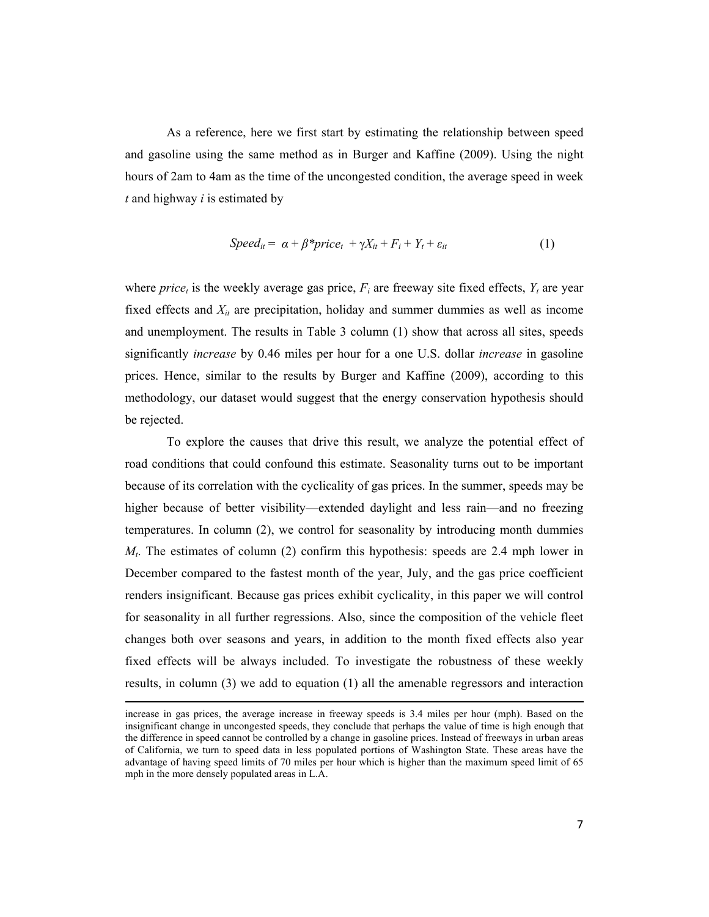As a reference, here we first start by estimating the relationship between speed and gasoline using the same method as in Burger and Kaffine (2009). Using the night hours of 2am to 4am as the time of the uncongested condition, the average speed in week *t* and highway *i* is estimated by

$$Speed_{it} = \alpha + \beta * price_t + \gamma X_{it} + F_i + Y_t + \varepsilon_{it} \tag{1}$$

where $price_t$ is the weekly average gas price, $F_i$ are freeway site fixed effects, $Y_t$ are year fixed effects and $X_{it}$ are precipitation, holiday and summer dummies as well as income and unemployment. The results in Table 3 column (1) show that across all sites, speeds significantly *increase* by 0.46 miles per hour for a one U.S. dollar *increase* in gasoline prices. Hence, similar to the results by Burger and Kaffine (2009), according to this methodology, our dataset would suggest that the energy conservation hypothesis should be rejected.

To explore the causes that drive this result, we analyze the potential effect of road conditions that could confound this estimate. Seasonality turns out to be important because of its correlation with the cyclicality of gas prices. In the summer, speeds may be higher because of better visibility—extended daylight and less rain—and no freezing temperatures. In column (2), we control for seasonality by introducing month dummies $M_t$. The estimates of column (2) confirm this hypothesis: speeds are 2.4 mph lower in December compared to the fastest month of the year, July, and the gas price coefficient renders insignificant. Because gas prices exhibit cyclicality, in this paper we will control for seasonality in all further regressions. Also, since the composition of the vehicle fleet changes both over seasons and years, in addition to the month fixed effects also year fixed effects will be always included. To investigate the robustness of these weekly results, in column (3) we add to equation (1) all the amenable regressors and interaction

---

increase in gas prices, the average increase in freeway speeds is 3.4 miles per hour (mph). Based on the insignificant change in uncongested speeds, they conclude that perhaps the value of time is high enough that the difference in speed cannot be controlled by a change in gasoline prices. Instead of freeways in urban areas of California, we turn to speed data in less populated portions of Washington State. These areas have the advantage of having speed limits of 70 miles per hour which is higher than the maximum speed limit of 65 mph in the more densely populated areas in L.A.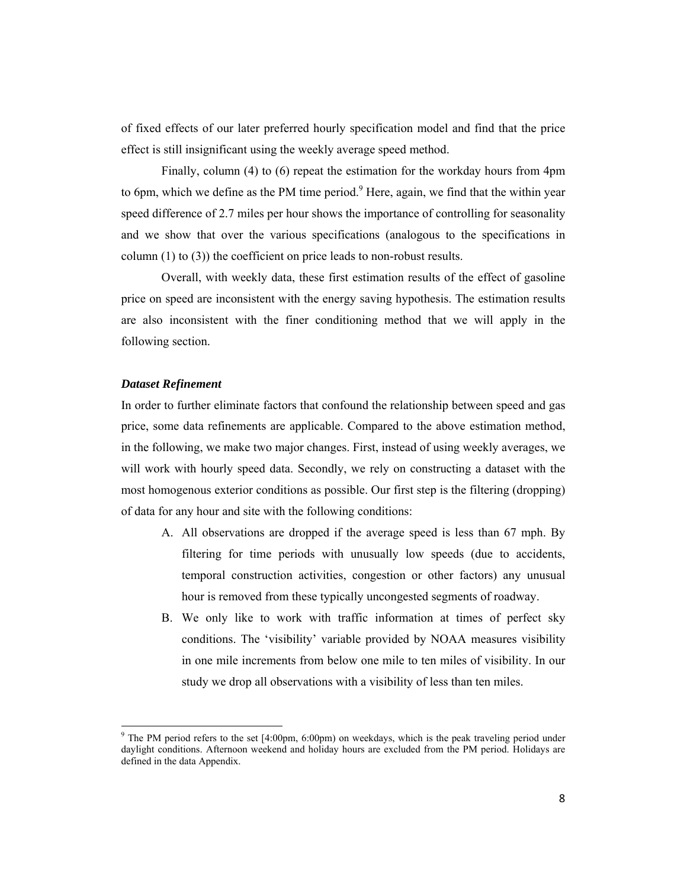of fixed effects of our later preferred hourly specification model and find that the price effect is still insignificant using the weekly average speed method.

Finally, column (4) to (6) repeat the estimation for the workday hours from 4pm to 6pm, which we define as the PM time period.[9] Here, again, we find that the within year speed difference of 2.7 miles per hour shows the importance of controlling for seasonality and we show that over the various specifications (analogous to the specifications in column (1) to (3)) the coefficient on price leads to non-robust results.

Overall, with weekly data, these first estimation results of the effect of gasoline price on speed are inconsistent with the energy saving hypothesis. The estimation results are also inconsistent with the finer conditioning method that we will apply in the following section.

***Dataset Refinement***

In order to further eliminate factors that confound the relationship between speed and gas price, some data refinements are applicable. Compared to the above estimation method, in the following, we make two major changes. First, instead of using weekly averages, we will work with hourly speed data. Secondly, we rely on constructing a dataset with the most homogenous exterior conditions as possible. Our first step is the filtering (dropping) of data for any hour and site with the following conditions:

A. All observations are dropped if the average speed is less than 67 mph. By filtering for time periods with unusually low speeds (due to accidents, temporal construction activities, congestion or other factors) any unusual hour is removed from these typically uncongested segments of roadway.

B. We only like to work with traffic information at times of perfect sky conditions. The 'visibility' variable provided by NOAA measures visibility in one mile increments from below one mile to ten miles of visibility. In our study we drop all observations with a visibility of less than ten miles.

---

[9] The PM period refers to the set [4:00pm, 6:00pm) on weekdays, which is the peak traveling period under daylight conditions. Afternoon weekend and holiday hours are excluded from the PM period. Holidays are defined in the data Appendix.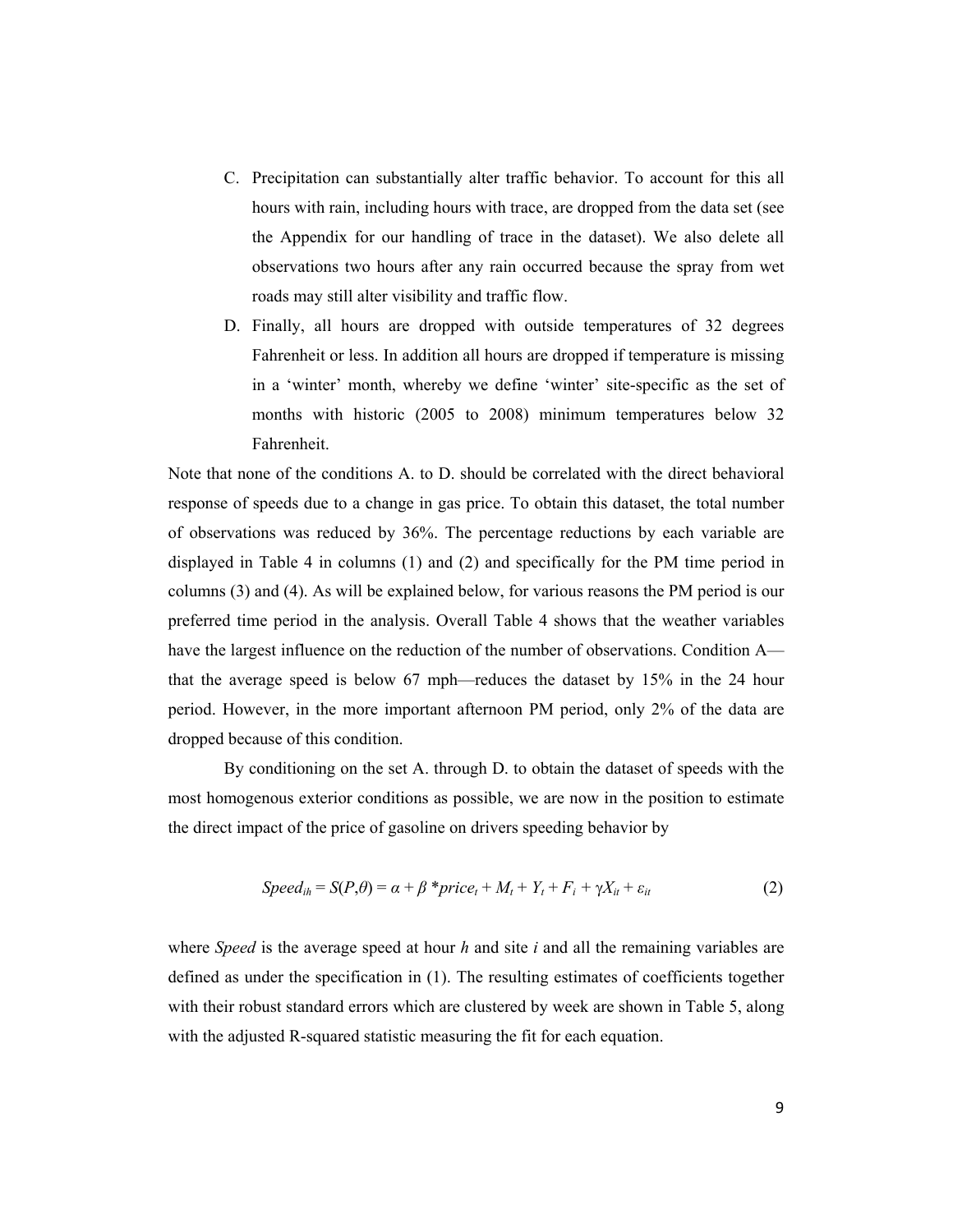C. Precipitation can substantially alter traffic behavior. To account for this all hours with rain, including hours with trace, are dropped from the data set (see the Appendix for our handling of trace in the dataset). We also delete all observations two hours after any rain occurred because the spray from wet roads may still alter visibility and traffic flow.

D. Finally, all hours are dropped with outside temperatures of 32 degrees Fahrenheit or less. In addition all hours are dropped if temperature is missing in a 'winter' month, whereby we define 'winter' site-specific as the set of months with historic (2005 to 2008) minimum temperatures below 32 Fahrenheit.

Note that none of the conditions A. to D. should be correlated with the direct behavioral response of speeds due to a change in gas price. To obtain this dataset, the total number of observations was reduced by 36%. The percentage reductions by each variable are displayed in Table 4 in columns (1) and (2) and specifically for the PM time period in columns (3) and (4). As will be explained below, for various reasons the PM period is our preferred time period in the analysis. Overall Table 4 shows that the weather variables have the largest influence on the reduction of the number of observations. Condition A—that the average speed is below 67 mph—reduces the dataset by 15% in the 24 hour period. However, in the more important afternoon PM period, only 2% of the data are dropped because of this condition.

By conditioning on the set A. through D. to obtain the dataset of speeds with the most homogenous exterior conditions as possible, we are now in the position to estimate the direct impact of the price of gasoline on drivers speeding behavior by

$$Speed_{ih} = S(P,\theta) = \alpha + \beta * price_t + M_t + Y_t + F_i + \gamma X_{it} + \varepsilon_{it} \quad (2)$$

where *Speed* is the average speed at hour $h$ and site $i$ and all the remaining variables are defined as under the specification in (1). The resulting estimates of coefficients together with their robust standard errors which are clustered by week are shown in Table 5, along with the adjusted R-squared statistic measuring the fit for each equation.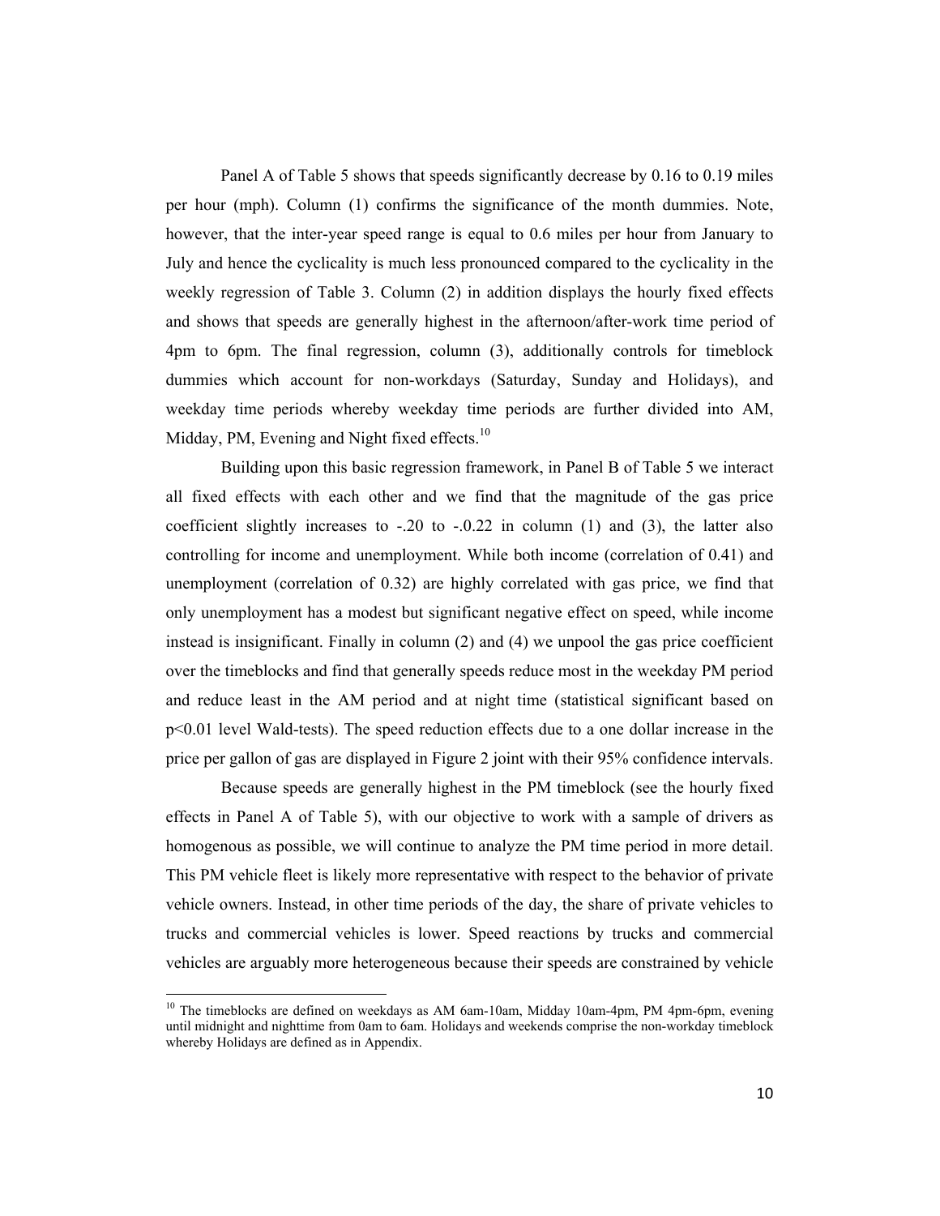Panel A of Table 5 shows that speeds significantly decrease by 0.16 to 0.19 miles per hour (mph). Column (1) confirms the significance of the month dummies. Note, however, that the inter-year speed range is equal to 0.6 miles per hour from January to July and hence the cyclicality is much less pronounced compared to the cyclicality in the weekly regression of Table 3. Column (2) in addition displays the hourly fixed effects and shows that speeds are generally highest in the afternoon/after-work time period of 4pm to 6pm. The final regression, column (3), additionally controls for timeblock dummies which account for non-workdays (Saturday, Sunday and Holidays), and weekday time periods whereby weekday time periods are further divided into AM, Midday, PM, Evening and Night fixed effects.[10]

Building upon this basic regression framework, in Panel B of Table 5 we interact all fixed effects with each other and we find that the magnitude of the gas price coefficient slightly increases to -.20 to -.0.22 in column (1) and (3), the latter also controlling for income and unemployment. While both income (correlation of 0.41) and unemployment (correlation of 0.32) are highly correlated with gas price, we find that only unemployment has a modest but significant negative effect on speed, while income instead is insignificant. Finally in column (2) and (4) we unpool the gas price coefficient over the timeblocks and find that generally speeds reduce most in the weekday PM period and reduce least in the AM period and at night time (statistical significant based on $p<0.01$ level Wald-tests). The speed reduction effects due to a one dollar increase in the price per gallon of gas are displayed in Figure 2 joint with their 95% confidence intervals.

Because speeds are generally highest in the PM timeblock (see the hourly fixed effects in Panel A of Table 5), with our objective to work with a sample of drivers as homogenous as possible, we will continue to analyze the PM time period in more detail. This PM vehicle fleet is likely more representative with respect to the behavior of private vehicle owners. Instead, in other time periods of the day, the share of private vehicles to trucks and commercial vehicles is lower. Speed reactions by trucks and commercial vehicles are arguably more heterogeneous because their speeds are constrained by vehicle

[10] The timeblocks are defined on weekdays as AM 6am-10am, Midday 10am-4pm, PM 4pm-6pm, evening until midnight and nighttime from 0am to 6am. Holidays and weekends comprise the non-workday timeblock whereby Holidays are defined as in Appendix.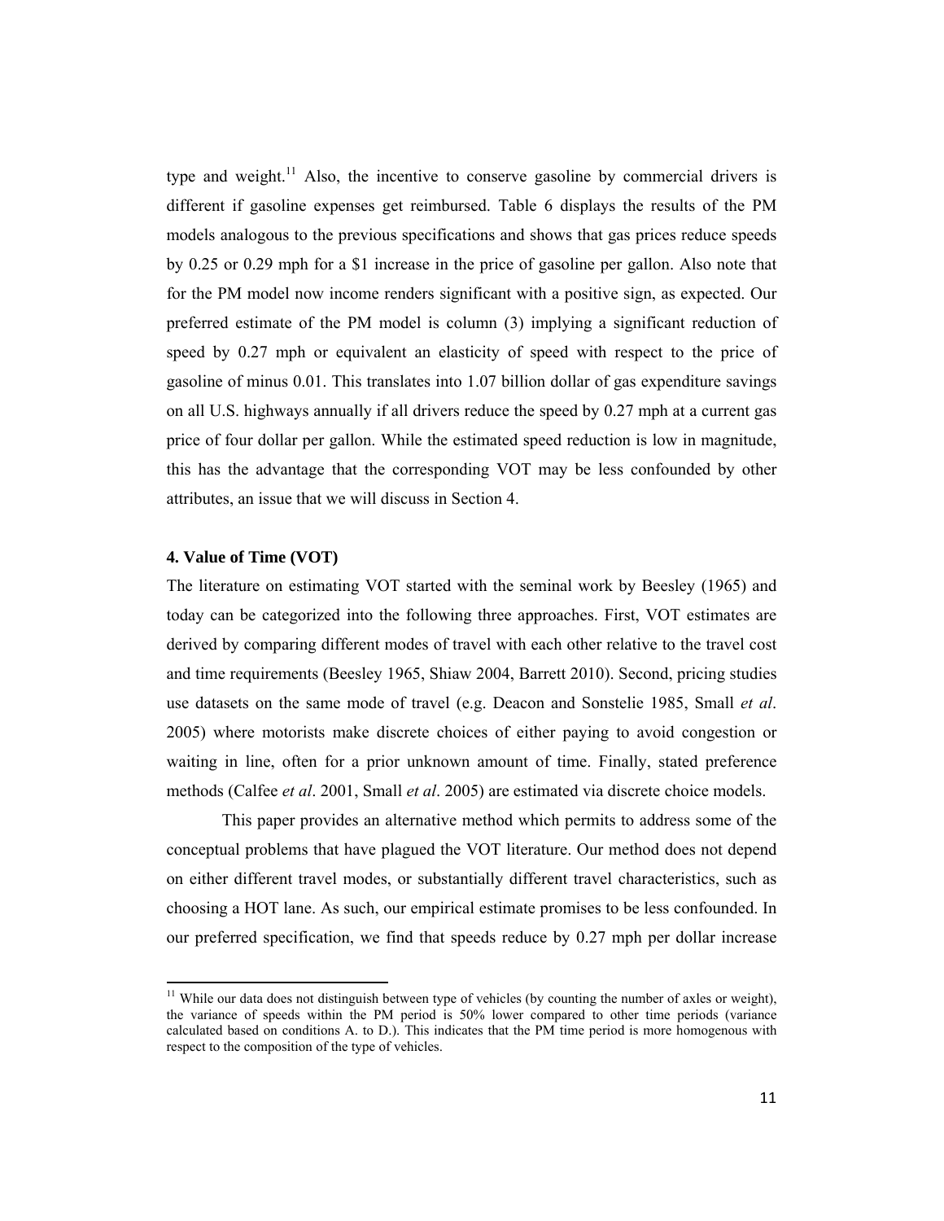type and weight.[11] Also, the incentive to conserve gasoline by commercial drivers is different if gasoline expenses get reimbursed. Table 6 displays the results of the PM models analogous to the previous specifications and shows that gas prices reduce speeds by 0.25 or 0.29 mph for a $1 increase in the price of gasoline per gallon. Also note that for the PM model now income renders significant with a positive sign, as expected. Our preferred estimate of the PM model is column (3) implying a significant reduction of speed by 0.27 mph or equivalent an elasticity of speed with respect to the price of gasoline of minus 0.01. This translates into 1.07 billion dollar of gas expenditure savings on all U.S. highways annually if all drivers reduce the speed by 0.27 mph at a current gas price of four dollar per gallon. While the estimated speed reduction is low in magnitude, this has the advantage that the corresponding VOT may be less confounded by other attributes, an issue that we will discuss in Section 4.

#### 4. Value of Time (VOT)

The literature on estimating VOT started with the seminal work by Beesley (1965) and today can be categorized into the following three approaches. First, VOT estimates are derived by comparing different modes of travel with each other relative to the travel cost and time requirements (Beesley 1965, Shiaw 2004, Barrett 2010). Second, pricing studies use datasets on the same mode of travel (e.g. Deacon and Sonstelie 1985, Small *et al*. 2005) where motorists make discrete choices of either paying to avoid congestion or waiting in line, often for a prior unknown amount of time. Finally, stated preference methods (Calfee *et al*. 2001, Small *et al*. 2005) are estimated via discrete choice models.

This paper provides an alternative method which permits to address some of the conceptual problems that have plagued the VOT literature. Our method does not depend on either different travel modes, or substantially different travel characteristics, such as choosing a HOT lane. As such, our empirical estimate promises to be less confounded. In our preferred specification, we find that speeds reduce by 0.27 mph per dollar increase

[11] While our data does not distinguish between type of vehicles (by counting the number of axles or weight), the variance of speeds within the PM period is 50% lower compared to other time periods (variance calculated based on conditions A. to D.). This indicates that the PM time period is more homogenous with respect to the composition of the type of vehicles.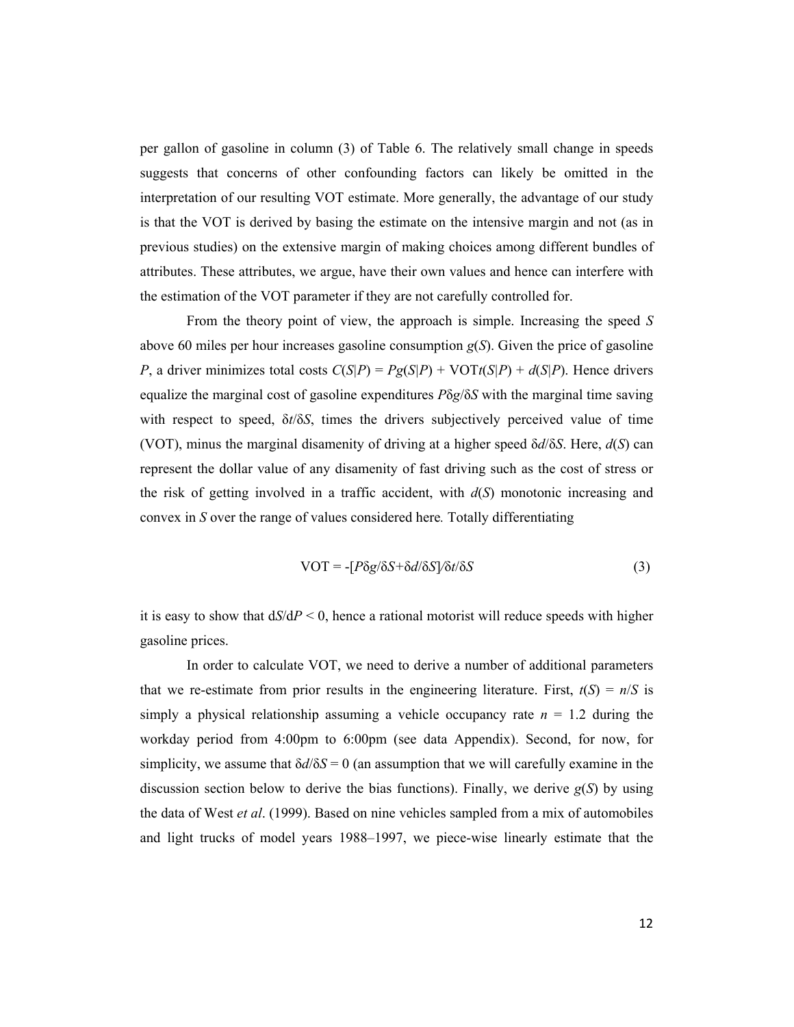per gallon of gasoline in column (3) of Table 6. The relatively small change in speeds suggests that concerns of other confounding factors can likely be omitted in the interpretation of our resulting VOT estimate. More generally, the advantage of our study is that the VOT is derived by basing the estimate on the intensive margin and not (as in previous studies) on the extensive margin of making choices among different bundles of attributes. These attributes, we argue, have their own values and hence can interfere with the estimation of the VOT parameter if they are not carefully controlled for.

From the theory point of view, the approach is simple. Increasing the speed $S$ above 60 miles per hour increases gasoline consumption $g(S)$. Given the price of gasoline $P$, a driver minimizes total costs $C(S|P) = Pg(S|P) + \text{VOT}t(S|P) + d(S|P)$. Hence drivers equalize the marginal cost of gasoline expenditures $P\delta g/\delta S$ with the marginal time saving with respect to speed, $\delta t/\delta S$, times the drivers subjectively perceived value of time (VOT), minus the marginal disamenity of driving at a higher speed $\delta d/\delta S$. Here, $d(S)$ can represent the dollar value of any disamenity of fast driving such as the cost of stress or the risk of getting involved in a traffic accident, with $d(S)$ monotonic increasing and convex in $S$ over the range of values considered here. Totally differentiating

$$\text{VOT} = -[P\delta g/\delta S + \delta d/\delta S]/\delta t/\delta S \tag{3}$$

it is easy to show that $dS/dP < 0$, hence a rational motorist will reduce speeds with higher gasoline prices.

In order to calculate VOT, we need to derive a number of additional parameters that we re-estimate from prior results in the engineering literature. First, $t(S) = n/S$ is simply a physical relationship assuming a vehicle occupancy rate $n = 1.2$ during the workday period from 4:00pm to 6:00pm (see data Appendix). Second, for now, for simplicity, we assume that $\delta d/\delta S = 0$ (an assumption that we will carefully examine in the discussion section below to derive the bias functions). Finally, we derive $g(S)$ by using the data of West *et al*. (1999). Based on nine vehicles sampled from a mix of automobiles and light trucks of model years 1988–1997, we piece-wise linearly estimate that the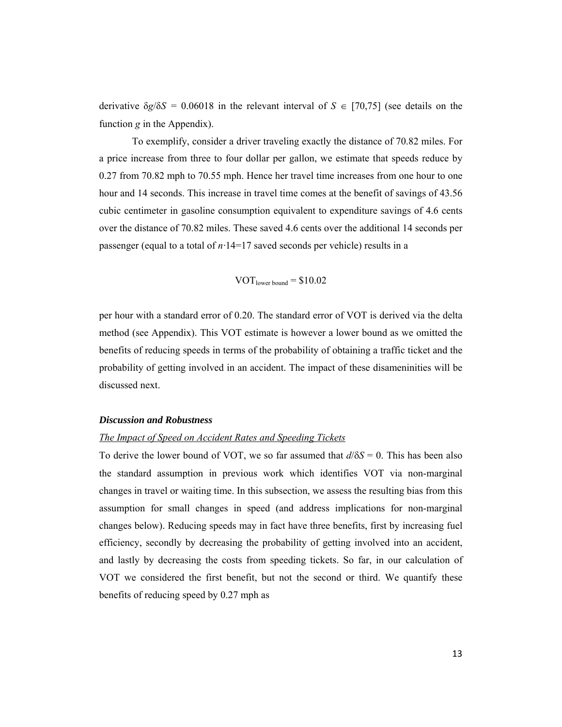derivative $\delta g/\delta S$ = 0.06018 in the relevant interval of $S \in [70,75]$ (see details on the function $g$ in the Appendix).

To exemplify, consider a driver traveling exactly the distance of 70.82 miles. For a price increase from three to four dollar per gallon, we estimate that speeds reduce by 0.27 from 70.82 mph to 70.55 mph. Hence her travel time increases from one hour to one hour and 14 seconds. This increase in travel time comes at the benefit of savings of 43.56 cubic centimeter in gasoline consumption equivalent to expenditure savings of 4.6 cents over the distance of 70.82 miles. These saved 4.6 cents over the additional 14 seconds per passenger (equal to a total of $n$·14=17 saved seconds per vehicle) results in a

$$\text{VOT}_{\text{lower bound}} = \$10.02$$

per hour with a standard error of 0.20. The standard error of VOT is derived via the delta method (see Appendix). This VOT estimate is however a lower bound as we omitted the benefits of reducing speeds in terms of the probability of obtaining a traffic ticket and the probability of getting involved in an accident. The impact of these disameninities will be discussed next.

### ***Discussion and Robustness***

*The Impact of Speed on Accident Rates and Speeding Tickets*

To derive the lower bound of VOT, we so far assumed that $d/\delta S = 0$. This has been also the standard assumption in previous work which identifies VOT via non-marginal changes in travel or waiting time. In this subsection, we assess the resulting bias from this assumption for small changes in speed (and address implications for non-marginal changes below). Reducing speeds may in fact have three benefits, first by increasing fuel efficiency, secondly by decreasing the probability of getting involved into an accident, and lastly by decreasing the costs from speeding tickets. So far, in our calculation of VOT we considered the first benefit, but not the second or third. We quantify these benefits of reducing speed by 0.27 mph as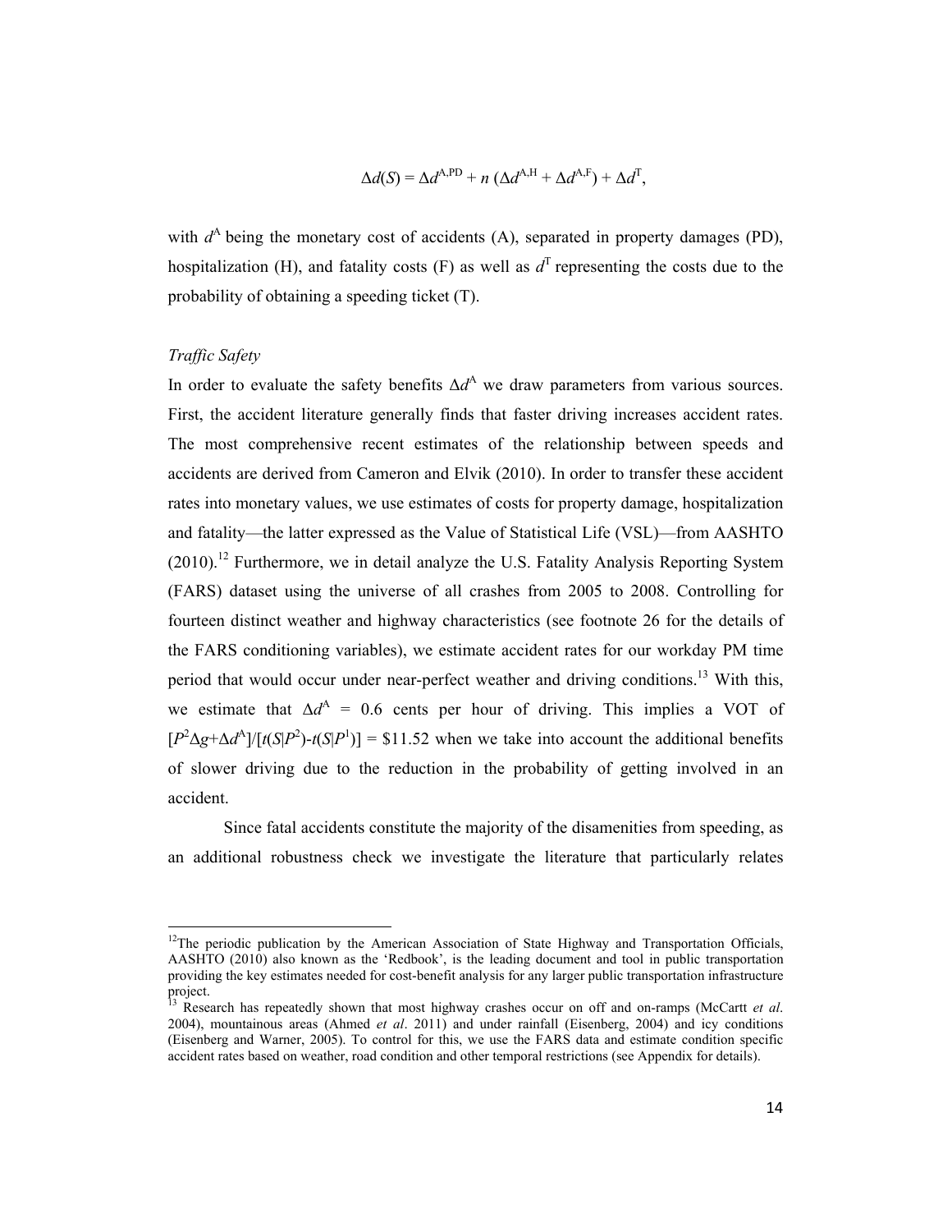$$\Delta d(S) = \Delta d^{A,PD} + n\,(\Delta d^{A,H} + \Delta d^{A,F}) + \Delta d^{T},$$

with $d^A$ being the monetary cost of accidents (A), separated in property damages (PD), hospitalization (H), and fatality costs (F) as well as $d^T$ representing the costs due to the probability of obtaining a speeding ticket (T).

*Traffic Safety*

In order to evaluate the safety benefits $\Delta d^A$ we draw parameters from various sources. First, the accident literature generally finds that faster driving increases accident rates. The most comprehensive recent estimates of the relationship between speeds and accidents are derived from Cameron and Elvik (2010). In order to transfer these accident rates into monetary values, we use estimates of costs for property damage, hospitalization and fatality—the latter expressed as the Value of Statistical Life (VSL)—from AASHTO (2010).[12] Furthermore, we in detail analyze the U.S. Fatality Analysis Reporting System (FARS) dataset using the universe of all crashes from 2005 to 2008. Controlling for fourteen distinct weather and highway characteristics (see footnote 26 for the details of the FARS conditioning variables), we estimate accident rates for our workday PM time period that would occur under near-perfect weather and driving conditions.[13] With this, we estimate that $\Delta d^A$ = 0.6 cents per hour of driving. This implies a VOT of $[P^2\Delta g+\Delta d^A]/[t(S|P^2)-t(S|P^1)]$ = \$11.52 when we take into account the additional benefits of slower driving due to the reduction in the probability of getting involved in an accident.

Since fatal accidents constitute the majority of the disamenities from speeding, as an additional robustness check we investigate the literature that particularly relates

[12] The periodic publication by the American Association of State Highway and Transportation Officials, AASHTO (2010) also known as the 'Redbook', is the leading document and tool in public transportation providing the key estimates needed for cost-benefit analysis for any larger public transportation infrastructure project.

[13] Research has repeatedly shown that most highway crashes occur on off and on-ramps (McCartt *et al*. 2004), mountainous areas (Ahmed *et al*. 2011) and under rainfall (Eisenberg, 2004) and icy conditions (Eisenberg and Warner, 2005). To control for this, we use the FARS data and estimate condition specific accident rates based on weather, road condition and other temporal restrictions (see Appendix for details).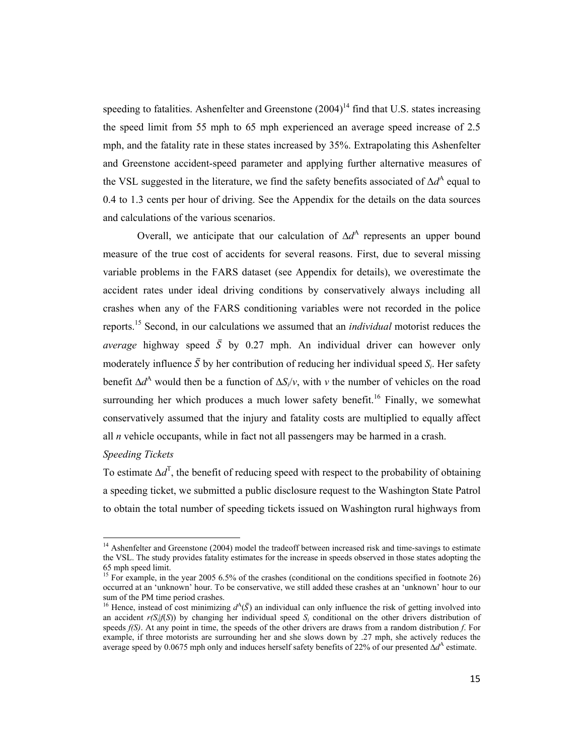speeding to fatalities. Ashenfelter and Greenstone (2004)[14] find that U.S. states increasing the speed limit from 55 mph to 65 mph experienced an average speed increase of 2.5 mph, and the fatality rate in these states increased by 35%. Extrapolating this Ashenfelter and Greenstone accident-speed parameter and applying further alternative measures of the VSL suggested in the literature, we find the safety benefits associated of $\Delta d^A$ equal to 0.4 to 1.3 cents per hour of driving. See the Appendix for the details on the data sources and calculations of the various scenarios.

Overall, we anticipate that our calculation of $\Delta d^A$ represents an upper bound measure of the true cost of accidents for several reasons. First, due to several missing variable problems in the FARS dataset (see Appendix for details), we overestimate the accident rates under ideal driving conditions by conservatively always including all crashes when any of the FARS conditioning variables were not recorded in the police reports.[15] Second, in our calculations we assumed that an *individual* motorist reduces the *average* highway speed $\bar{S}$ by 0.27 mph. An individual driver can however only moderately influence $\bar{S}$ by her contribution of reducing her individual speed $S_i$. Her safety benefit $\Delta d^A$ would then be a function of $\Delta S_i/v$, with $v$ the number of vehicles on the road surrounding her which produces a much lower safety benefit.[16] Finally, we somewhat conservatively assumed that the injury and fatality costs are multiplied to equally affect all $n$ vehicle occupants, while in fact not all passengers may be harmed in a crash.

*Speeding Tickets*

To estimate $\Delta d^T$, the benefit of reducing speed with respect to the probability of obtaining a speeding ticket, we submitted a public disclosure request to the Washington State Patrol to obtain the total number of speeding tickets issued on Washington rural highways from

---

[14] Ashenfelter and Greenstone (2004) model the tradeoff between increased risk and time-savings to estimate the VSL. The study provides fatality estimates for the increase in speeds observed in those states adopting the 65 mph speed limit.

[15] For example, in the year 2005 6.5% of the crashes (conditional on the conditions specified in footnote 26) occurred at an 'unknown' hour. To be conservative, we still added these crashes at an 'unknown' hour to our sum of the PM time period crashes.

[16] Hence, instead of cost minimizing $d^A(\bar{S})$ an individual can only influence the risk of getting involved into an accident $r(S_i|f(S))$ by changing her individual speed $S_i$ conditional on the other drivers distribution of speeds $f(S)$. At any point in time, the speeds of the other drivers are draws from a random distribution $f$. For example, if three motorists are surrounding her and she slows down by .27 mph, she actively reduces the average speed by 0.0675 mph only and induces herself safety benefits of 22% of our presented $\Delta d^A$ estimate.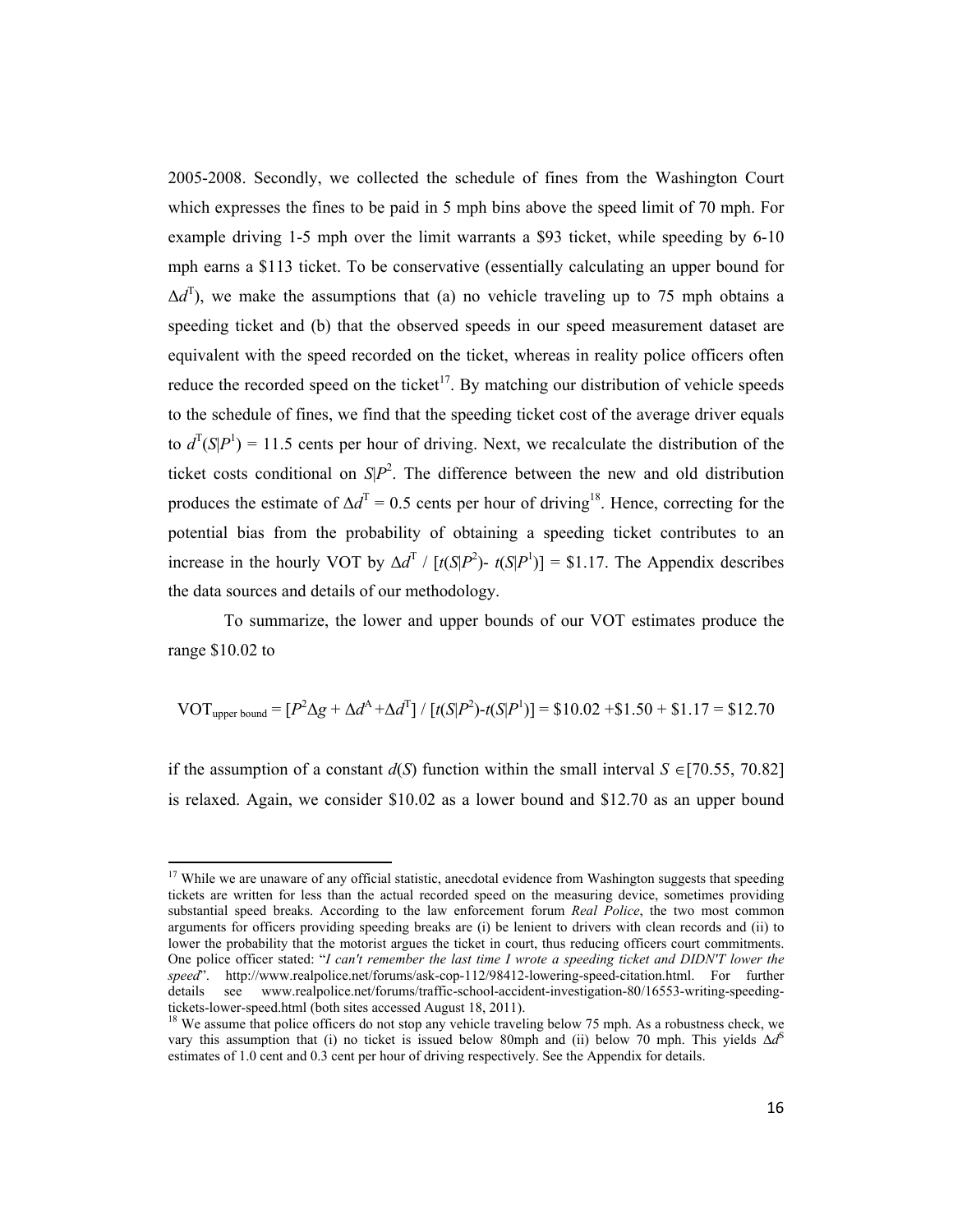2005-2008. Secondly, we collected the schedule of fines from the Washington Court which expresses the fines to be paid in 5 mph bins above the speed limit of 70 mph. For example driving 1-5 mph over the limit warrants a \$93 ticket, while speeding by 6-10 mph earns a \$113 ticket. To be conservative (essentially calculating an upper bound for $\Delta d^{T}$), we make the assumptions that (a) no vehicle traveling up to 75 mph obtains a speeding ticket and (b) that the observed speeds in our speed measurement dataset are equivalent with the speed recorded on the ticket, whereas in reality police officers often reduce the recorded speed on the ticket[17]. By matching our distribution of vehicle speeds to the schedule of fines, we find that the speeding ticket cost of the average driver equals to $d^{T}(S|P^{1})$ = 11.5 cents per hour of driving. Next, we recalculate the distribution of the ticket costs conditional on $S|P^{2}$. The difference between the new and old distribution produces the estimate of $\Delta d^{T}$ = 0.5 cents per hour of driving[18]. Hence, correcting for the potential bias from the probability of obtaining a speeding ticket contributes to an increase in the hourly VOT by $\Delta d^{T} / [t(S|P^{2}) - t(S|P^{1})]$ = \$1.17. The Appendix describes the data sources and details of our methodology.

To summarize, the lower and upper bounds of our VOT estimates produce the range \$10.02 to

$$\text{VOT}_{\text{upper bound}} = [P^{2}\Delta g + \Delta d^{A} + \Delta d^{T}] / [t(S|P^{2}) - t(S|P^{1})] = \$10.02 + \$1.50 + \$1.17 = \$12.70$$

if the assumption of a constant $d(S)$ function within the small interval $S \in [70.55, 70.82]$ is relaxed. Again, we consider \$10.02 as a lower bound and \$12.70 as an upper bound

[17] While we are unaware of any official statistic, anecdotal evidence from Washington suggests that speeding tickets are written for less than the actual recorded speed on the measuring device, sometimes providing substantial speed breaks. According to the law enforcement forum *Real Police*, the two most common arguments for officers providing speeding breaks are (i) be lenient to drivers with clean records and (ii) to lower the probability that the motorist argues the ticket in court, thus reducing officers court commitments. One police officer stated: "*I can't remember the last time I wrote a speeding ticket and DIDN'T lower the speed*". http://www.realpolice.net/forums/ask-cop-112/98412-lowering-speed-citation.html. For further details see www.realpolice.net/forums/traffic-school-accident-investigation-80/16553-writing-speeding-tickets-lower-speed.html (both sites accessed August 18, 2011).

[18] We assume that police officers do not stop any vehicle traveling below 75 mph. As a robustness check, we vary this assumption that (i) no ticket is issued below 80mph and (ii) below 70 mph. This yields $\Delta d^{S}$ estimates of 1.0 cent and 0.3 cent per hour of driving respectively. See the Appendix for details.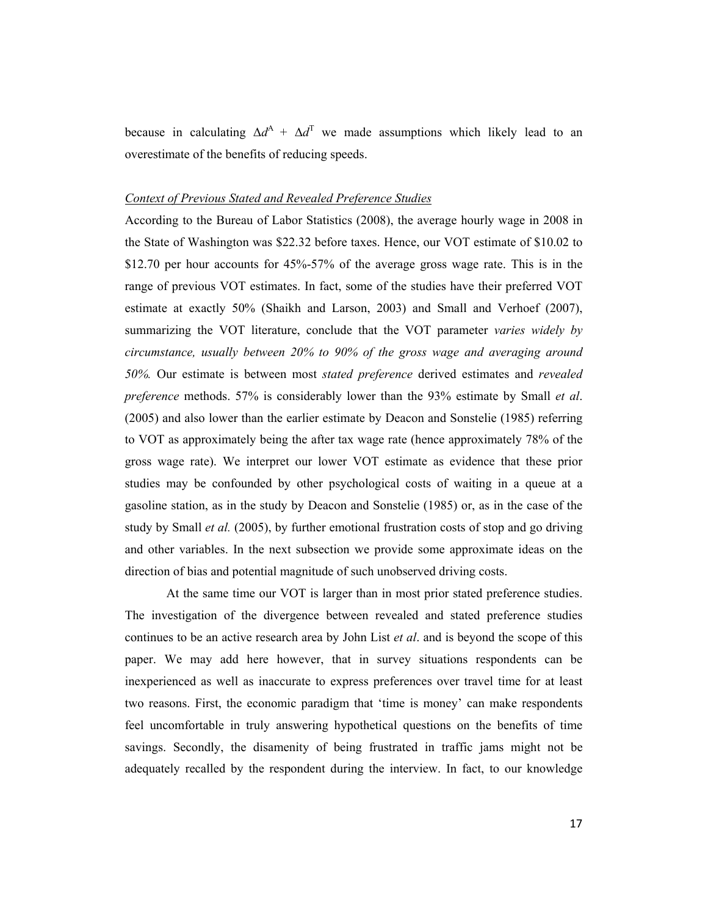because in calculating $\Delta d^A + \Delta d^T$ we made assumptions which likely lead to an overestimate of the benefits of reducing speeds.

*Context of Previous Stated and Revealed Preference Studies*

According to the Bureau of Labor Statistics (2008), the average hourly wage in 2008 in the State of Washington was $22.32 before taxes. Hence, our VOT estimate of $10.02 to $12.70 per hour accounts for 45%-57% of the average gross wage rate. This is in the range of previous VOT estimates. In fact, some of the studies have their preferred VOT estimate at exactly 50% (Shaikh and Larson, 2003) and Small and Verhoef (2007), summarizing the VOT literature, conclude that the VOT parameter *varies widely by circumstance, usually between 20% to 90% of the gross wage and averaging around 50%.* Our estimate is between most *stated preference* derived estimates and *revealed preference* methods. 57% is considerably lower than the 93% estimate by Small *et al*. (2005) and also lower than the earlier estimate by Deacon and Sonstelie (1985) referring to VOT as approximately being the after tax wage rate (hence approximately 78% of the gross wage rate). We interpret our lower VOT estimate as evidence that these prior studies may be confounded by other psychological costs of waiting in a queue at a gasoline station, as in the study by Deacon and Sonstelie (1985) or, as in the case of the study by Small *et al.* (2005), by further emotional frustration costs of stop and go driving and other variables. In the next subsection we provide some approximate ideas on the direction of bias and potential magnitude of such unobserved driving costs.

At the same time our VOT is larger than in most prior stated preference studies. The investigation of the divergence between revealed and stated preference studies continues to be an active research area by John List *et al*. and is beyond the scope of this paper. We may add here however, that in survey situations respondents can be inexperienced as well as inaccurate to express preferences over travel time for at least two reasons. First, the economic paradigm that 'time is money' can make respondents feel uncomfortable in truly answering hypothetical questions on the benefits of time savings. Secondly, the disamenity of being frustrated in traffic jams might not be adequately recalled by the respondent during the interview. In fact, to our knowledge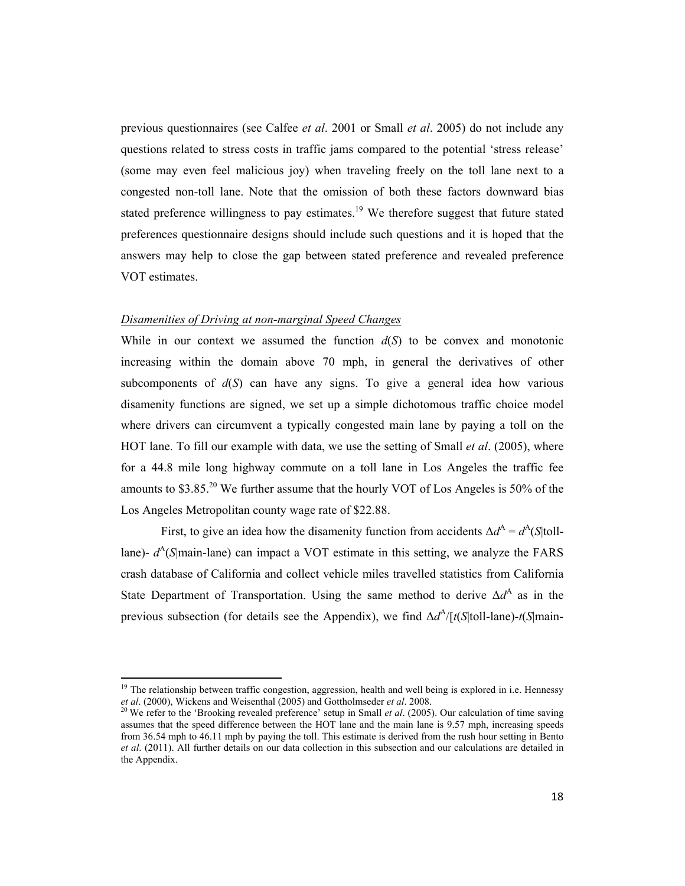previous questionnaires (see Calfee *et al*. 2001 or Small *et al*. 2005) do not include any questions related to stress costs in traffic jams compared to the potential 'stress release' (some may even feel malicious joy) when traveling freely on the toll lane next to a congested non-toll lane. Note that the omission of both these factors downward bias stated preference willingness to pay estimates.[19] We therefore suggest that future stated preferences questionnaire designs should include such questions and it is hoped that the answers may help to close the gap between stated preference and revealed preference VOT estimates.

*Disamenities of Driving at non-marginal Speed Changes*

While in our context we assumed the function $d(S)$ to be convex and monotonic increasing within the domain above 70 mph, in general the derivatives of other subcomponents of $d(S)$ can have any signs. To give a general idea how various disamenity functions are signed, we set up a simple dichotomous traffic choice model where drivers can circumvent a typically congested main lane by paying a toll on the HOT lane. To fill our example with data, we use the setting of Small *et al*. (2005), where for a 44.8 mile long highway commute on a toll lane in Los Angeles the traffic fee amounts to \$3.85.[20] We further assume that the hourly VOT of Los Angeles is 50% of the Los Angeles Metropolitan county wage rate of \$22.88.

First, to give an idea how the disamenity function from accidents $\Delta d^A = d^A(S|\text{toll-lane}) - d^A(S|\text{main-lane})$ can impact a VOT estimate in this setting, we analyze the FARS crash database of California and collect vehicle miles travelled statistics from California State Department of Transportation. Using the same method to derive $\Delta d^A$ as in the previous subsection (for details see the Appendix), we find $\Delta d^A/[t(S|\text{toll-lane})-t(S|\text{main-}$

[19] The relationship between traffic congestion, aggression, health and well being is explored in i.e. Hennessy *et al*. (2000), Wickens and Weisenthal (2005) and Gottholmseder *et al*. 2008.

[20] We refer to the 'Brooking revealed preference' setup in Small *et al*. (2005). Our calculation of time saving assumes that the speed difference between the HOT lane and the main lane is 9.57 mph, increasing speeds from 36.54 mph to 46.11 mph by paying the toll. This estimate is derived from the rush hour setting in Bento *et al*. (2011). All further details on our data collection in this subsection and our calculations are detailed in the Appendix.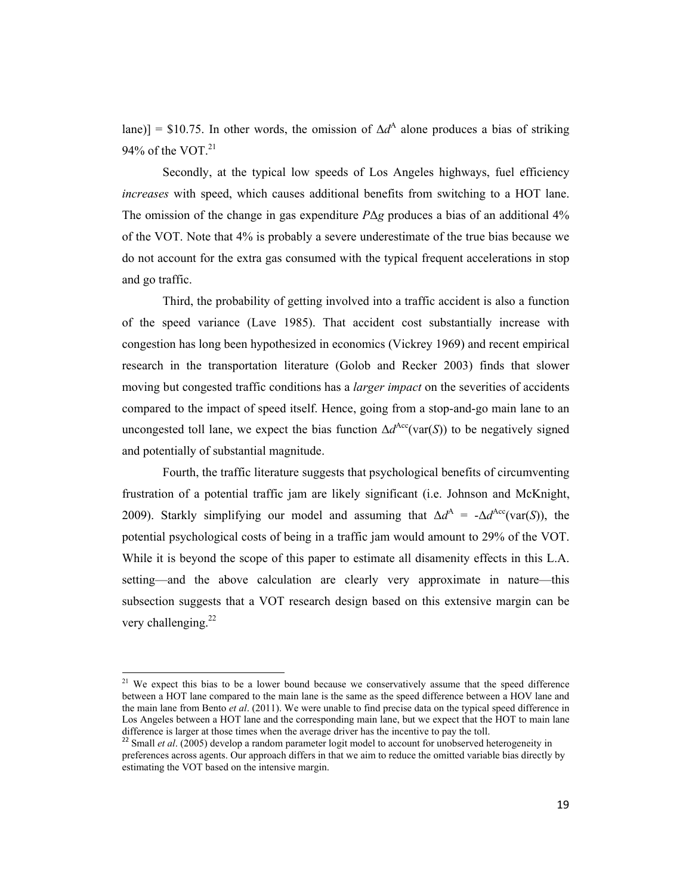lane)] = \$10.75. In other words, the omission of $\Delta d^{A}$ alone produces a bias of striking 94% of the VOT.[21]

Secondly, at the typical low speeds of Los Angeles highways, fuel efficiency *increases* with speed, which causes additional benefits from switching to a HOT lane. The omission of the change in gas expenditure $P\Delta g$ produces a bias of an additional 4% of the VOT. Note that 4% is probably a severe underestimate of the true bias because we do not account for the extra gas consumed with the typical frequent accelerations in stop and go traffic.

Third, the probability of getting involved into a traffic accident is also a function of the speed variance (Lave 1985). That accident cost substantially increase with congestion has long been hypothesized in economics (Vickrey 1969) and recent empirical research in the transportation literature (Golob and Recker 2003) finds that slower moving but congested traffic conditions has a *larger impact* on the severities of accidents compared to the impact of speed itself. Hence, going from a stop-and-go main lane to an uncongested toll lane, we expect the bias function $\Delta d^{Acc}(\text{var}(S))$ to be negatively signed and potentially of substantial magnitude.

Fourth, the traffic literature suggests that psychological benefits of circumventing frustration of a potential traffic jam are likely significant (i.e. Johnson and McKnight, 2009). Starkly simplifying our model and assuming that $\Delta d^{A} = -\Delta d^{Acc}(\text{var}(S))$, the potential psychological costs of being in a traffic jam would amount to 29% of the VOT. While it is beyond the scope of this paper to estimate all disamenity effects in this L.A. setting—and the above calculation are clearly very approximate in nature—this subsection suggests that a VOT research design based on this extensive margin can be very challenging.[22]

---

[21] We expect this bias to be a lower bound because we conservatively assume that the speed difference between a HOT lane compared to the main lane is the same as the speed difference between a HOV lane and the main lane from Bento *et al*. (2011). We were unable to find precise data on the typical speed difference in Los Angeles between a HOT lane and the corresponding main lane, but we expect that the HOT to main lane difference is larger at those times when the average driver has the incentive to pay the toll.

[22] Small *et al*. (2005) develop a random parameter logit model to account for unobserved heterogeneity in preferences across agents. Our approach differs in that we aim to reduce the omitted variable bias directly by estimating the VOT based on the intensive margin.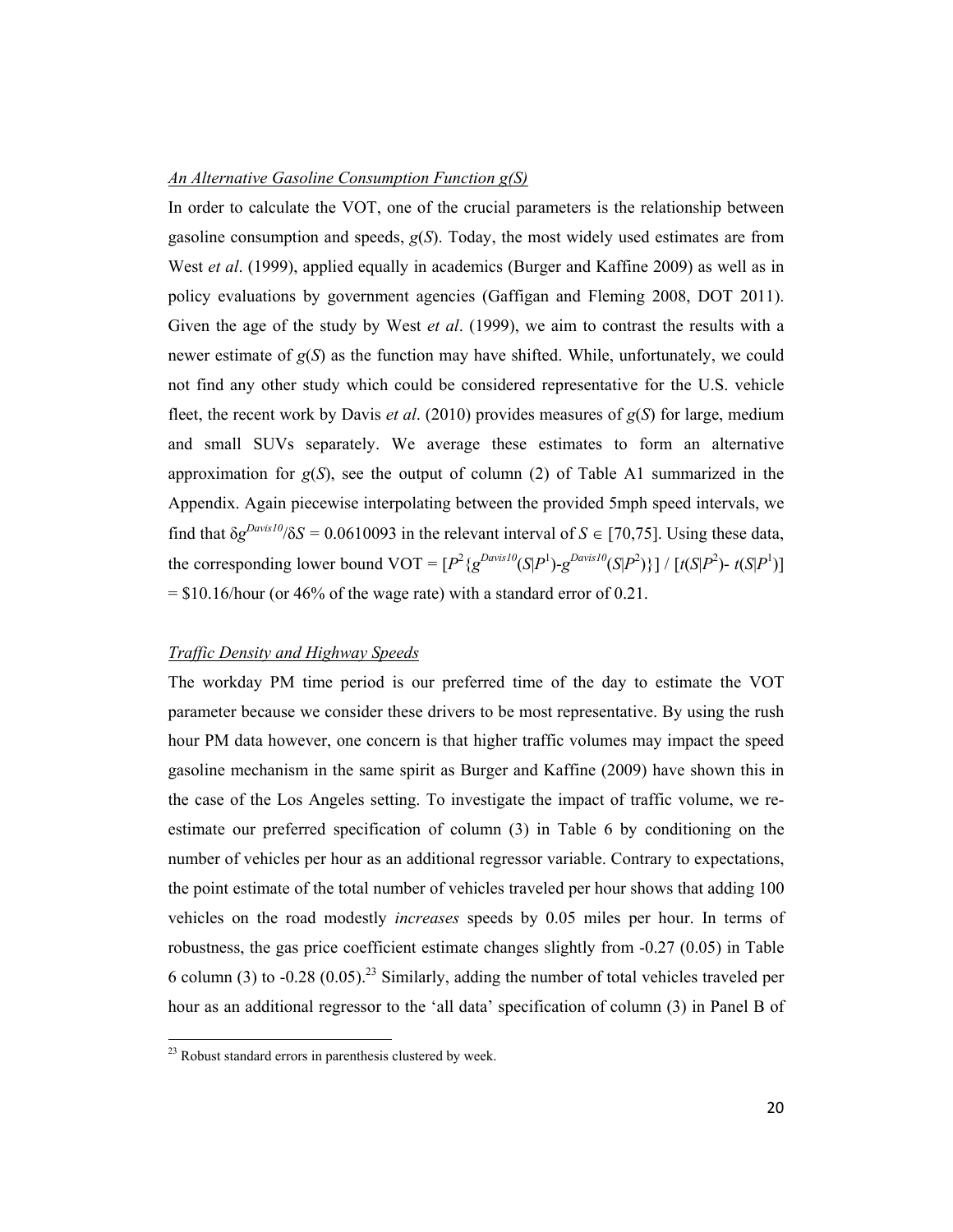*An Alternative Gasoline Consumption Function g(S)*

In order to calculate the VOT, one of the crucial parameters is the relationship between gasoline consumption and speeds, $g(S)$. Today, the most widely used estimates are from West *et al*. (1999), applied equally in academics (Burger and Kaffine 2009) as well as in policy evaluations by government agencies (Gaffigan and Fleming 2008, DOT 2011). Given the age of the study by West *et al*. (1999), we aim to contrast the results with a newer estimate of $g(S)$ as the function may have shifted. While, unfortunately, we could not find any other study which could be considered representative for the U.S. vehicle fleet, the recent work by Davis *et al*. (2010) provides measures of $g(S)$ for large, medium and small SUVs separately. We average these estimates to form an alternative approximation for $g(S)$, see the output of column (2) of Table A1 summarized in the Appendix. Again piecewise interpolating between the provided 5mph speed intervals, we find that $\delta g^{Davis10}/\delta S = 0.0610093$ in the relevant interval of $S \in [70,75]$. Using these data, the corresponding lower bound VOT = $[P^2\{g^{Davis10}(S|P^1)\text{-}g^{Davis10}(S|P^2)\}] \, / \, [t(S|P^2)\text{-}\, t(S|P^1)]$ = \$10.16/hour (or 46% of the wage rate) with a standard error of 0.21.

*Traffic Density and Highway Speeds*

The workday PM time period is our preferred time of the day to estimate the VOT parameter because we consider these drivers to be most representative. By using the rush hour PM data however, one concern is that higher traffic volumes may impact the speed gasoline mechanism in the same spirit as Burger and Kaffine (2009) have shown this in the case of the Los Angeles setting. To investigate the impact of traffic volume, we re-estimate our preferred specification of column (3) in Table 6 by conditioning on the number of vehicles per hour as an additional regressor variable. Contrary to expectations, the point estimate of the total number of vehicles traveled per hour shows that adding 100 vehicles on the road modestly *increases* speeds by 0.05 miles per hour. In terms of robustness, the gas price coefficient estimate changes slightly from -0.27 (0.05) in Table 6 column (3) to -0.28 (0.05).[23] Similarly, adding the number of total vehicles traveled per hour as an additional regressor to the 'all data' specification of column (3) in Panel B of

[23] Robust standard errors in parenthesis clustered by week.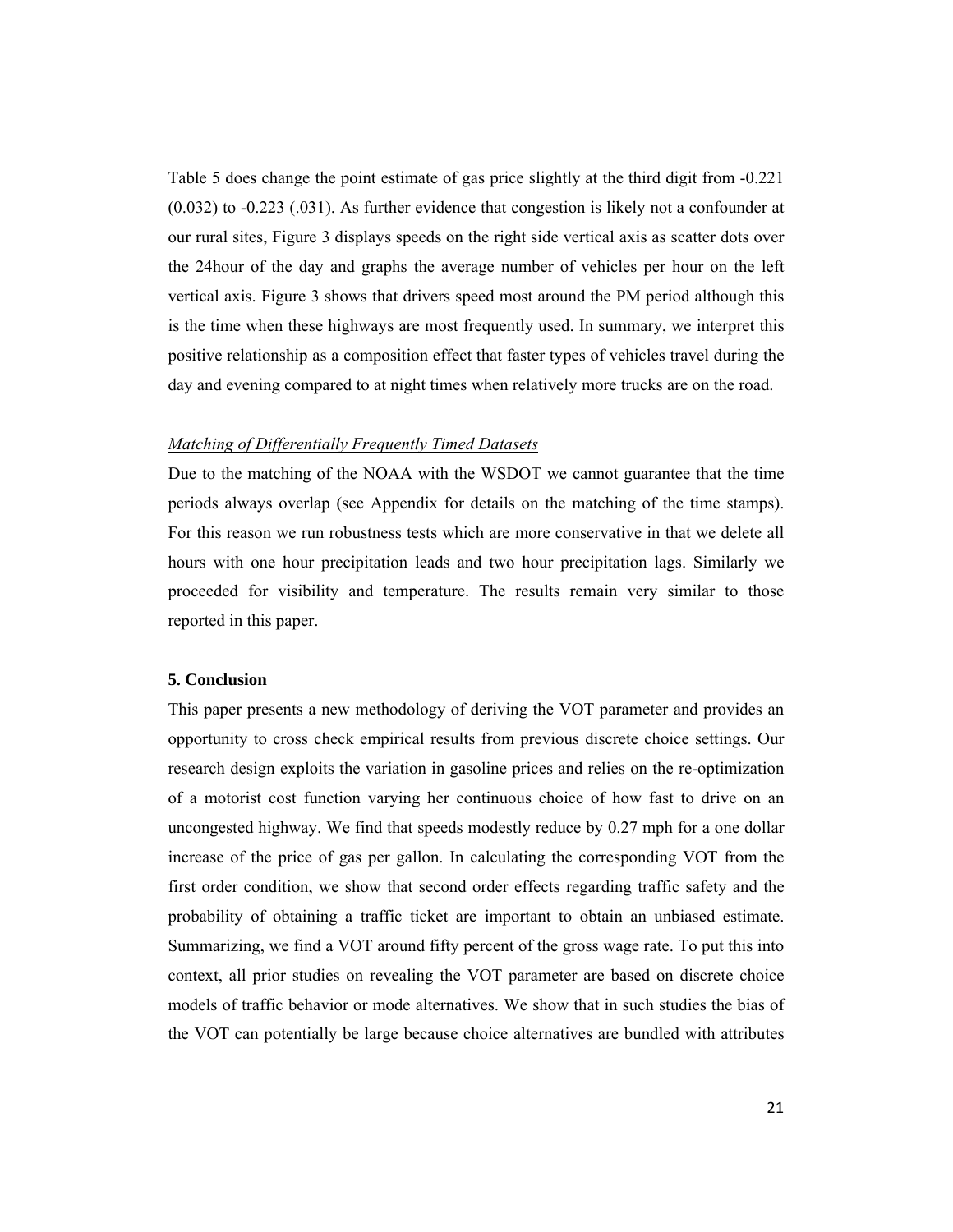Table 5 does change the point estimate of gas price slightly at the third digit from -0.221 (0.032) to -0.223 (.031). As further evidence that congestion is likely not a confounder at our rural sites, Figure 3 displays speeds on the right side vertical axis as scatter dots over the 24hour of the day and graphs the average number of vehicles per hour on the left vertical axis. Figure 3 shows that drivers speed most around the PM period although this is the time when these highways are most frequently used. In summary, we interpret this positive relationship as a composition effect that faster types of vehicles travel during the day and evening compared to at night times when relatively more trucks are on the road.

*Matching of Differentially Frequently Timed Datasets*

Due to the matching of the NOAA with the WSDOT we cannot guarantee that the time periods always overlap (see Appendix for details on the matching of the time stamps). For this reason we run robustness tests which are more conservative in that we delete all hours with one hour precipitation leads and two hour precipitation lags. Similarly we proceeded for visibility and temperature. The results remain very similar to those reported in this paper.

## 5. Conclusion

This paper presents a new methodology of deriving the VOT parameter and provides an opportunity to cross check empirical results from previous discrete choice settings. Our research design exploits the variation in gasoline prices and relies on the re-optimization of a motorist cost function varying her continuous choice of how fast to drive on an uncongested highway. We find that speeds modestly reduce by 0.27 mph for a one dollar increase of the price of gas per gallon. In calculating the corresponding VOT from the first order condition, we show that second order effects regarding traffic safety and the probability of obtaining a traffic ticket are important to obtain an unbiased estimate. Summarizing, we find a VOT around fifty percent of the gross wage rate. To put this into context, all prior studies on revealing the VOT parameter are based on discrete choice models of traffic behavior or mode alternatives. We show that in such studies the bias of the VOT can potentially be large because choice alternatives are bundled with attributes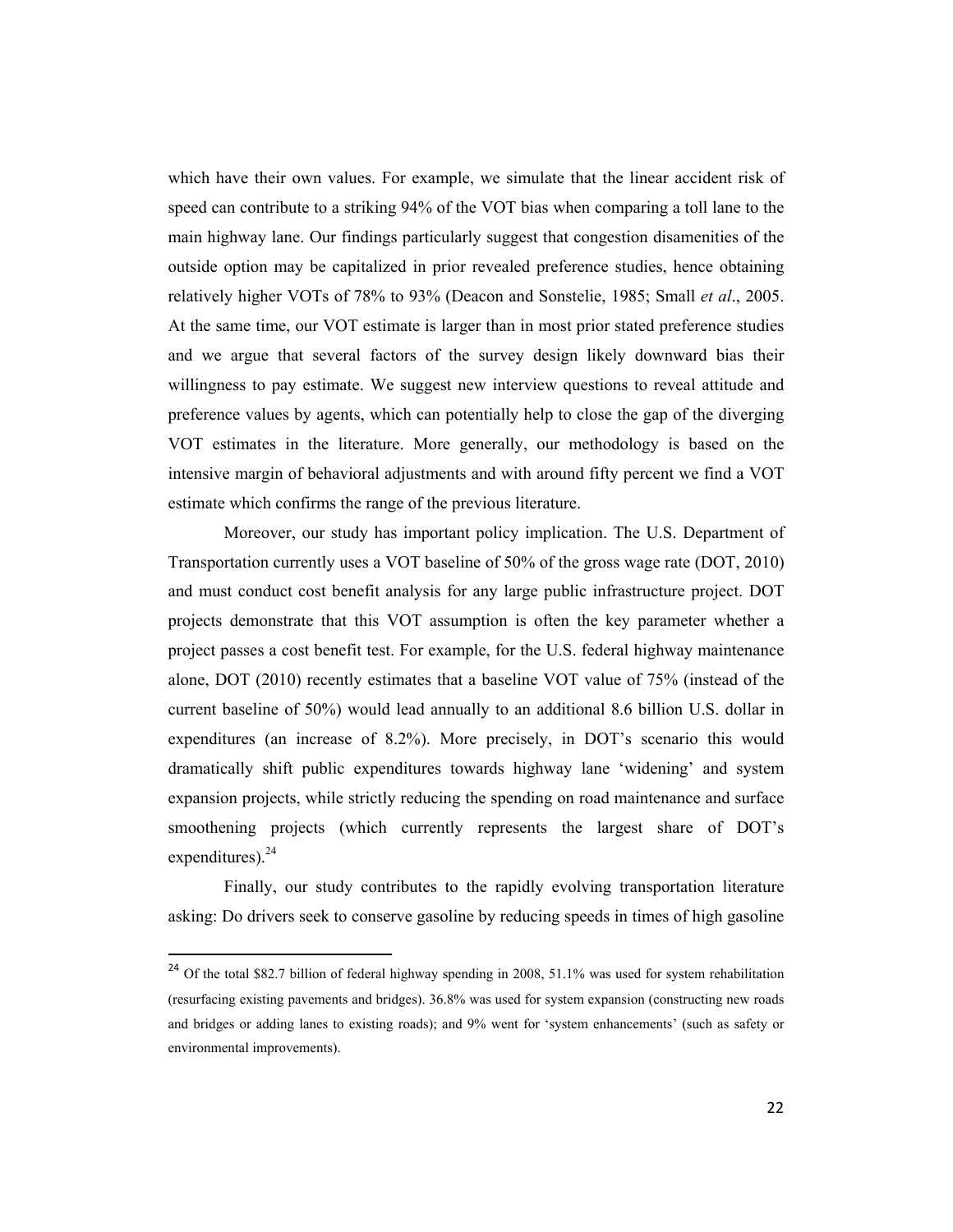which have their own values. For example, we simulate that the linear accident risk of speed can contribute to a striking 94% of the VOT bias when comparing a toll lane to the main highway lane. Our findings particularly suggest that congestion disamenities of the outside option may be capitalized in prior revealed preference studies, hence obtaining relatively higher VOTs of 78% to 93% (Deacon and Sonstelie, 1985; Small *et al*., 2005. At the same time, our VOT estimate is larger than in most prior stated preference studies and we argue that several factors of the survey design likely downward bias their willingness to pay estimate. We suggest new interview questions to reveal attitude and preference values by agents, which can potentially help to close the gap of the diverging VOT estimates in the literature. More generally, our methodology is based on the intensive margin of behavioral adjustments and with around fifty percent we find a VOT estimate which confirms the range of the previous literature.

Moreover, our study has important policy implication. The U.S. Department of Transportation currently uses a VOT baseline of 50% of the gross wage rate (DOT, 2010) and must conduct cost benefit analysis for any large public infrastructure project. DOT projects demonstrate that this VOT assumption is often the key parameter whether a project passes a cost benefit test. For example, for the U.S. federal highway maintenance alone, DOT (2010) recently estimates that a baseline VOT value of 75% (instead of the current baseline of 50%) would lead annually to an additional 8.6 billion U.S. dollar in expenditures (an increase of 8.2%). More precisely, in DOT's scenario this would dramatically shift public expenditures towards highway lane 'widening' and system expansion projects, while strictly reducing the spending on road maintenance and surface smoothening projects (which currently represents the largest share of DOT's expenditures).[24]

Finally, our study contributes to the rapidly evolving transportation literature asking: Do drivers seek to conserve gasoline by reducing speeds in times of high gasoline

[24] Of the total $82.7 billion of federal highway spending in 2008, 51.1% was used for system rehabilitation (resurfacing existing pavements and bridges). 36.8% was used for system expansion (constructing new roads and bridges or adding lanes to existing roads); and 9% went for 'system enhancements' (such as safety or environmental improvements).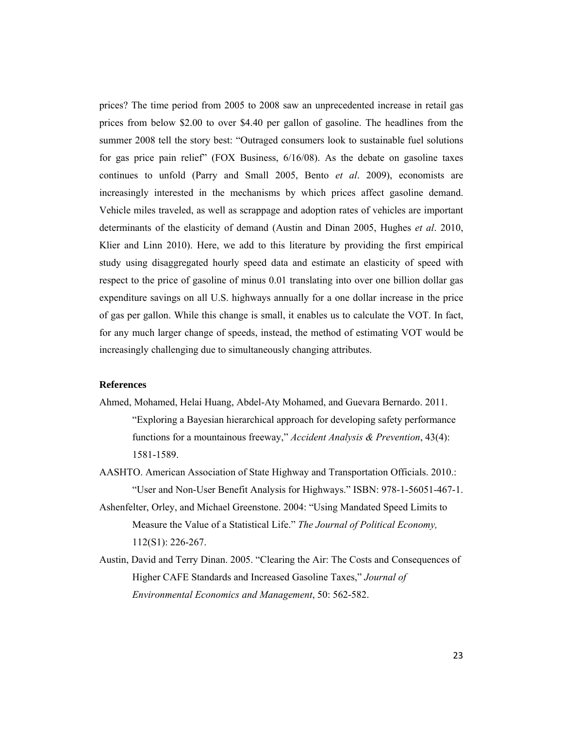prices? The time period from 2005 to 2008 saw an unprecedented increase in retail gas prices from below \$2.00 to over \$4.40 per gallon of gasoline. The headlines from the summer 2008 tell the story best: "Outraged consumers look to sustainable fuel solutions for gas price pain relief" (FOX Business, 6/16/08). As the debate on gasoline taxes continues to unfold (Parry and Small 2005, Bento *et al*. 2009), economists are increasingly interested in the mechanisms by which prices affect gasoline demand. Vehicle miles traveled, as well as scrappage and adoption rates of vehicles are important determinants of the elasticity of demand (Austin and Dinan 2005, Hughes *et al*. 2010, Klier and Linn 2010). Here, we add to this literature by providing the first empirical study using disaggregated hourly speed data and estimate an elasticity of speed with respect to the price of gasoline of minus 0.01 translating into over one billion dollar gas expenditure savings on all U.S. highways annually for a one dollar increase in the price of gas per gallon. While this change is small, it enables us to calculate the VOT. In fact, for any much larger change of speeds, instead, the method of estimating VOT would be increasingly challenging due to simultaneously changing attributes.

## References

Ahmed, Mohamed, Helai Huang, Abdel-Aty Mohamed, and Guevara Bernardo. 2011. "Exploring a Bayesian hierarchical approach for developing safety performance functions for a mountainous freeway," *Accident Analysis & Prevention*, 43(4): 1581-1589.

AASHTO. American Association of State Highway and Transportation Officials. 2010.: "User and Non-User Benefit Analysis for Highways." ISBN: 978-1-56051-467-1.

Ashenfelter, Orley, and Michael Greenstone. 2004: "Using Mandated Speed Limits to Measure the Value of a Statistical Life." *The Journal of Political Economy,* 112(S1): 226-267.

Austin, David and Terry Dinan. 2005. "Clearing the Air: The Costs and Consequences of Higher CAFE Standards and Increased Gasoline Taxes," *Journal of Environmental Economics and Management*, 50: 562-582.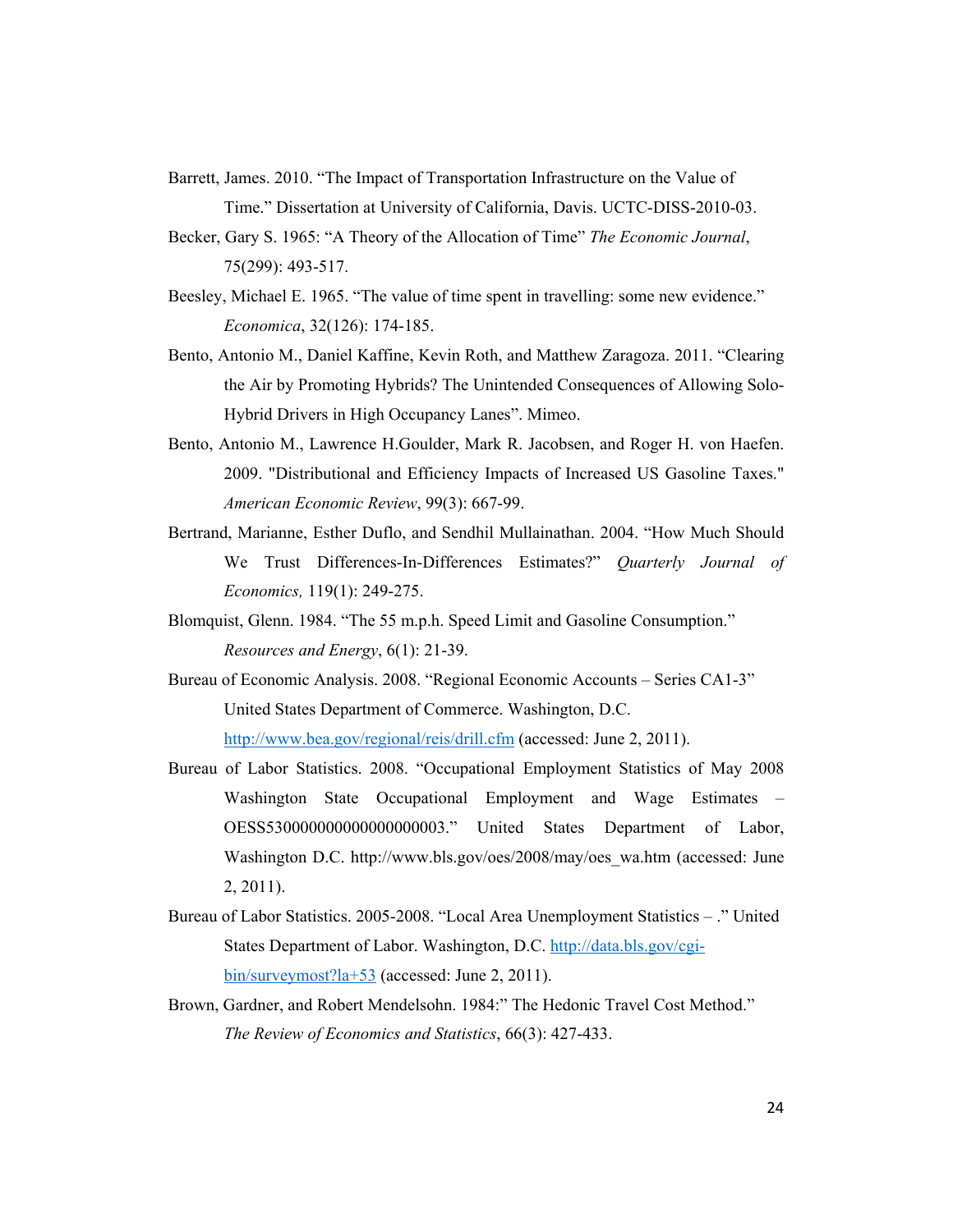Barrett, James. 2010. “The Impact of Transportation Infrastructure on the Value of Time.” Dissertation at University of California, Davis. UCTC-DISS-2010-03.

Becker, Gary S. 1965: “A Theory of the Allocation of Time” *The Economic Journal*, 75(299): 493-517.

Beesley, Michael E. 1965. “The value of time spent in travelling: some new evidence.” *Economica*, 32(126): 174-185.

Bento, Antonio M., Daniel Kaffine, Kevin Roth, and Matthew Zaragoza. 2011. “Clearing the Air by Promoting Hybrids? The Unintended Consequences of Allowing Solo-Hybrid Drivers in High Occupancy Lanes”. Mimeo.

Bento, Antonio M., Lawrence H.Goulder, Mark R. Jacobsen, and Roger H. von Haefen. 2009. "Distributional and Efficiency Impacts of Increased US Gasoline Taxes." *American Economic Review*, 99(3): 667-99.

Bertrand, Marianne, Esther Duflo, and Sendhil Mullainathan. 2004. “How Much Should We Trust Differences-In-Differences Estimates?” *Quarterly Journal of Economics,* 119(1): 249-275.

Blomquist, Glenn. 1984. “The 55 m.p.h. Speed Limit and Gasoline Consumption.” *Resources and Energy*, 6(1): 21-39.

Bureau of Economic Analysis. 2008. “Regional Economic Accounts – Series CA1-3” United States Department of Commerce. Washington, D.C. http://www.bea.gov/regional/reis/drill.cfm (accessed: June 2, 2011).

Bureau of Labor Statistics. 2008. “Occupational Employment Statistics of May 2008 Washington State Occupational Employment and Wage Estimates – OESS530000000000000000003.” United States Department of Labor, Washington D.C. http://www.bls.gov/oes/2008/may/oes_wa.htm (accessed: June 2, 2011).

Bureau of Labor Statistics. 2005-2008. “Local Area Unemployment Statistics – .” United States Department of Labor. Washington, D.C. http://data.bls.gov/cgi-bin/surveymost?la+53 (accessed: June 2, 2011).

Brown, Gardner, and Robert Mendelsohn. 1984:” The Hedonic Travel Cost Method.” *The Review of Economics and Statistics*, 66(3): 427-433.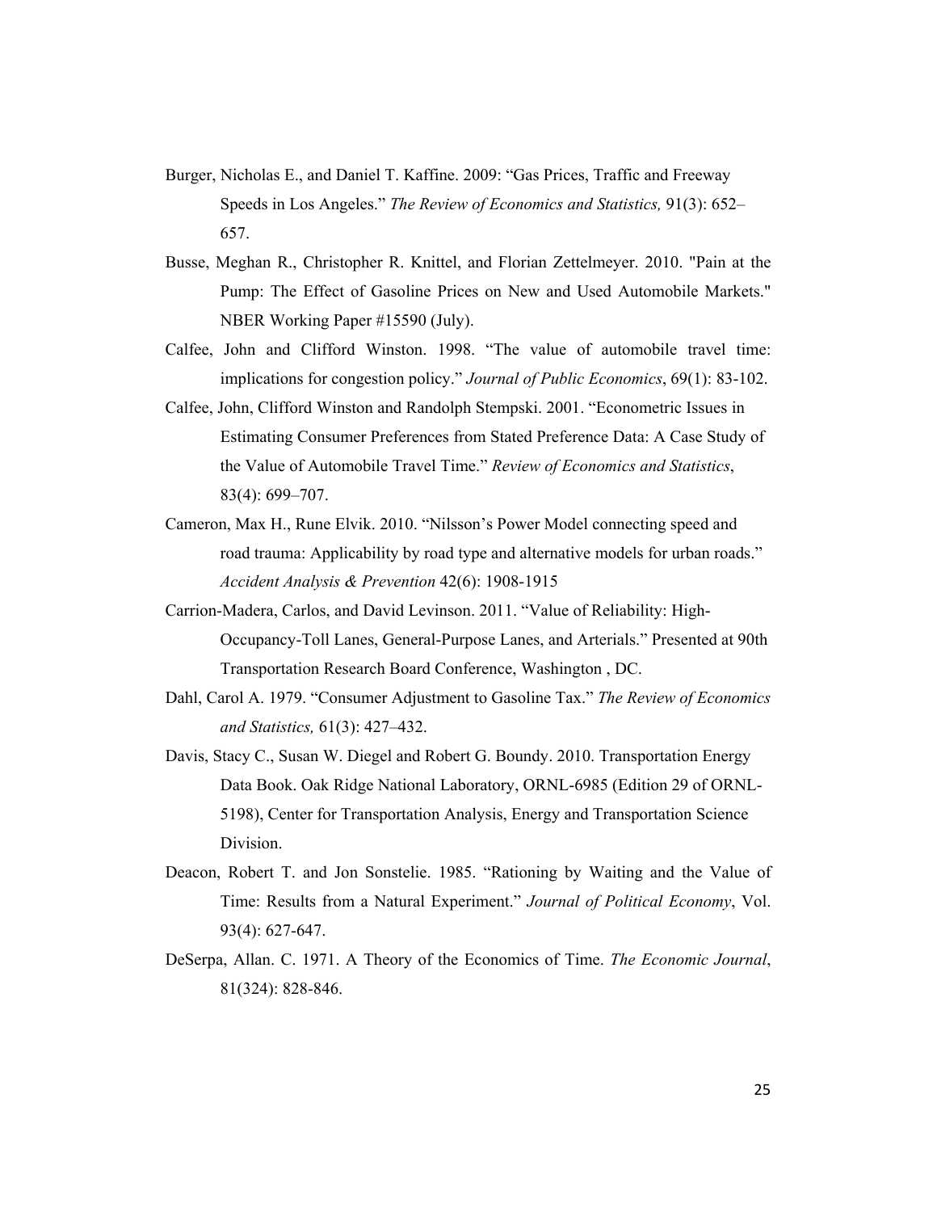Burger, Nicholas E., and Daniel T. Kaffine. 2009: "Gas Prices, Traffic and Freeway Speeds in Los Angeles." *The Review of Economics and Statistics,* 91(3): 652–657.

Busse, Meghan R., Christopher R. Knittel, and Florian Zettelmeyer. 2010. "Pain at the Pump: The Effect of Gasoline Prices on New and Used Automobile Markets." NBER Working Paper #15590 (July).

Calfee, John and Clifford Winston. 1998. "The value of automobile travel time: implications for congestion policy." *Journal of Public Economics*, 69(1): 83-102.

Calfee, John, Clifford Winston and Randolph Stempski. 2001. "Econometric Issues in Estimating Consumer Preferences from Stated Preference Data: A Case Study of the Value of Automobile Travel Time." *Review of Economics and Statistics*, 83(4): 699–707.

Cameron, Max H., Rune Elvik. 2010. "Nilsson's Power Model connecting speed and road trauma: Applicability by road type and alternative models for urban roads." *Accident Analysis & Prevention* 42(6): 1908-1915

Carrion-Madera, Carlos, and David Levinson. 2011. "Value of Reliability: High-Occupancy-Toll Lanes, General-Purpose Lanes, and Arterials." Presented at 90th Transportation Research Board Conference, Washington , DC.

Dahl, Carol A. 1979. "Consumer Adjustment to Gasoline Tax." *The Review of Economics and Statistics,* 61(3): 427–432.

Davis, Stacy C., Susan W. Diegel and Robert G. Boundy. 2010. Transportation Energy Data Book. Oak Ridge National Laboratory, ORNL-6985 (Edition 29 of ORNL-5198), Center for Transportation Analysis, Energy and Transportation Science Division.

Deacon, Robert T. and Jon Sonstelie. 1985. "Rationing by Waiting and the Value of Time: Results from a Natural Experiment." *Journal of Political Economy*, Vol. 93(4): 627-647.

DeSerpa, Allan. C. 1971. A Theory of the Economics of Time. *The Economic Journal*, 81(324): 828-846.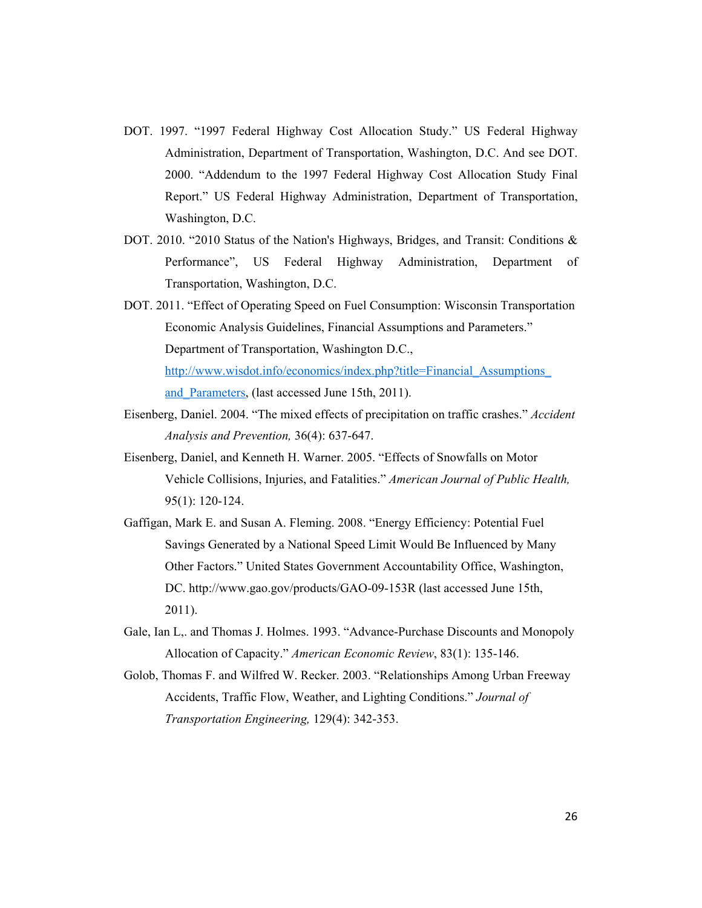DOT. 1997. "1997 Federal Highway Cost Allocation Study." US Federal Highway Administration, Department of Transportation, Washington, D.C. And see DOT. 2000. "Addendum to the 1997 Federal Highway Cost Allocation Study Final Report." US Federal Highway Administration, Department of Transportation, Washington, D.C.

DOT. 2010. "2010 Status of the Nation's Highways, Bridges, and Transit: Conditions & Performance", US Federal Highway Administration, Department of Transportation, Washington, D.C.

DOT. 2011. "Effect of Operating Speed on Fuel Consumption: Wisconsin Transportation Economic Analysis Guidelines, Financial Assumptions and Parameters." Department of Transportation, Washington D.C., [http://www.wisdot.info/economics/index.php?title=Financial_Assumptions_and_Parameters](http://www.wisdot.info/economics/index.php?title=Financial_Assumptions_and_Parameters), (last accessed June 15th, 2011).

Eisenberg, Daniel. 2004. "The mixed effects of precipitation on traffic crashes." *Accident Analysis and Prevention,* 36(4): 637-647.

Eisenberg, Daniel, and Kenneth H. Warner. 2005. "Effects of Snowfalls on Motor Vehicle Collisions, Injuries, and Fatalities." *American Journal of Public Health,* 95(1): 120-124.

Gaffigan, Mark E. and Susan A. Fleming. 2008. "Energy Efficiency: Potential Fuel Savings Generated by a National Speed Limit Would Be Influenced by Many Other Factors." United States Government Accountability Office, Washington, DC. http://www.gao.gov/products/GAO-09-153R (last accessed June 15th, 2011).

Gale, Ian L,. and Thomas J. Holmes. 1993. "Advance-Purchase Discounts and Monopoly Allocation of Capacity." *American Economic Review*, 83(1): 135-146.

Golob, Thomas F. and Wilfred W. Recker. 2003. "Relationships Among Urban Freeway Accidents, Traffic Flow, Weather, and Lighting Conditions." *Journal of Transportation Engineering,* 129(4): 342-353.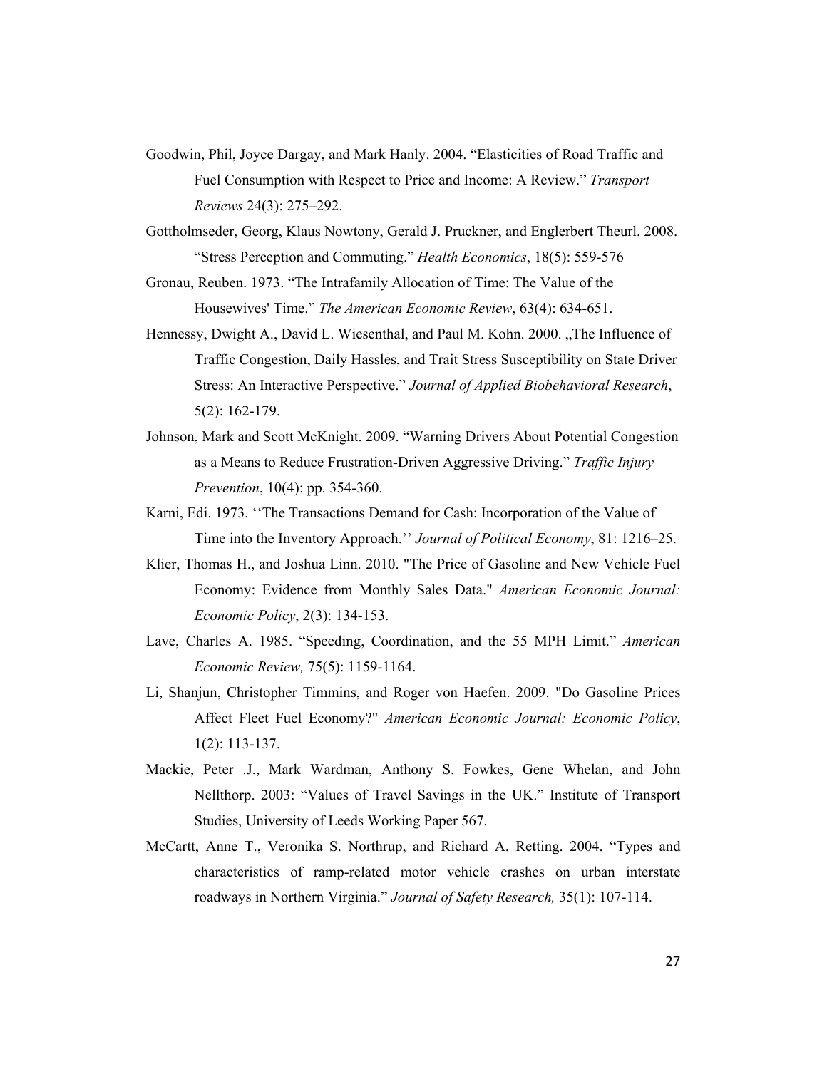Goodwin, Phil, Joyce Dargay, and Mark Hanly. 2004. "Elasticities of Road Traffic and Fuel Consumption with Respect to Price and Income: A Review." *Transport Reviews* 24(3): 275–292.

Gottholmseder, Georg, Klaus Nowtony, Gerald J. Pruckner, and Englerbert Theurl. 2008. "Stress Perception and Commuting." *Health Economics*, 18(5): 559-576

Gronau, Reuben. 1973. "The Intrafamily Allocation of Time: The Value of the Housewives' Time." *The American Economic Review*, 63(4): 634-651.

Hennessy, Dwight A., David L. Wiesenthal, and Paul M. Kohn. 2000. „The Influence of Traffic Congestion, Daily Hassles, and Trait Stress Susceptibility on State Driver Stress: An Interactive Perspective." *Journal of Applied Biobehavioral Research*, 5(2): 162-179.

Johnson, Mark and Scott McKnight. 2009. "Warning Drivers About Potential Congestion as a Means to Reduce Frustration-Driven Aggressive Driving." *Traffic Injury Prevention*, 10(4): pp. 354-360.

Karni, Edi. 1973. ''The Transactions Demand for Cash: Incorporation of the Value of Time into the Inventory Approach.'' *Journal of Political Economy*, 81: 1216–25.

Klier, Thomas H., and Joshua Linn. 2010. "The Price of Gasoline and New Vehicle Fuel Economy: Evidence from Monthly Sales Data." *American Economic Journal: Economic Policy*, 2(3): 134-153.

Lave, Charles A. 1985. "Speeding, Coordination, and the 55 MPH Limit." *American Economic Review,* 75(5): 1159-1164.

Li, Shanjun, Christopher Timmins, and Roger von Haefen. 2009. "Do Gasoline Prices Affect Fleet Fuel Economy?" *American Economic Journal: Economic Policy*, 1(2): 113-137.

Mackie, Peter .J., Mark Wardman, Anthony S. Fowkes, Gene Whelan, and John Nellthorp. 2003: "Values of Travel Savings in the UK." Institute of Transport Studies, University of Leeds Working Paper 567.

McCartt, Anne T., Veronika S. Northrup, and Richard A. Retting. 2004. "Types and characteristics of ramp-related motor vehicle crashes on urban interstate roadways in Northern Virginia." *Journal of Safety Research,* 35(1): 107-114.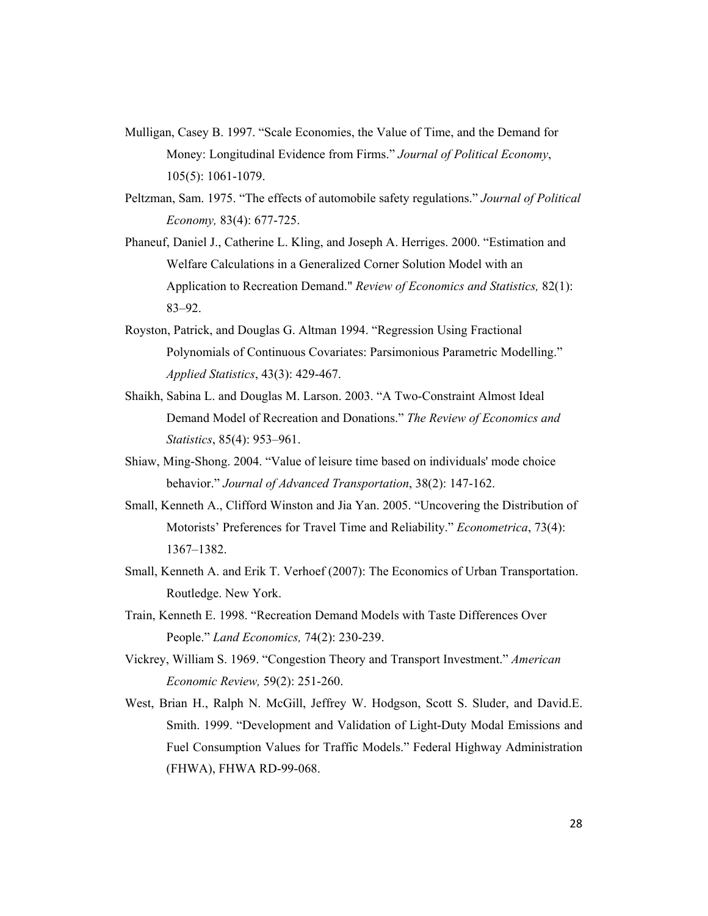Mulligan, Casey B. 1997. "Scale Economies, the Value of Time, and the Demand for Money: Longitudinal Evidence from Firms." *Journal of Political Economy*, 105(5): 1061-1079.

Peltzman, Sam. 1975. "The effects of automobile safety regulations." *Journal of Political Economy,* 83(4): 677-725.

Phaneuf, Daniel J., Catherine L. Kling, and Joseph A. Herriges. 2000. "Estimation and Welfare Calculations in a Generalized Corner Solution Model with an Application to Recreation Demand." *Review of Economics and Statistics,* 82(1): 83–92.

Royston, Patrick, and Douglas G. Altman 1994. "Regression Using Fractional Polynomials of Continuous Covariates: Parsimonious Parametric Modelling." *Applied Statistics*, 43(3): 429-467.

Shaikh, Sabina L. and Douglas M. Larson. 2003. "A Two-Constraint Almost Ideal Demand Model of Recreation and Donations." *The Review of Economics and Statistics*, 85(4): 953–961.

Shiaw, Ming-Shong. 2004. "Value of leisure time based on individuals' mode choice behavior." *Journal of Advanced Transportation*, 38(2): 147-162.

Small, Kenneth A., Clifford Winston and Jia Yan. 2005. "Uncovering the Distribution of Motorists' Preferences for Travel Time and Reliability." *Econometrica*, 73(4): 1367–1382.

Small, Kenneth A. and Erik T. Verhoef (2007): The Economics of Urban Transportation. Routledge. New York.

Train, Kenneth E. 1998. "Recreation Demand Models with Taste Differences Over People." *Land Economics,* 74(2): 230-239.

Vickrey, William S. 1969. "Congestion Theory and Transport Investment." *American Economic Review,* 59(2): 251-260.

West, Brian H., Ralph N. McGill, Jeffrey W. Hodgson, Scott S. Sluder, and David.E. Smith. 1999. "Development and Validation of Light-Duty Modal Emissions and Fuel Consumption Values for Traffic Models." Federal Highway Administration (FHWA), FHWA RD-99-068.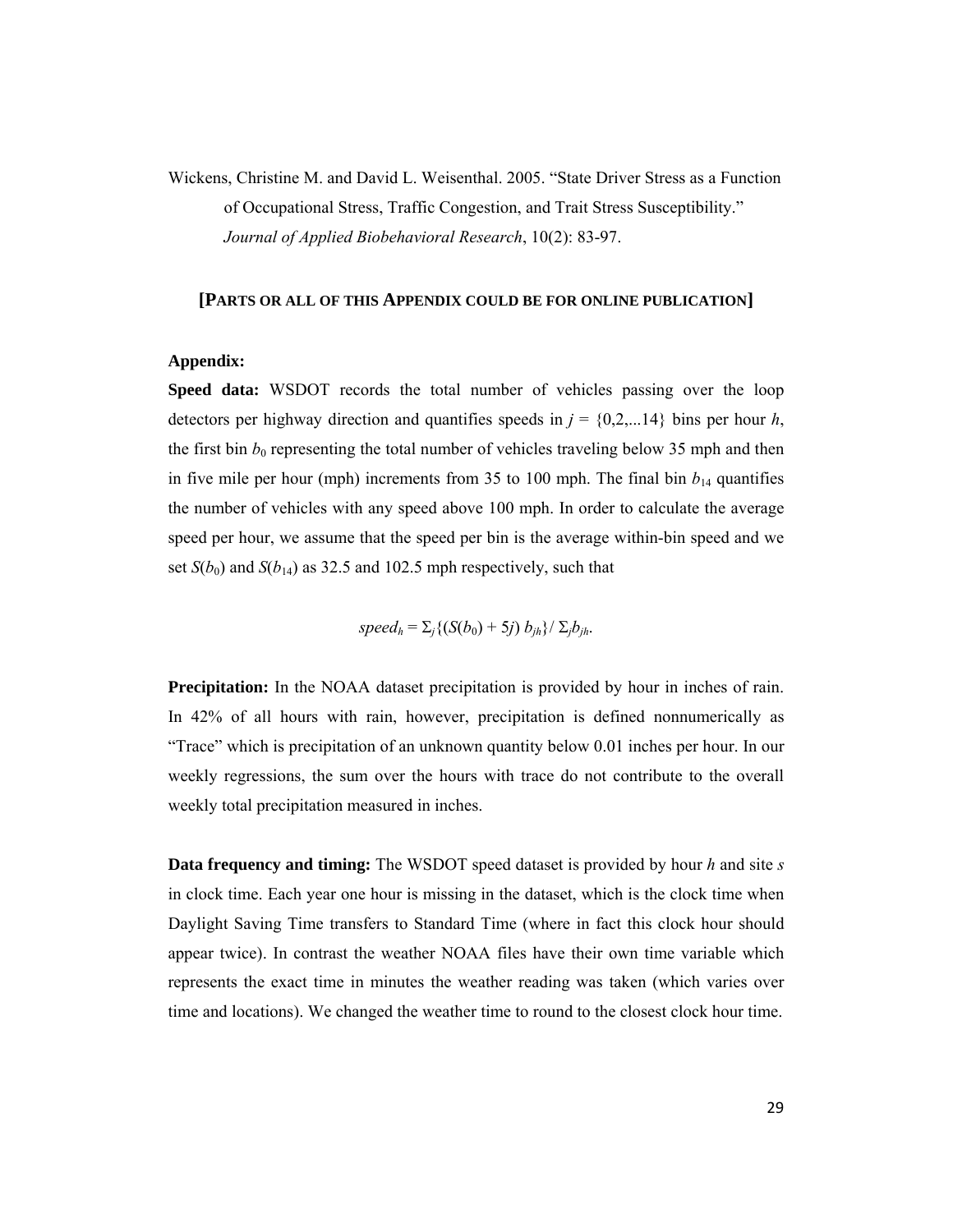Wickens, Christine M. and David L. Weisenthal. 2005. "State Driver Stress as a Function of Occupational Stress, Traffic Congestion, and Trait Stress Susceptibility." *Journal of Applied Biobehavioral Research*, 10(2): 83-97.

**[PARTS OR ALL OF THIS APPENDIX COULD BE FOR ONLINE PUBLICATION]**

**Appendix:**

**Speed data:** WSDOT records the total number of vehicles passing over the loop detectors per highway direction and quantifies speeds in $j = \{0,2,...14\}$ bins per hour $h$, the first bin $b_0$ representing the total number of vehicles traveling below 35 mph and then in five mile per hour (mph) increments from 35 to 100 mph. The final bin $b_{14}$ quantifies the number of vehicles with any speed above 100 mph. In order to calculate the average speed per hour, we assume that the speed per bin is the average within-bin speed and we set $S(b_0)$ and $S(b_{14})$ as 32.5 and 102.5 mph respectively, such that

$$speed_h = \Sigma_j\{(S(b_0) + 5j)\, b_{jh}\}/\ \Sigma_j b_{jh}.$$

**Precipitation:** In the NOAA dataset precipitation is provided by hour in inches of rain. In 42% of all hours with rain, however, precipitation is defined nonnumerically as "Trace" which is precipitation of an unknown quantity below 0.01 inches per hour. In our weekly regressions, the sum over the hours with trace do not contribute to the overall weekly total precipitation measured in inches.

**Data frequency and timing:** The WSDOT speed dataset is provided by hour $h$ and site $s$ in clock time. Each year one hour is missing in the dataset, which is the clock time when Daylight Saving Time transfers to Standard Time (where in fact this clock hour should appear twice). In contrast the weather NOAA files have their own time variable which represents the exact time in minutes the weather reading was taken (which varies over time and locations). We changed the weather time to round to the closest clock hour time.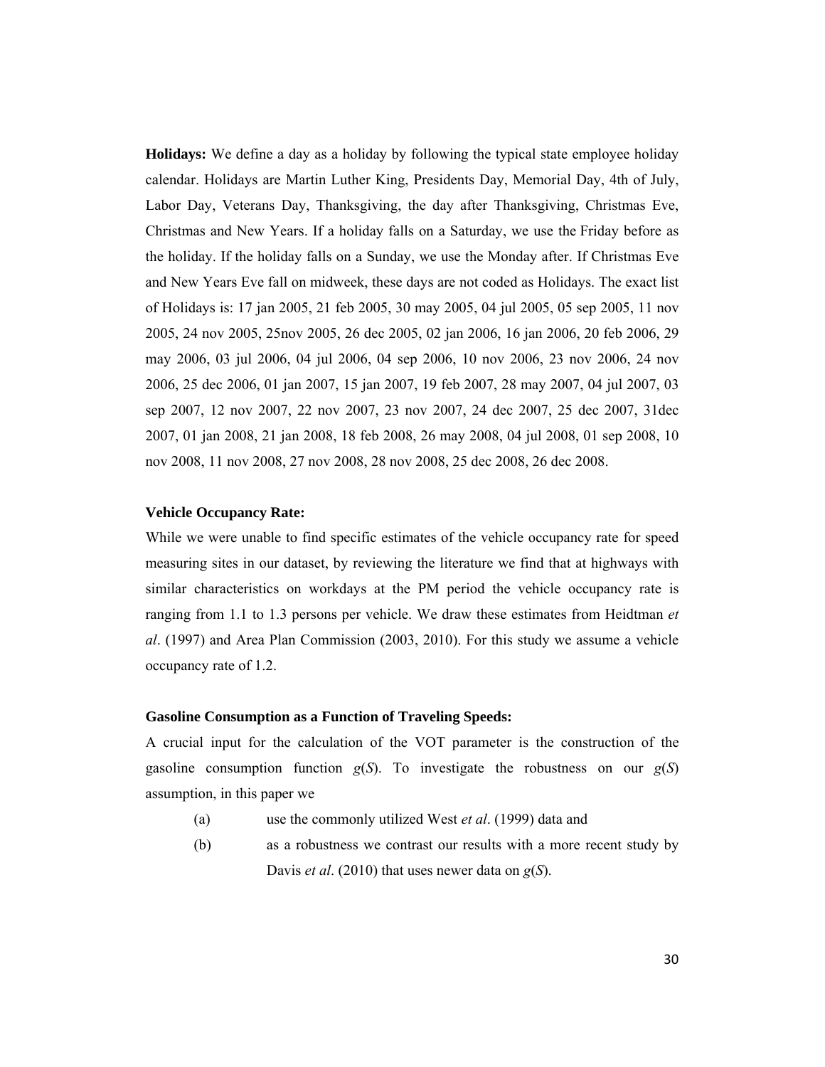**Holidays:** We define a day as a holiday by following the typical state employee holiday calendar. Holidays are Martin Luther King, Presidents Day, Memorial Day, 4th of July, Labor Day, Veterans Day, Thanksgiving, the day after Thanksgiving, Christmas Eve, Christmas and New Years. If a holiday falls on a Saturday, we use the Friday before as the holiday. If the holiday falls on a Sunday, we use the Monday after. If Christmas Eve and New Years Eve fall on midweek, these days are not coded as Holidays. The exact list of Holidays is: 17 jan 2005, 21 feb 2005, 30 may 2005, 04 jul 2005, 05 sep 2005, 11 nov 2005, 24 nov 2005, 25nov 2005, 26 dec 2005, 02 jan 2006, 16 jan 2006, 20 feb 2006, 29 may 2006, 03 jul 2006, 04 jul 2006, 04 sep 2006, 10 nov 2006, 23 nov 2006, 24 nov 2006, 25 dec 2006, 01 jan 2007, 15 jan 2007, 19 feb 2007, 28 may 2007, 04 jul 2007, 03 sep 2007, 12 nov 2007, 22 nov 2007, 23 nov 2007, 24 dec 2007, 25 dec 2007, 31dec 2007, 01 jan 2008, 21 jan 2008, 18 feb 2008, 26 may 2008, 04 jul 2008, 01 sep 2008, 10 nov 2008, 11 nov 2008, 27 nov 2008, 28 nov 2008, 25 dec 2008, 26 dec 2008.

**Vehicle Occupancy Rate:**

While we were unable to find specific estimates of the vehicle occupancy rate for speed measuring sites in our dataset, by reviewing the literature we find that at highways with similar characteristics on workdays at the PM period the vehicle occupancy rate is ranging from 1.1 to 1.3 persons per vehicle. We draw these estimates from Heidtman *et al*. (1997) and Area Plan Commission (2003, 2010). For this study we assume a vehicle occupancy rate of 1.2.

**Gasoline Consumption as a Function of Traveling Speeds:**

A crucial input for the calculation of the VOT parameter is the construction of the gasoline consumption function $g(S)$. To investigate the robustness on our $g(S)$ assumption, in this paper we

(a) use the commonly utilized West *et al*. (1999) data and

(b) as a robustness we contrast our results with a more recent study by Davis *et al*. (2010) that uses newer data on $g(S)$.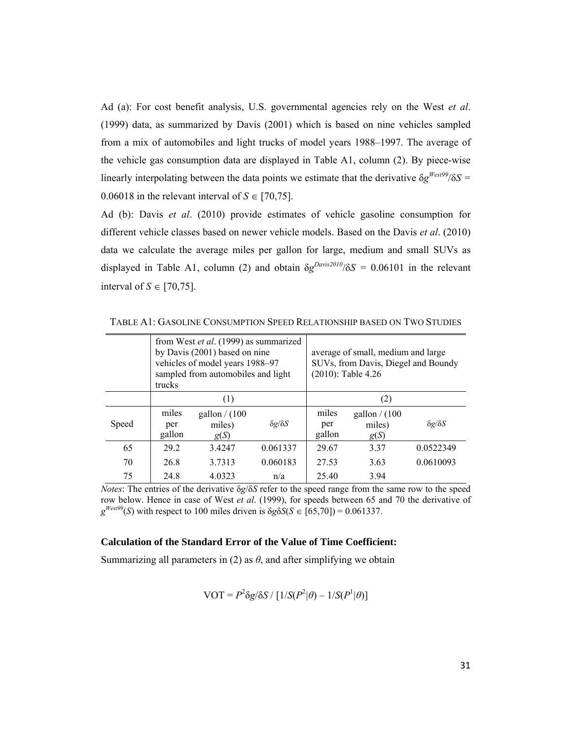Ad (a): For cost benefit analysis, U.S. governmental agencies rely on the West *et al*. (1999) data, as summarized by Davis (2001) which is based on nine vehicles sampled from a mix of automobiles and light trucks of model years 1988–1997. The average of the vehicle gas consumption data are displayed in Table A1, column (2). By piece-wise linearly interpolating between the data points we estimate that the derivative $\delta g^{West99}/\delta S$ = 0.06018 in the relevant interval of $S \in [70,75]$.

Ad (b): Davis *et al*. (2010) provide estimates of vehicle gasoline consumption for different vehicle classes based on newer vehicle models. Based on the Davis *et al*. (2010) data we calculate the average miles per gallon for large, medium and small SUVs as displayed in Table A1, column (2) and obtain $\delta g^{Davis2010}/\delta S$ = 0.06101 in the relevant interval of $S \in [70,75]$.

TABLE A1: GASOLINE CONSUMPTION SPEED RELATIONSHIP BASED ON TWO STUDIES

| | from West *et al*. (1999) as summarized by Davis (2001) based on nine vehicles of model years 1988–97 sampled from automobiles and light trucks | | | average of small, medium and large SUVs, from Davis, Diegel and Boundy (2010): Table 4.26 | | |
|---|---|---|---|---|---|---|
| | (1) | | | (2) | | |
| Speed | miles per gallon | gallon / (100 miles) $g(S)$ | $\delta g/\delta S$ | miles per gallon | gallon / (100 miles) $g(S)$ | $\delta g/\delta S$ |
| 65 | 29.2 | 3.4247 | 0.061337 | 29.67 | 3.37 | 0.0522349 |
| 70 | 26.8 | 3.7313 | 0.060183 | 27.53 | 3.63 | 0.0610093 |
| 75 | 24.8 | 4.0323 | n/a | 25.40 | 3.94 | |

*Notes*: The entries of the derivative $\delta g/\delta S$ refer to the speed range from the same row to the speed row below. Hence in case of West *et al*. (1999), for speeds between 65 and 70 the derivative of $g^{West99}(S)$ with respect to 100 miles driven is $\delta g \delta S(S \in [65,70]) = 0.061337$.

**Calculation of the Standard Error of the Value of Time Coefficient:**

Summarizing all parameters in (2) as $\theta$, and after simplifying we obtain

$$\text{VOT} = P^2 \delta g/\delta S \,/\, [1/S(P^2|\theta) - 1/S(P^1|\theta)]$$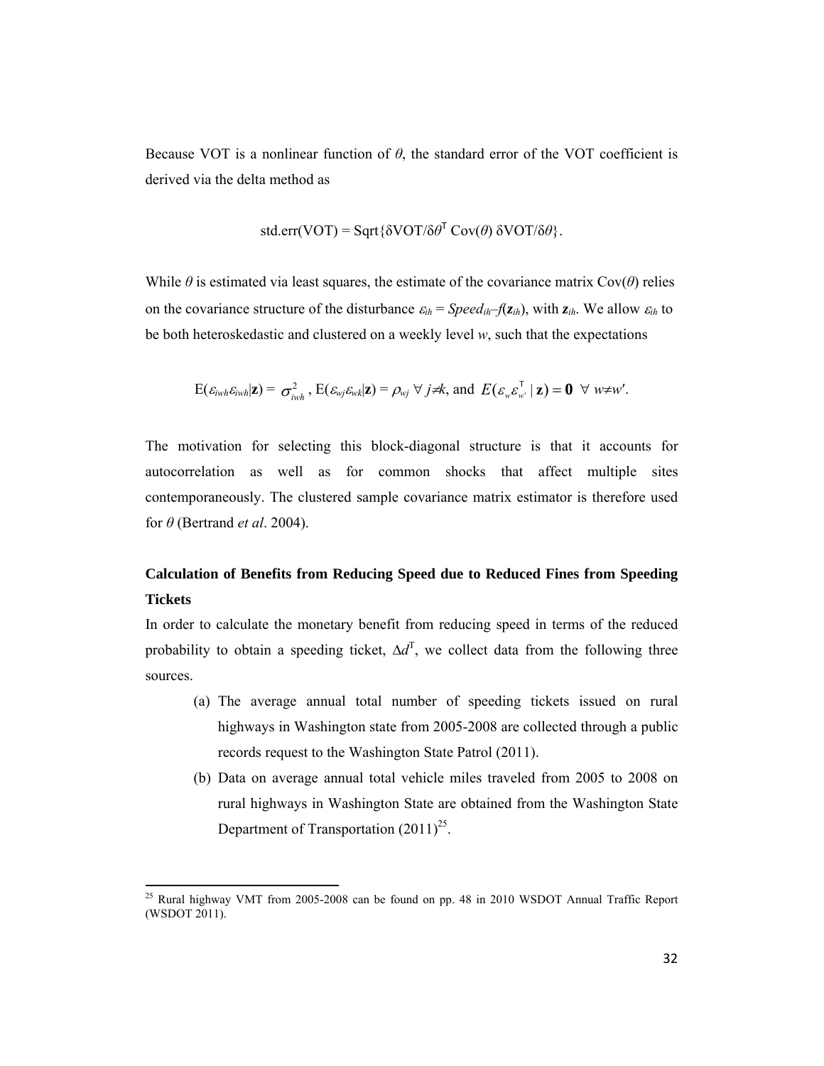Because VOT is a nonlinear function of $\theta$, the standard error of the VOT coefficient is derived via the delta method as

$$\text{std.err(VOT)} = \text{Sqrt}\{\delta\text{VOT}/\delta\theta^{\mathsf{T}}\ \text{Cov}(\theta)\ \delta\text{VOT}/\delta\theta\}.$$

While $\theta$ is estimated via least squares, the estimate of the covariance matrix $\text{Cov}(\theta)$ relies on the covariance structure of the disturbance $\varepsilon_{ih} = Speed_{ih} - f(\mathbf{z}_{ih})$, with $\mathbf{z}_{ih}$. We allow $\varepsilon_{ih}$ to be both heteroskedastic and clustered on a weekly level $w$, such that the expectations

$$\text{E}(\varepsilon_{iwh}\varepsilon_{iwh}|\mathbf{z}) = \sigma^2_{iwh},\ \text{E}(\varepsilon_{wj}\varepsilon_{wk}|\mathbf{z}) = \rho_{wj}\ \forall\ j\neq k, \text{ and } E(\varepsilon_w \varepsilon_{w'}^{\mathsf{T}} \mid \mathbf{z}) = \mathbf{0}\ \ \forall\ w\neq w'.$$

The motivation for selecting this block-diagonal structure is that it accounts for autocorrelation as well as for common shocks that affect multiple sites contemporaneously. The clustered sample covariance matrix estimator is therefore used for $\theta$ (Bertrand *et al*. 2004).

**Calculation of Benefits from Reducing Speed due to Reduced Fines from Speeding Tickets**

In order to calculate the monetary benefit from reducing speed in terms of the reduced probability to obtain a speeding ticket, $\Delta d^{\mathrm{T}}$, we collect data from the following three sources.

(a) The average annual total number of speeding tickets issued on rural highways in Washington state from 2005-2008 are collected through a public records request to the Washington State Patrol (2011).

(b) Data on average annual total vehicle miles traveled from 2005 to 2008 on rural highways in Washington State are obtained from the Washington State Department of Transportation (2011)[25].

[25] Rural highway VMT from 2005-2008 can be found on pp. 48 in 2010 WSDOT Annual Traffic Report (WSDOT 2011).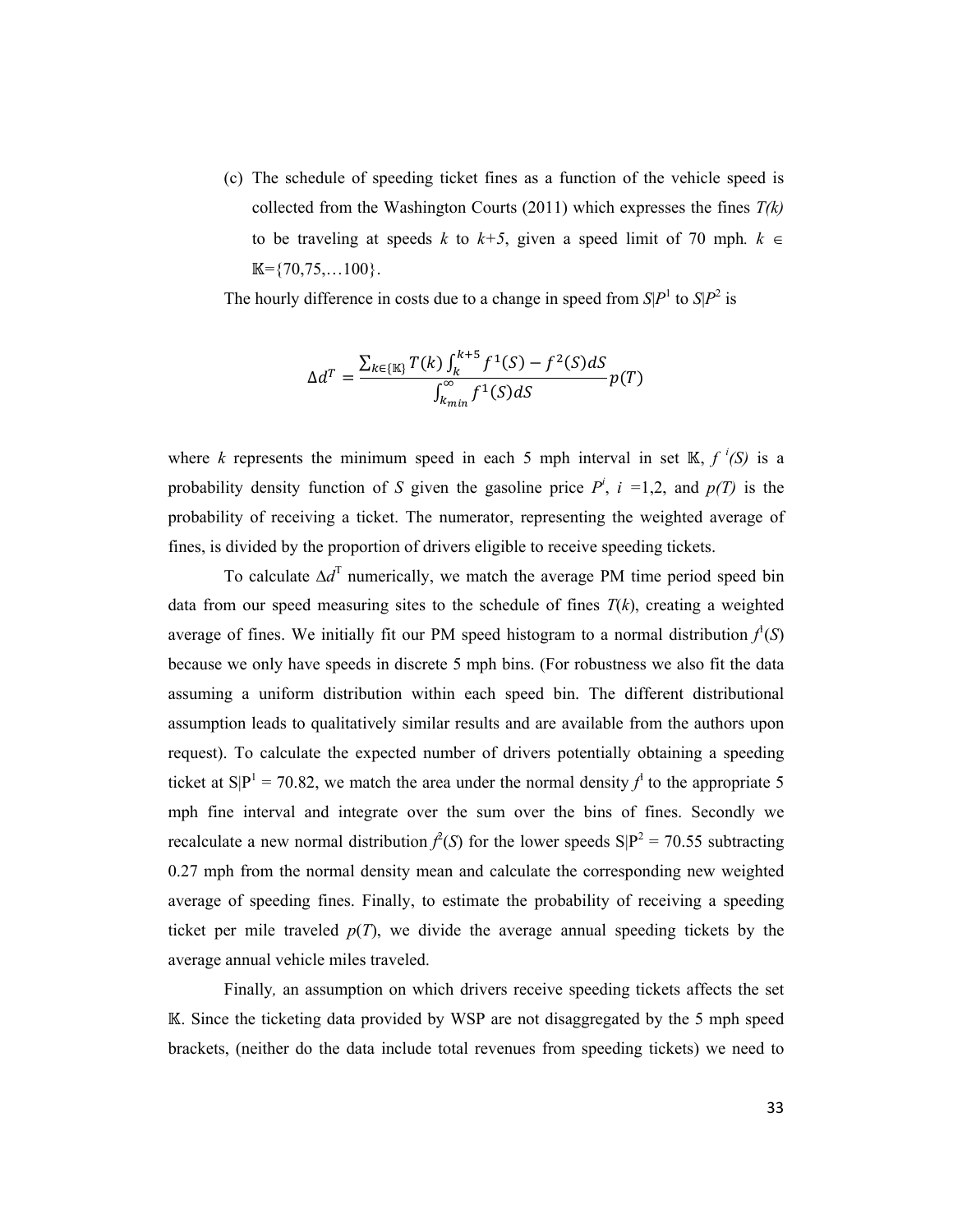(c) The schedule of speeding ticket fines as a function of the vehicle speed is collected from the Washington Courts (2011) which expresses the fines *T(k)* to be traveling at speeds *k* to *k+5*, given a speed limit of 70 mph. $k \in \mathbb{K}=\{70,75,\ldots 100\}$.

The hourly difference in costs due to a change in speed from $S|P^1$ to $S|P^2$ is

$$\Delta d^T = \frac{\sum_{k\in\{\mathbb{K}\}} T(k) \int_k^{k+5} f^1(S) - f^2(S) dS}{\int_{k_{min}}^{\infty} f^1(S) dS} p(T)$$

where $k$ represents the minimum speed in each 5 mph interval in set $\mathbb{K}$, $f^{\,i}(S)$ is a probability density function of $S$ given the gasoline price $P^i$, $i$ =1,2, and $p(T)$ is the probability of receiving a ticket. The numerator, representing the weighted average of fines, is divided by the proportion of drivers eligible to receive speeding tickets.

To calculate $\Delta d^T$ numerically, we match the average PM time period speed bin data from our speed measuring sites to the schedule of fines $T(k)$, creating a weighted average of fines. We initially fit our PM speed histogram to a normal distribution $f^1(S)$ because we only have speeds in discrete 5 mph bins. (For robustness we also fit the data assuming a uniform distribution within each speed bin. The different distributional assumption leads to qualitatively similar results and are available from the authors upon request). To calculate the expected number of drivers potentially obtaining a speeding ticket at $S|P^1 = 70.82$, we match the area under the normal density $f^1$ to the appropriate 5 mph fine interval and integrate over the sum over the bins of fines. Secondly we recalculate a new normal distribution $f^2(S)$ for the lower speeds $S|P^2 = 70.55$ subtracting 0.27 mph from the normal density mean and calculate the corresponding new weighted average of speeding fines. Finally, to estimate the probability of receiving a speeding ticket per mile traveled $p(T)$, we divide the average annual speeding tickets by the average annual vehicle miles traveled.

Finally*,* an assumption on which drivers receive speeding tickets affects the set $\mathbb{K}$. Since the ticketing data provided by WSP are not disaggregated by the 5 mph speed brackets, (neither do the data include total revenues from speeding tickets) we need to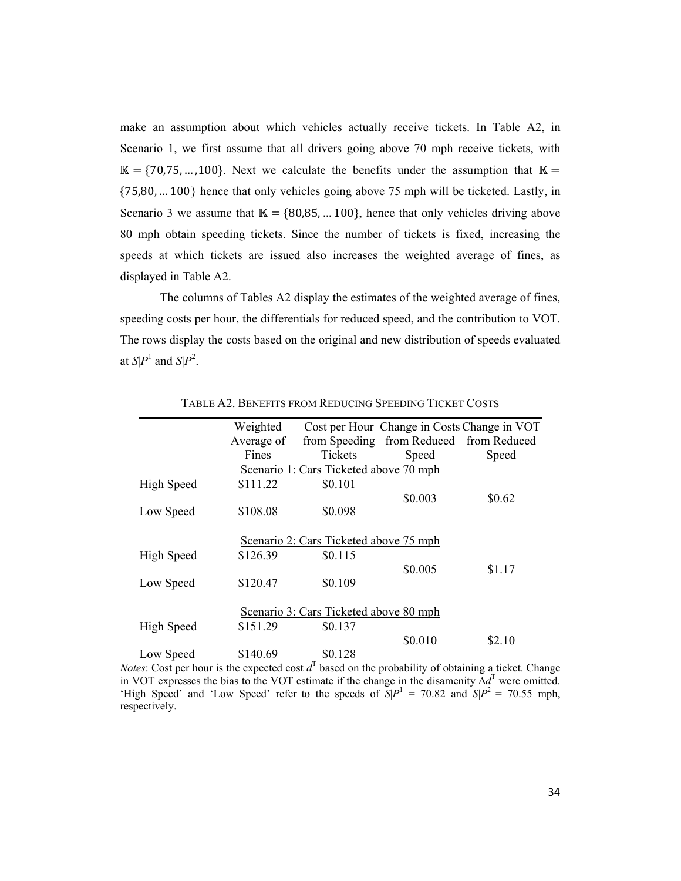make an assumption about which vehicles actually receive tickets. In Table A2, in Scenario 1, we first assume that all drivers going above 70 mph receive tickets, with $\mathbb{K} = \{70,75, \dots ,100\}$. Next we calculate the benefits under the assumption that $\mathbb{K} = \{75,80, \dots 100\}$ hence that only vehicles going above 75 mph will be ticketed. Lastly, in Scenario 3 we assume that $\mathbb{K} = \{80,85, \dots 100\}$, hence that only vehicles driving above 80 mph obtain speeding tickets. Since the number of tickets is fixed, increasing the speeds at which tickets are issued also increases the weighted average of fines, as displayed in Table A2.

The columns of Tables A2 display the estimates of the weighted average of fines, speeding costs per hour, the differentials for reduced speed, and the contribution to VOT. The rows display the costs based on the original and new distribution of speeds evaluated at $S|P^1$ and $S|P^2$.

TABLE A2. BENEFITS FROM REDUCING SPEEDING TICKET COSTS

| | Weighted Average of Fines | Cost per Hour from Speeding Tickets | Change in Costs from Reduced Speed | Change in VOT from Reduced Speed |
|---|---|---|---|---|
| | Scenario 1: Cars Ticketed above 70 mph | | | |
| High Speed | \$111.22 | \$0.101 | | |
| | | | \$0.003 | \$0.62 |
| Low Speed | \$108.08 | \$0.098 | | |
| | Scenario 2: Cars Ticketed above 75 mph | | | |
| High Speed | \$126.39 | \$0.115 | | |
| | | | \$0.005 | \$1.17 |
| Low Speed | \$120.47 | \$0.109 | | |
| | Scenario 3: Cars Ticketed above 80 mph | | | |
| High Speed | \$151.29 | \$0.137 | | |
| | | | \$0.010 | \$2.10 |
| Low Speed | \$140.69 | \$0.128 | | |

*Notes*: Cost per hour is the expected cost $d^T$ based on the probability of obtaining a ticket. Change in VOT expresses the bias to the VOT estimate if the change in the disamenity $\Delta d^T$ were omitted. 'High Speed' and 'Low Speed' refer to the speeds of $S|P^1$ = 70.82 and $S|P^2$ = 70.55 mph, respectively.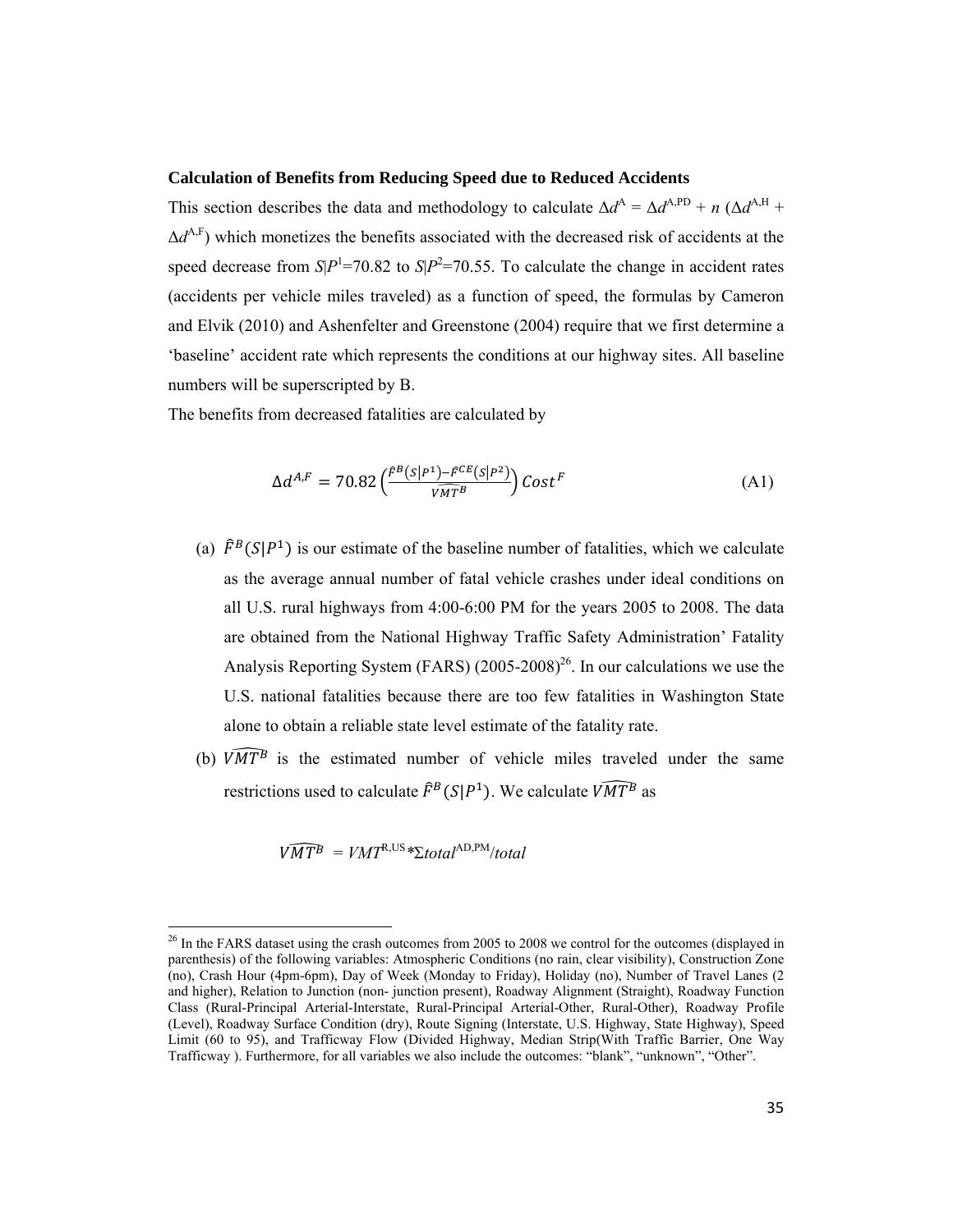**Calculation of Benefits from Reducing Speed due to Reduced Accidents**

This section describes the data and methodology to calculate $\Delta d^{A} = \Delta d^{A,PD} + n\,(\Delta d^{A,H} + \Delta d^{A,F})$ which monetizes the benefits associated with the decreased risk of accidents at the speed decrease from $S|P^1$=70.82 to $S|P^2$=70.55. To calculate the change in accident rates (accidents per vehicle miles traveled) as a function of speed, the formulas by Cameron and Elvik (2010) and Ashenfelter and Greenstone (2004) require that we first determine a 'baseline' accident rate which represents the conditions at our highway sites. All baseline numbers will be superscripted by B.

The benefits from decreased fatalities are calculated by

$$\Delta d^{A,F} = 70.82\left(\frac{\hat{F}^{B}(S|P^{1}) - \hat{F}^{CE}(S|P^{2})}{\widehat{VMT}^{B}}\right) Cost^{F} \tag{A1}$$

(a) $\hat{F}^{B}(S|P^{1})$ is our estimate of the baseline number of fatalities, which we calculate as the average annual number of fatal vehicle crashes under ideal conditions on all U.S. rural highways from 4:00-6:00 PM for the years 2005 to 2008. The data are obtained from the National Highway Traffic Safety Administration' Fatality Analysis Reporting System (FARS) (2005-2008)[26]. In our calculations we use the U.S. national fatalities because there are too few fatalities in Washington State alone to obtain a reliable state level estimate of the fatality rate.

(b) $\widehat{VMT}^{B}$ is the estimated number of vehicle miles traveled under the same restrictions used to calculate $\hat{F}^{B}(S|P^{1})$. We calculate $\widehat{VMT}^{B}$ as

$$\widehat{VMT}^{B} = VMT^{R,US} * \Sigma total^{AD,PM} / total$$

---

[26] In the FARS dataset using the crash outcomes from 2005 to 2008 we control for the outcomes (displayed in parenthesis) of the following variables: Atmospheric Conditions (no rain, clear visibility), Construction Zone (no), Crash Hour (4pm-6pm), Day of Week (Monday to Friday), Holiday (no), Number of Travel Lanes (2 and higher), Relation to Junction (non- junction present), Roadway Alignment (Straight), Roadway Function Class (Rural-Principal Arterial-Interstate, Rural-Principal Arterial-Other, Rural-Other), Roadway Profile (Level), Roadway Surface Condition (dry), Route Signing (Interstate, U.S. Highway, State Highway), Speed Limit (60 to 95), and Trafficway Flow (Divided Highway, Median Strip(With Traffic Barrier, One Way Trafficway ). Furthermore, for all variables we also include the outcomes: "blank", "unknown", "Other".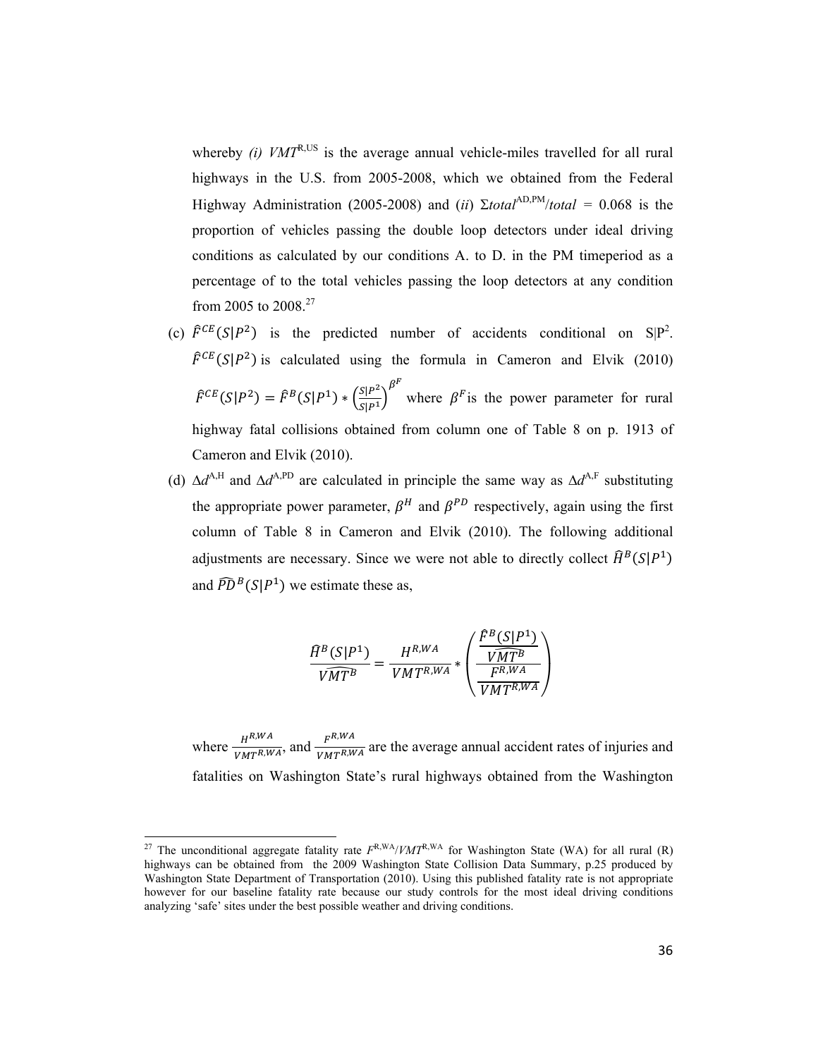whereby *(i)* $VMT^{R,US}$ is the average annual vehicle-miles travelled for all rural highways in the U.S. from 2005-2008, which we obtained from the Federal Highway Administration (2005-2008) and (*ii*) $\Sigma total^{AD,PM}/total = 0.068$ is the proportion of vehicles passing the double loop detectors under ideal driving conditions as calculated by our conditions A. to D. in the PM timeperiod as a percentage of to the total vehicles passing the loop detectors at any condition from 2005 to 2008.[27]

(c) $\hat{F}^{CE}(S|P^2)$ is the predicted number of accidents conditional on $S|P^2$. $\hat{F}^{CE}(S|P^2)$ is calculated using the formula in Cameron and Elvik (2010) $\hat{F}^{CE}(S|P^2) = \hat{F}^{B}(S|P^1) * \left(\frac{S|P^2}{S|P^1}\right)^{\beta^F}$ where $\beta^F$ is the power parameter for rural highway fatal collisions obtained from column one of Table 8 on p. 1913 of Cameron and Elvik (2010).

(d) $\Delta d^{A,H}$ and $\Delta d^{A,PD}$ are calculated in principle the same way as $\Delta d^{A,F}$ substituting the appropriate power parameter, $\beta^H$ and $\beta^{PD}$ respectively, again using the first column of Table 8 in Cameron and Elvik (2010). The following additional adjustments are necessary. Since we were not able to directly collect $\hat{H}^B(S|P^1)$ and $\widehat{PD}^B(S|P^1)$ we estimate these as,

$$\frac{\hat{H}^B(S|P^1)}{\widehat{VMT}^B} = \frac{H^{R,WA}}{VMT^{R,WA}} * \left(\frac{\frac{\hat{F}^B(S|P^1)}{\widehat{VMT}^B}}{\frac{F^{R,WA}}{VMT^{R,WA}}}\right)$$

where $\frac{H^{R,WA}}{VMT^{R,WA}}$, and $\frac{F^{R,WA}}{VMT^{R,WA}}$ are the average annual accident rates of injuries and fatalities on Washington State's rural highways obtained from the Washington

---

[27] The unconditional aggregate fatality rate $F^{R,WA}/VMT^{R,WA}$ for Washington State (WA) for all rural (R) highways can be obtained from the 2009 Washington State Collision Data Summary, p.25 produced by Washington State Department of Transportation (2010). Using this published fatality rate is not appropriate however for our baseline fatality rate because our study controls for the most ideal driving conditions analyzing 'safe' sites under the best possible weather and driving conditions.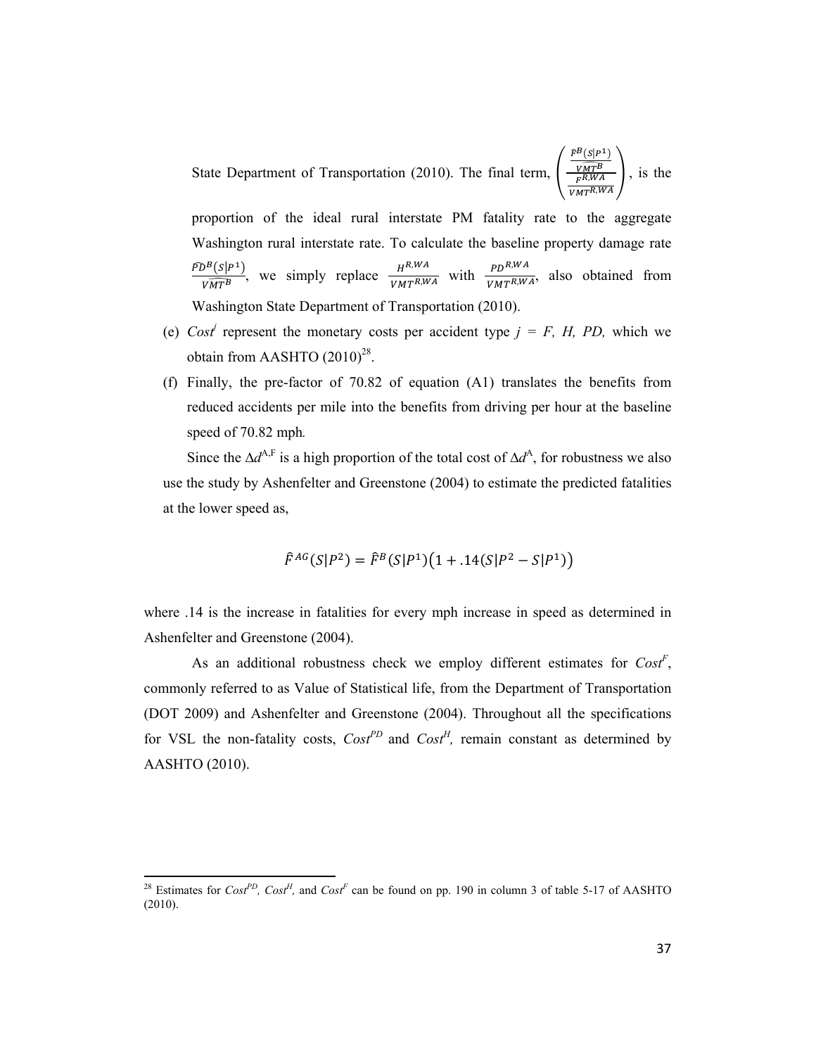State Department of Transportation (2010). The final term, $\left(\frac{\frac{\widehat{F}^B(S|P^1)}{\widehat{VMT}^B}}{\frac{F^{R,WA}}{VMT^{R,WA}}}\right)$, is the proportion of the ideal rural interstate PM fatality rate to the aggregate Washington rural interstate rate. To calculate the baseline property damage rate $\frac{\widehat{PD}^B(S|P^1)}{\widehat{VMT}^B}$, we simply replace $\frac{H^{R,WA}}{VMT^{R,WA}}$ with $\frac{PD^{R,WA}}{VMT^{R,WA}}$, also obtained from Washington State Department of Transportation (2010).

(e) $Cost^j$ represent the monetary costs per accident type $j$ = *F, H, PD,* which we obtain from AASHTO (2010)[28].

(f) Finally, the pre-factor of 70.82 of equation (A1) translates the benefits from reduced accidents per mile into the benefits from driving per hour at the baseline speed of 70.82 mph*.*

Since the $\Delta d^{A,F}$ is a high proportion of the total cost of $\Delta d^{A}$, for robustness we also use the study by Ashenfelter and Greenstone (2004) to estimate the predicted fatalities at the lower speed as,

$$\widehat{F}^{AG}(S|P^2) = \widehat{F}^B(S|P^1)\left(1 + .14(S|P^2 - S|P^1)\right)$$

where .14 is the increase in fatalities for every mph increase in speed as determined in Ashenfelter and Greenstone (2004).

As an additional robustness check we employ different estimates for $Cost^F$, commonly referred to as Value of Statistical life, from the Department of Transportation (DOT 2009) and Ashenfelter and Greenstone (2004). Throughout all the specifications for VSL the non-fatality costs, $Cost^{PD}$ and $Cost^H$, remain constant as determined by AASHTO (2010).

[28] Estimates for $Cost^{PD}$, $Cost^H$, and $Cost^F$ can be found on pp. 190 in column 3 of table 5-17 of AASHTO (2010).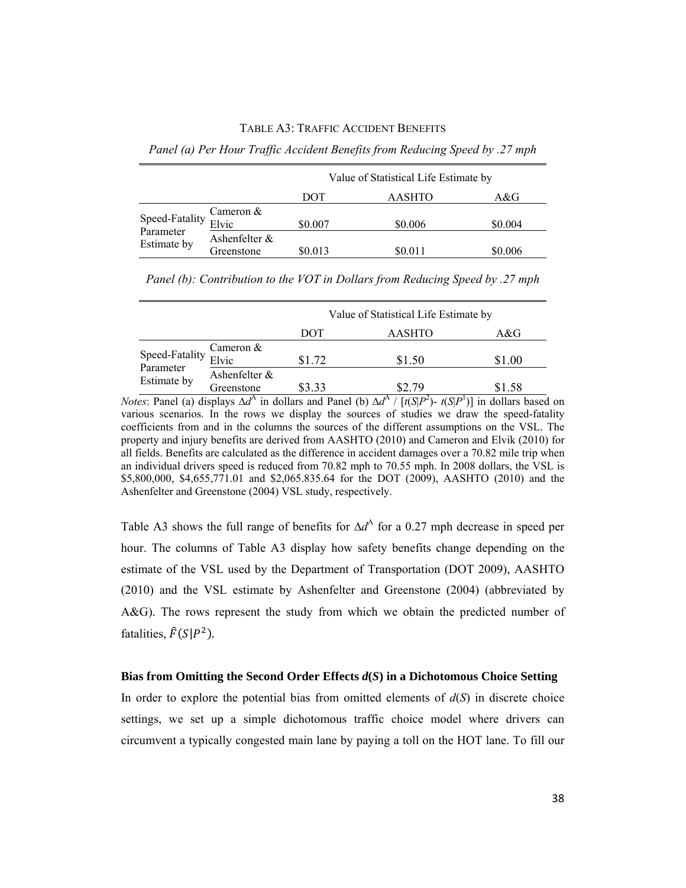TABLE A3: TRAFFIC ACCIDENT BENEFITS

*Panel (a) Per Hour Traffic Accident Benefits from Reducing Speed by .27 mph*

| | | Value of Statistical Life Estimate by | | |
|---|---|---|---|---|
| | | DOT | AASHTO | A&G |
| Speed-Fatality Parameter Estimate by | Cameron & Elvic | \$0.007 | \$0.006 | \$0.004 |
| | Ashenfelter & Greenstone | \$0.013 | \$0.011 | \$0.006 |

*Panel (b): Contribution to the VOT in Dollars from Reducing Speed by .27 mph*

| | | Value of Statistical Life Estimate by | | |
|---|---|---|---|---|
| | | DOT | AASHTO | A&G |
| Speed-Fatality Parameter Estimate by | Cameron & Elvic | \$1.72 | \$1.50 | \$1.00 |
| | Ashenfelter & Greenstone | \$3.33 | \$2.79 | \$1.58 |

*Notes*: Panel (a) displays $\Delta d^A$ in dollars and Panel (b) $\Delta d^A$ / $[t(S|P^2)$- $t(S|P^1)]$ in dollars based on various scenarios. In the rows we display the sources of studies we draw the speed-fatality coefficients from and in the columns the sources of the different assumptions on the VSL. The property and injury benefits are derived from AASHTO (2010) and Cameron and Elvik (2010) for all fields. Benefits are calculated as the difference in accident damages over a 70.82 mile trip when an individual drivers speed is reduced from 70.82 mph to 70.55 mph. In 2008 dollars, the VSL is \$5,800,000, \$4,655,771.01 and \$2,065.835.64 for the DOT (2009), AASHTO (2010) and the Ashenfelter and Greenstone (2004) VSL study, respectively.

Table A3 shows the full range of benefits for $\Delta d^A$ for a 0.27 mph decrease in speed per hour. The columns of Table A3 display how safety benefits change depending on the estimate of the VSL used by the Department of Transportation (DOT 2009), AASHTO (2010) and the VSL estimate by Ashenfelter and Greenstone (2004) (abbreviated by A&G). The rows represent the study from which we obtain the predicted number of fatalities, $\hat{F}(S|P^2)$.

**Bias from Omitting the Second Order Effects *d*(*S*) in a Dichotomous Choice Setting**

In order to explore the potential bias from omitted elements of $d(S)$ in discrete choice settings, we set up a simple dichotomous traffic choice model where drivers can circumvent a typically congested main lane by paying a toll on the HOT lane. To fill our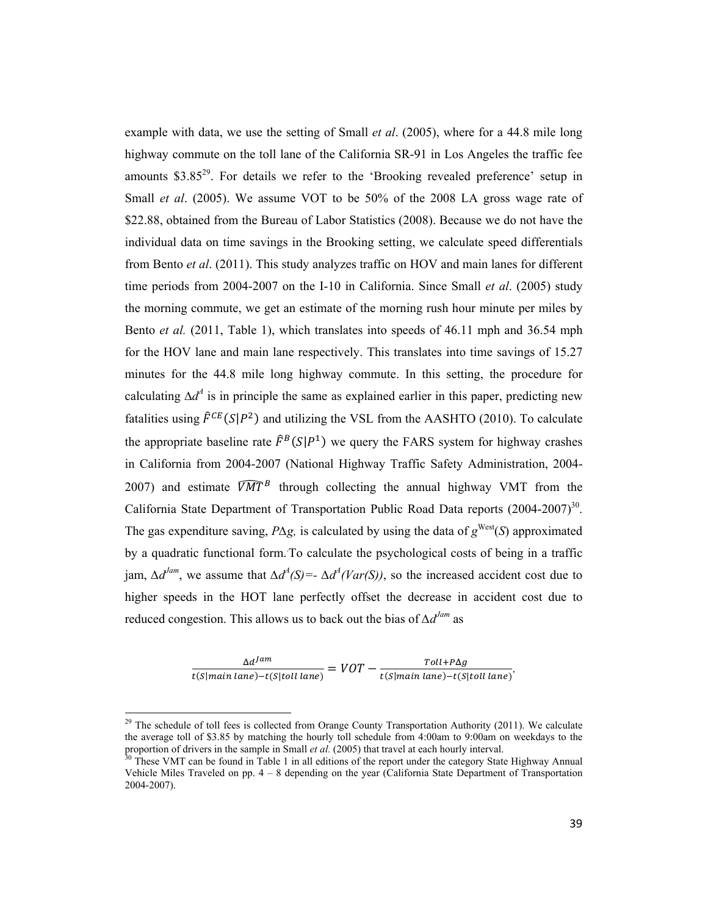example with data, we use the setting of Small *et al*. (2005), where for a 44.8 mile long highway commute on the toll lane of the California SR-91 in Los Angeles the traffic fee amounts \$3.85[29]. For details we refer to the 'Brooking revealed preference' setup in Small *et al*. (2005). We assume VOT to be 50% of the 2008 LA gross wage rate of \$22.88, obtained from the Bureau of Labor Statistics (2008). Because we do not have the individual data on time savings in the Brooking setting, we calculate speed differentials from Bento *et al*. (2011). This study analyzes traffic on HOV and main lanes for different time periods from 2004-2007 on the I-10 in California. Since Small *et al*. (2005) study the morning commute, we get an estimate of the morning rush hour minute per miles by Bento *et al.* (2011, Table 1), which translates into speeds of 46.11 mph and 36.54 mph for the HOV lane and main lane respectively. This translates into time savings of 15.27 minutes for the 44.8 mile long highway commute. In this setting, the procedure for calculating $\Delta d^A$ is in principle the same as explained earlier in this paper, predicting new fatalities using $\hat{F}^{CE}(S|P^2)$ and utilizing the VSL from the AASHTO (2010). To calculate the appropriate baseline rate $\hat{F}^B(S|P^1)$ we query the FARS system for highway crashes in California from 2004-2007 (National Highway Traffic Safety Administration, 2004-2007) and estimate $\widehat{VMT}^B$ through collecting the annual highway VMT from the California State Department of Transportation Public Road Data reports (2004-2007)[30]. The gas expenditure saving, $P\Delta g$, is calculated by using the data of $g^{West}(S)$ approximated by a quadratic functional form. To calculate the psychological costs of being in a traffic jam, $\Delta d^{Jam}$, we assume that $\Delta d^A(S) = -\Delta d^A(Var(S))$, so the increased accident cost due to higher speeds in the HOT lane perfectly offset the decrease in accident cost due to reduced congestion. This allows us to back out the bias of $\Delta d^{Jam}$ as

$$\frac{\Delta d^{Jam}}{t(S|main\ lane) - t(S|toll\ lane)} = VOT - \frac{Toll + P\Delta g}{t(S|main\ lane) - t(S|toll\ lane)}.$$

---

[29] The schedule of toll fees is collected from Orange County Transportation Authority (2011). We calculate the average toll of \$3.85 by matching the hourly toll schedule from 4:00am to 9:00am on weekdays to the proportion of drivers in the sample in Small *et al.* (2005) that travel at each hourly interval.

[30] These VMT can be found in Table 1 in all editions of the report under the category State Highway Annual Vehicle Miles Traveled on pp. 4 – 8 depending on the year (California State Department of Transportation 2004-2007).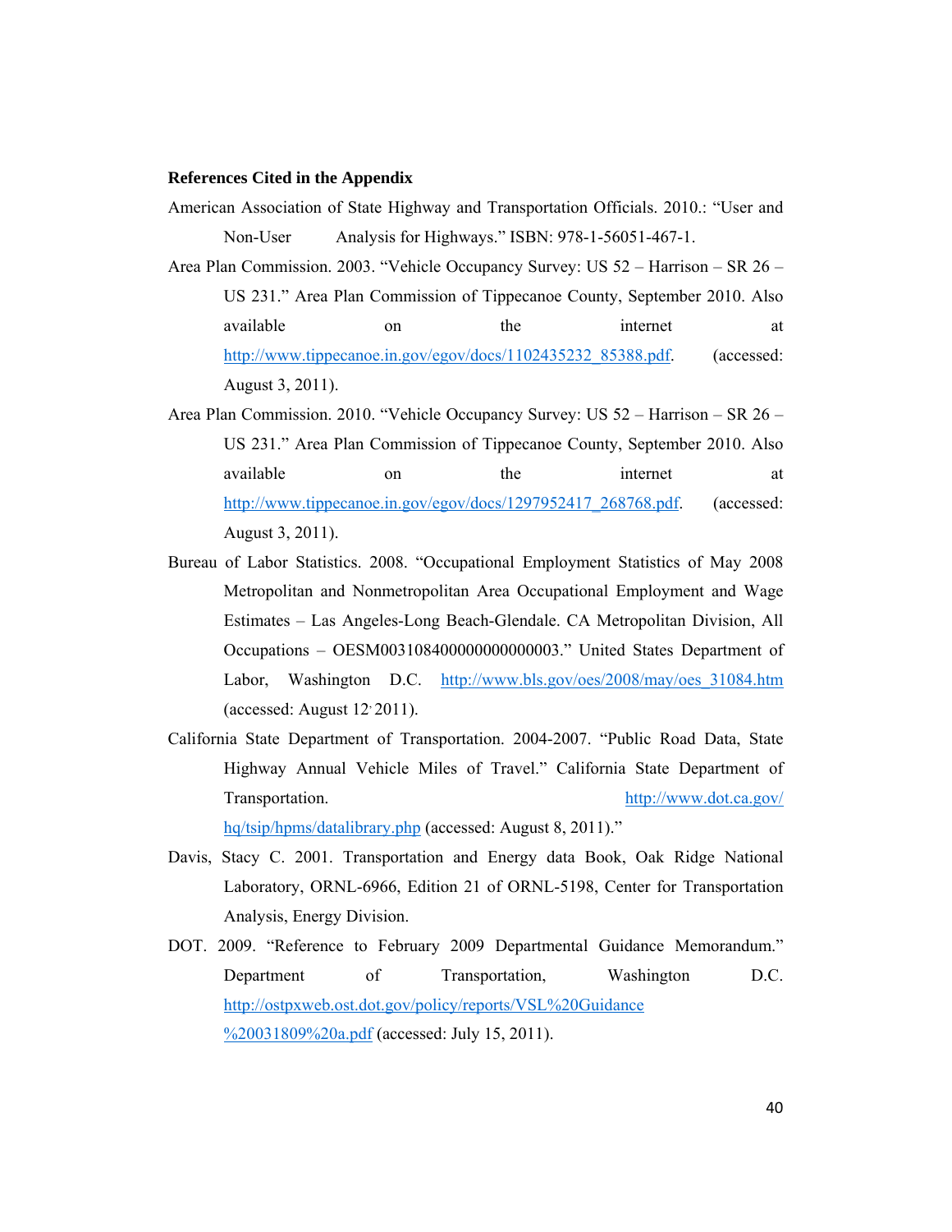**References Cited in the Appendix**

American Association of State Highway and Transportation Officials. 2010.: "User and Non-User Analysis for Highways." ISBN: 978-1-56051-467-1.

Area Plan Commission. 2003. "Vehicle Occupancy Survey: US 52 – Harrison – SR 26 – US 231." Area Plan Commission of Tippecanoe County, September 2010. Also available on the internet at http://www.tippecanoe.in.gov/egov/docs/1102435232_85388.pdf. (accessed: August 3, 2011).

Area Plan Commission. 2010. "Vehicle Occupancy Survey: US 52 – Harrison – SR 26 – US 231." Area Plan Commission of Tippecanoe County, September 2010. Also available on the internet at http://www.tippecanoe.in.gov/egov/docs/1297952417_268768.pdf. (accessed: August 3, 2011).

Bureau of Labor Statistics. 2008. "Occupational Employment Statistics of May 2008 Metropolitan and Nonmetropolitan Area Occupational Employment and Wage Estimates – Las Angeles-Long Beach-Glendale. CA Metropolitan Division, All Occupations – OESM003108400000000000003." United States Department of Labor, Washington D.C. http://www.bls.gov/oes/2008/may/oes_31084.htm (accessed: August 12, 2011).

California State Department of Transportation. 2004-2007. "Public Road Data, State Highway Annual Vehicle Miles of Travel." California State Department of Transportation. http://www.dot.ca.gov/hq/tsip/hpms/datalibrary.php (accessed: August 8, 2011)."

Davis, Stacy C. 2001. Transportation and Energy data Book, Oak Ridge National Laboratory, ORNL-6966, Edition 21 of ORNL-5198, Center for Transportation Analysis, Energy Division.

DOT. 2009. "Reference to February 2009 Departmental Guidance Memorandum." Department of Transportation, Washington D.C. http://ostpxweb.ost.dot.gov/policy/reports/VSL%20Guidance%20031809%20a.pdf (accessed: July 15, 2011).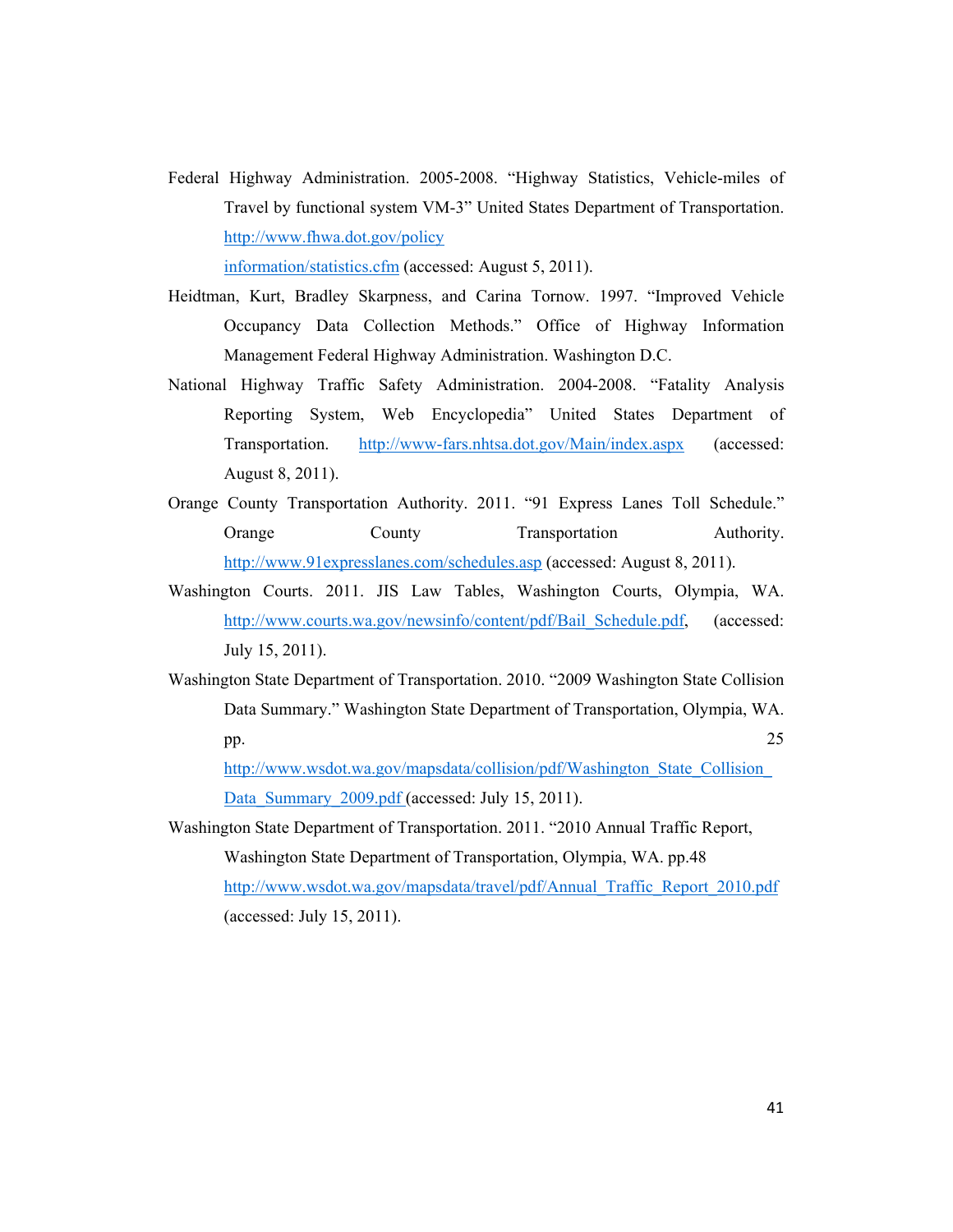Federal Highway Administration. 2005-2008. "Highway Statistics, Vehicle-miles of Travel by functional system VM-3" United States Department of Transportation. http://www.fhwa.dot.gov/policy information/statistics.cfm (accessed: August 5, 2011).

Heidtman, Kurt, Bradley Skarpness, and Carina Tornow. 1997. "Improved Vehicle Occupancy Data Collection Methods." Office of Highway Information Management Federal Highway Administration. Washington D.C.

National Highway Traffic Safety Administration. 2004-2008. "Fatality Analysis Reporting System, Web Encyclopedia" United States Department of Transportation. http://www-fars.nhtsa.dot.gov/Main/index.aspx (accessed: August 8, 2011).

Orange County Transportation Authority. 2011. "91 Express Lanes Toll Schedule." Orange County Transportation Authority. http://www.91expresslanes.com/schedules.asp (accessed: August 8, 2011).

Washington Courts. 2011. JIS Law Tables, Washington Courts, Olympia, WA. http://www.courts.wa.gov/newsinfo/content/pdf/Bail_Schedule.pdf, (accessed: July 15, 2011).

Washington State Department of Transportation. 2010. "2009 Washington State Collision Data Summary." Washington State Department of Transportation, Olympia, WA. pp. 25 http://www.wsdot.wa.gov/mapsdata/collision/pdf/Washington_State_Collision_Data_Summary_2009.pdf (accessed: July 15, 2011).

Washington State Department of Transportation. 2011. "2010 Annual Traffic Report, Washington State Department of Transportation, Olympia, WA. pp.48 http://www.wsdot.wa.gov/mapsdata/travel/pdf/Annual_Traffic_Report_2010.pdf (accessed: July 15, 2011).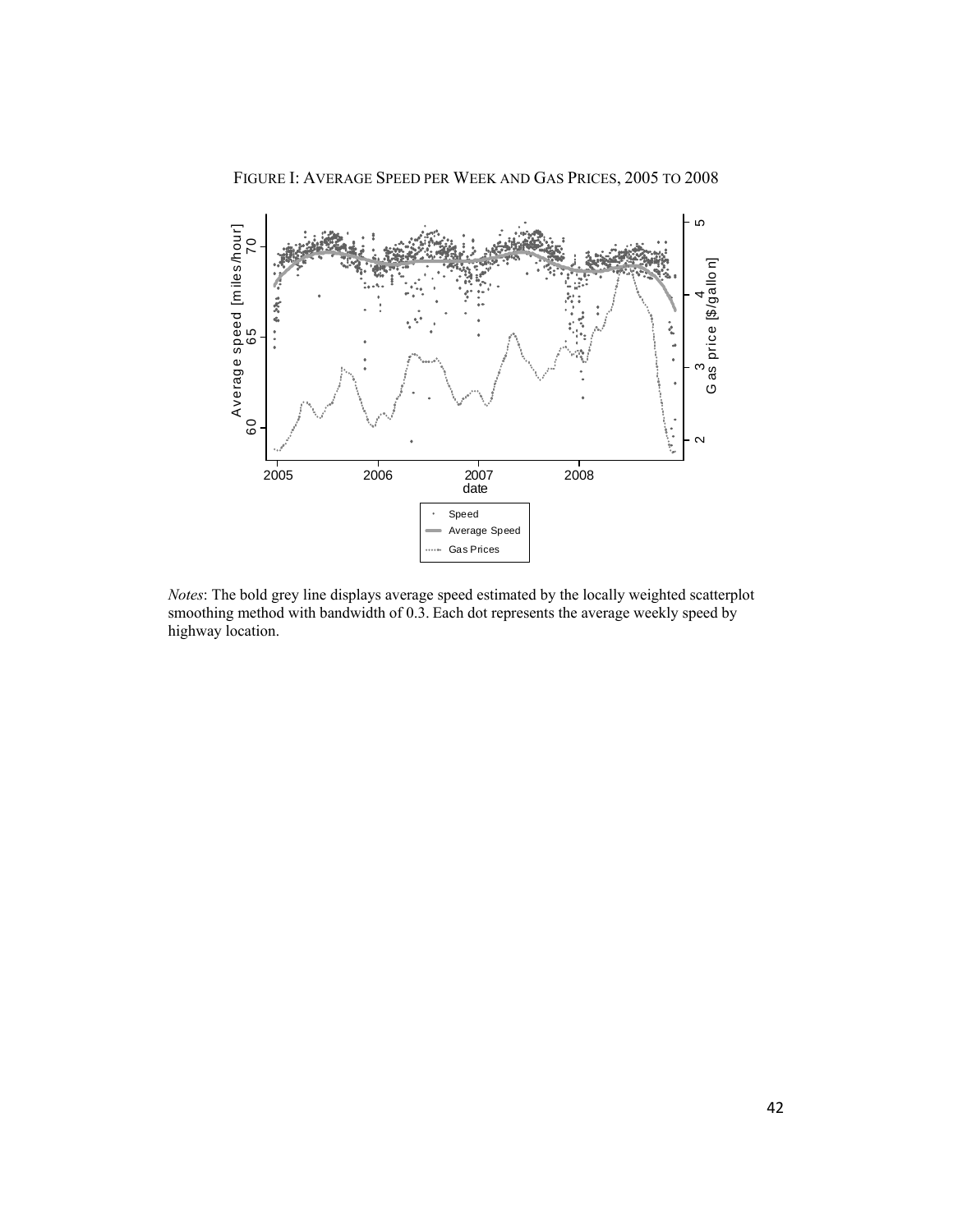FIGURE I: AVERAGE SPEED PER WEEK AND GAS PRICES, 2005 TO 2008

*Notes*: The bold grey line displays average speed estimated by the locally weighted scatterplot smoothing method with bandwidth of 0.3. Each dot represents the average weekly speed by highway location.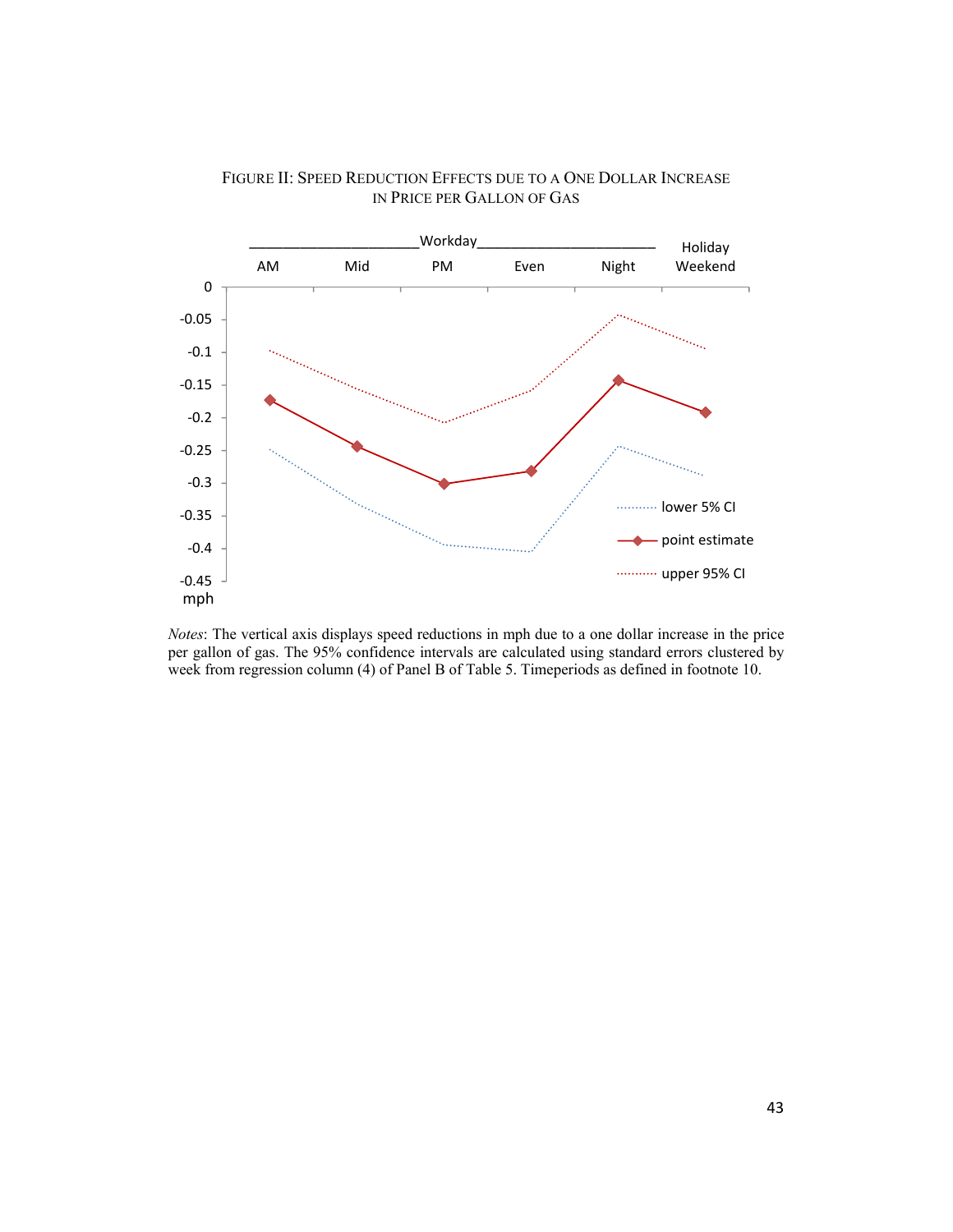FIGURE II: SPEED REDUCTION EFFECTS DUE TO A ONE DOLLAR INCREASE IN PRICE PER GALLON OF GAS

*Notes*: The vertical axis displays speed reductions in mph due to a one dollar increase in the price per gallon of gas. The 95% confidence intervals are calculated using standard errors clustered by week from regression column (4) of Panel B of Table 5. Timeperiods as defined in footnote 10.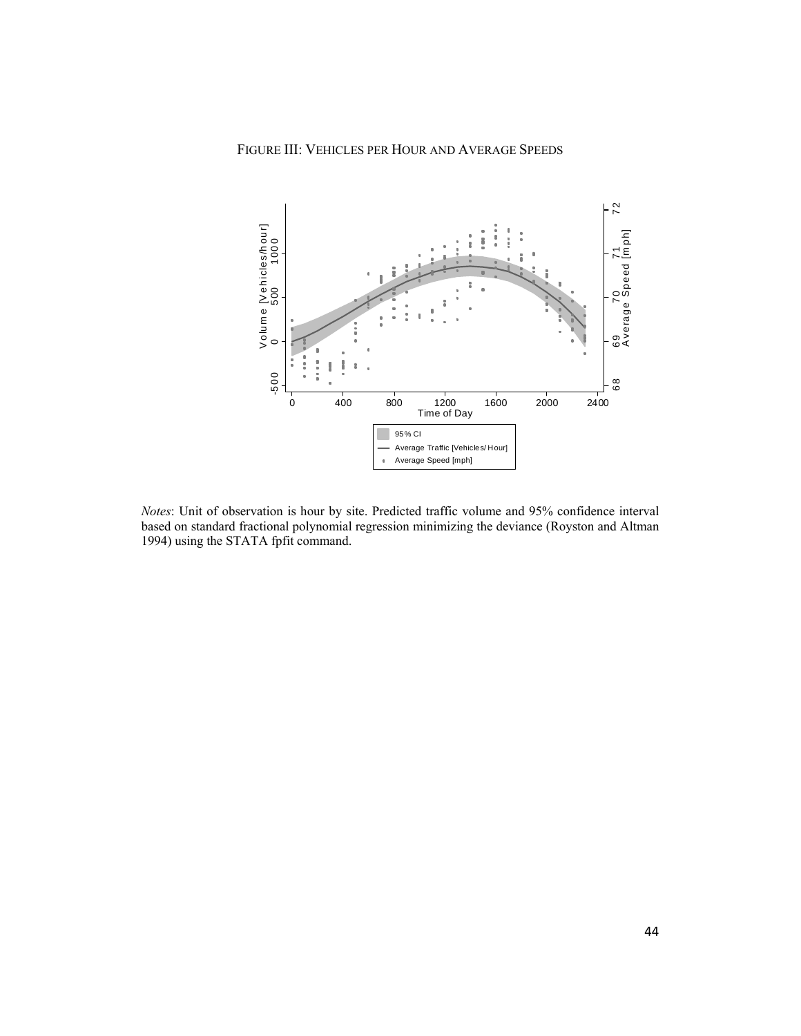FIGURE III: VEHICLES PER HOUR AND AVERAGE SPEEDS

*Notes*: Unit of observation is hour by site. Predicted traffic volume and 95% confidence interval based on standard fractional polynomial regression minimizing the deviance (Royston and Altman 1994) using the STATA fpfit command.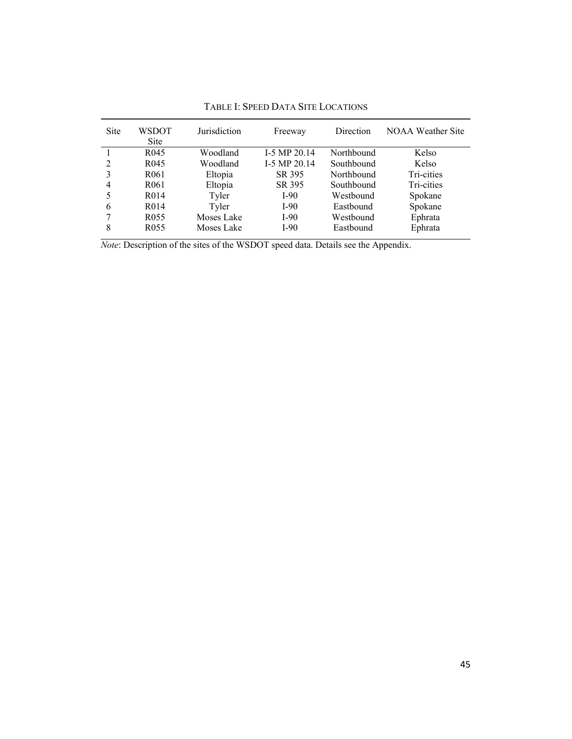TABLE I: SPEED DATA SITE LOCATIONS

| Site | WSDOT Site | Jurisdiction | Freeway | Direction | NOAA Weather Site |
|---|---|---|---|---|---|
| 1 | R045 | Woodland | I-5 MP 20.14 | Northbound | Kelso |
| 2 | R045 | Woodland | I-5 MP 20.14 | Southbound | Kelso |
| 3 | R061 | Eltopia | SR 395 | Northbound | Tri-cities |
| 4 | R061 | Eltopia | SR 395 | Southbound | Tri-cities |
| 5 | R014 | Tyler | I-90 | Westbound | Spokane |
| 6 | R014 | Tyler | I-90 | Eastbound | Spokane |
| 7 | R055 | Moses Lake | I-90 | Westbound | Ephrata |
| 8 | R055 | Moses Lake | I-90 | Eastbound | Ephrata |

*Note*: Description of the sites of the WSDOT speed data. Details see the Appendix.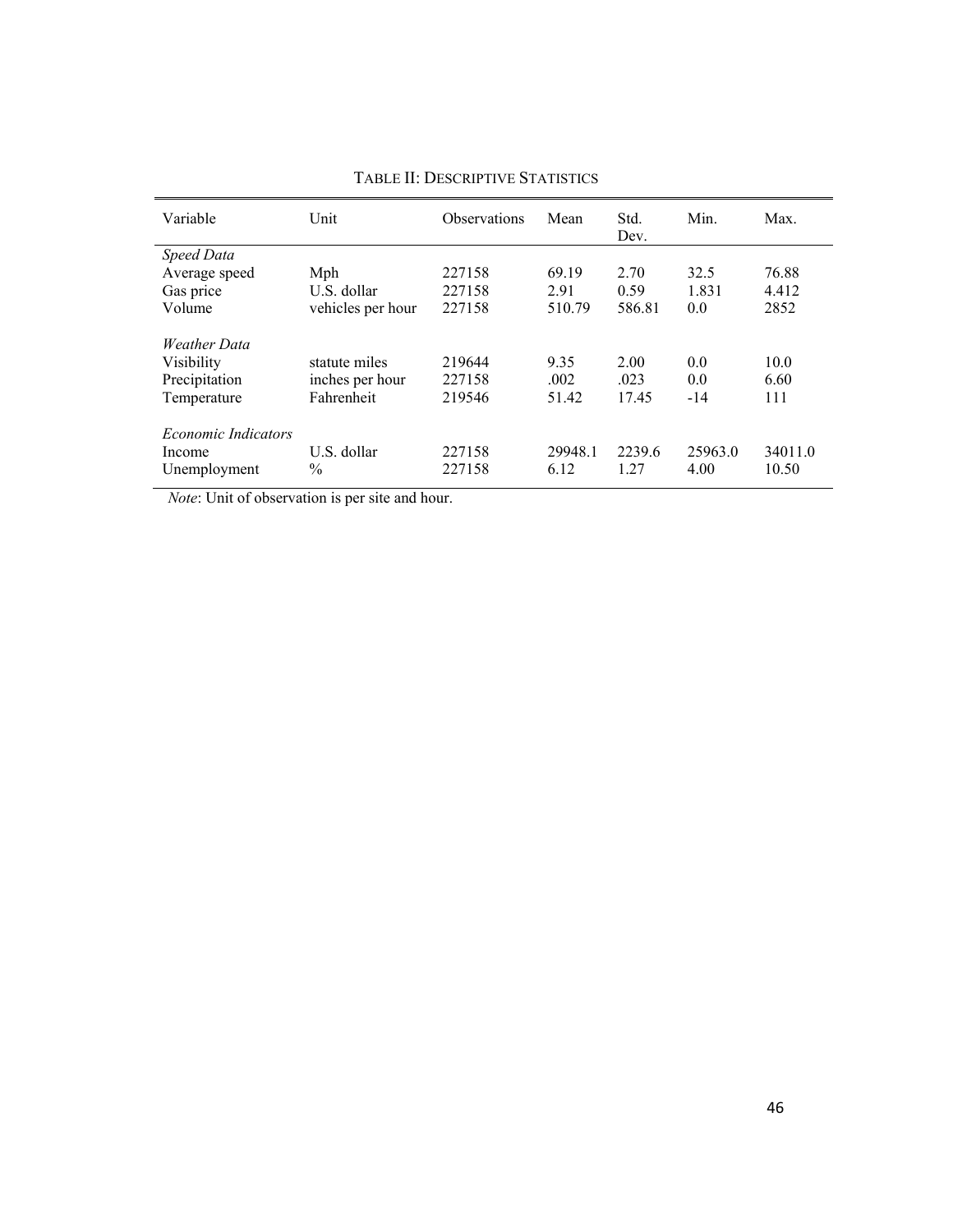TABLE II: DESCRIPTIVE STATISTICS

| Variable | Unit | Observations | Mean | Std. Dev. | Min. | Max. |
|---|---|---|---|---|---|---|
| *Speed Data* | | | | | | |
| Average speed | Mph | 227158 | 69.19 | 2.70 | 32.5 | 76.88 |
| Gas price | U.S. dollar | 227158 | 2.91 | 0.59 | 1.831 | 4.412 |
| Volume | vehicles per hour | 227158 | 510.79 | 586.81 | 0.0 | 2852 |
| *Weather Data* | | | | | | |
| Visibility | statute miles | 219644 | 9.35 | 2.00 | 0.0 | 10.0 |
| Precipitation | inches per hour | 227158 | .002 | .023 | 0.0 | 6.60 |
| Temperature | Fahrenheit | 219546 | 51.42 | 17.45 | -14 | 111 |
| *Economic Indicators* | | | | | | |
| Income | U.S. dollar | 227158 | 29948.1 | 2239.6 | 25963.0 | 34011.0 |
| Unemployment | % | 227158 | 6.12 | 1.27 | 4.00 | 10.50 |

*Note*: Unit of observation is per site and hour.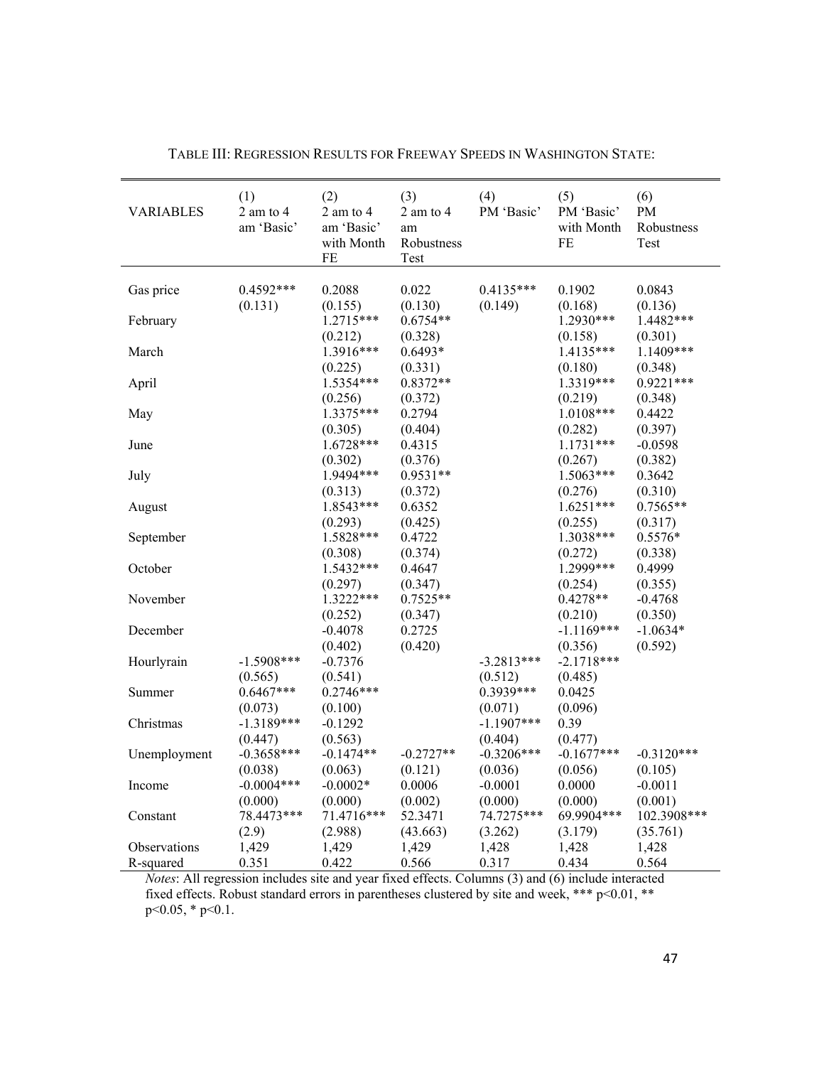TABLE III: REGRESSION RESULTS FOR FREEWAY SPEEDS IN WASHINGTON STATE:

| VARIABLES | (1) 2 am to 4 am 'Basic' | (2) 2 am to 4 am 'Basic' with Month FE | (3) 2 am to 4 am Robustness Test | (4) PM 'Basic' | (5) PM 'Basic' with Month FE | (6) PM Robustness Test |
|---|---|---|---|---|---|---|
| Gas price | 0.4592*** | 0.2088 | 0.022 | 0.4135*** | 0.1902 | 0.0843 |
| | (0.131) | (0.155) | (0.130) | (0.149) | (0.168) | (0.136) |
| February | | 1.2715*** | 0.6754** | | 1.2930*** | 1.4482*** |
| | | (0.212) | (0.328) | | (0.158) | (0.301) |
| March | | 1.3916*** | 0.6493* | | 1.4135*** | 1.1409*** |
| | | (0.225) | (0.331) | | (0.180) | (0.348) |
| April | | 1.5354*** | 0.8372** | | 1.3319*** | 0.9221*** |
| | | (0.256) | (0.372) | | (0.219) | (0.348) |
| May | | 1.3375*** | 0.2794 | | 1.0108*** | 0.4422 |
| | | (0.305) | (0.404) | | (0.282) | (0.397) |
| June | | 1.6728*** | 0.4315 | | 1.1731*** | -0.0598 |
| | | (0.302) | (0.376) | | (0.267) | (0.382) |
| July | | 1.9494*** | 0.9531** | | 1.5063*** | 0.3642 |
| | | (0.313) | (0.372) | | (0.276) | (0.310) |
| August | | 1.8543*** | 0.6352 | | 1.6251*** | 0.7565** |
| | | (0.293) | (0.425) | | (0.255) | (0.317) |
| September | | 1.5828*** | 0.4722 | | 1.3038*** | 0.5576* |
| | | (0.308) | (0.374) | | (0.272) | (0.338) |
| October | | 1.5432*** | 0.4647 | | 1.2999*** | 0.4999 |
| | | (0.297) | (0.347) | | (0.254) | (0.355) |
| November | | 1.3222*** | 0.7525** | | 0.4278** | -0.4768 |
| | | (0.252) | (0.347) | | (0.210) | (0.350) |
| December | | -0.4078 | 0.2725 | | -1.1169*** | -1.0634* |
| | | (0.402) | (0.420) | | (0.356) | (0.592) |
| Hourlyrain | -1.5908*** | -0.7376 | | -3.2813*** | -2.1718*** | |
| | (0.565) | (0.541) | | (0.512) | (0.485) | |
| Summer | 0.6467*** | 0.2746*** | | 0.3939*** | 0.0425 | |
| | (0.073) | (0.100) | | (0.071) | (0.096) | |
| Christmas | -1.3189*** | -0.1292 | | -1.1907*** | 0.39 | |
| | (0.447) | (0.563) | | (0.404) | (0.477) | |
| Unemployment | -0.3658*** | -0.1474** | -0.2727** | -0.3206*** | -0.1677*** | -0.3120*** |
| | (0.038) | (0.063) | (0.121) | (0.036) | (0.056) | (0.105) |
| Income | -0.0004*** | -0.0002* | 0.0006 | -0.0001 | 0.0000 | -0.0011 |
| | (0.000) | (0.000) | (0.002) | (0.000) | (0.000) | (0.001) |
| Constant | 78.4473*** | 71.4716*** | 52.3471 | 74.7275*** | 69.9904*** | 102.3908*** |
| | (2.9) | (2.988) | (43.663) | (3.262) | (3.179) | (35.761) |
| Observations | 1,429 | 1,429 | 1,429 | 1,428 | 1,428 | 1,428 |
| R-squared | 0.351 | 0.422 | 0.566 | 0.317 | 0.434 | 0.564 |

*Notes*: All regression includes site and year fixed effects. Columns (3) and (6) include interacted fixed effects. Robust standard errors in parentheses clustered by site and week, *** p<0.01, ** p<0.05, * p<0.1.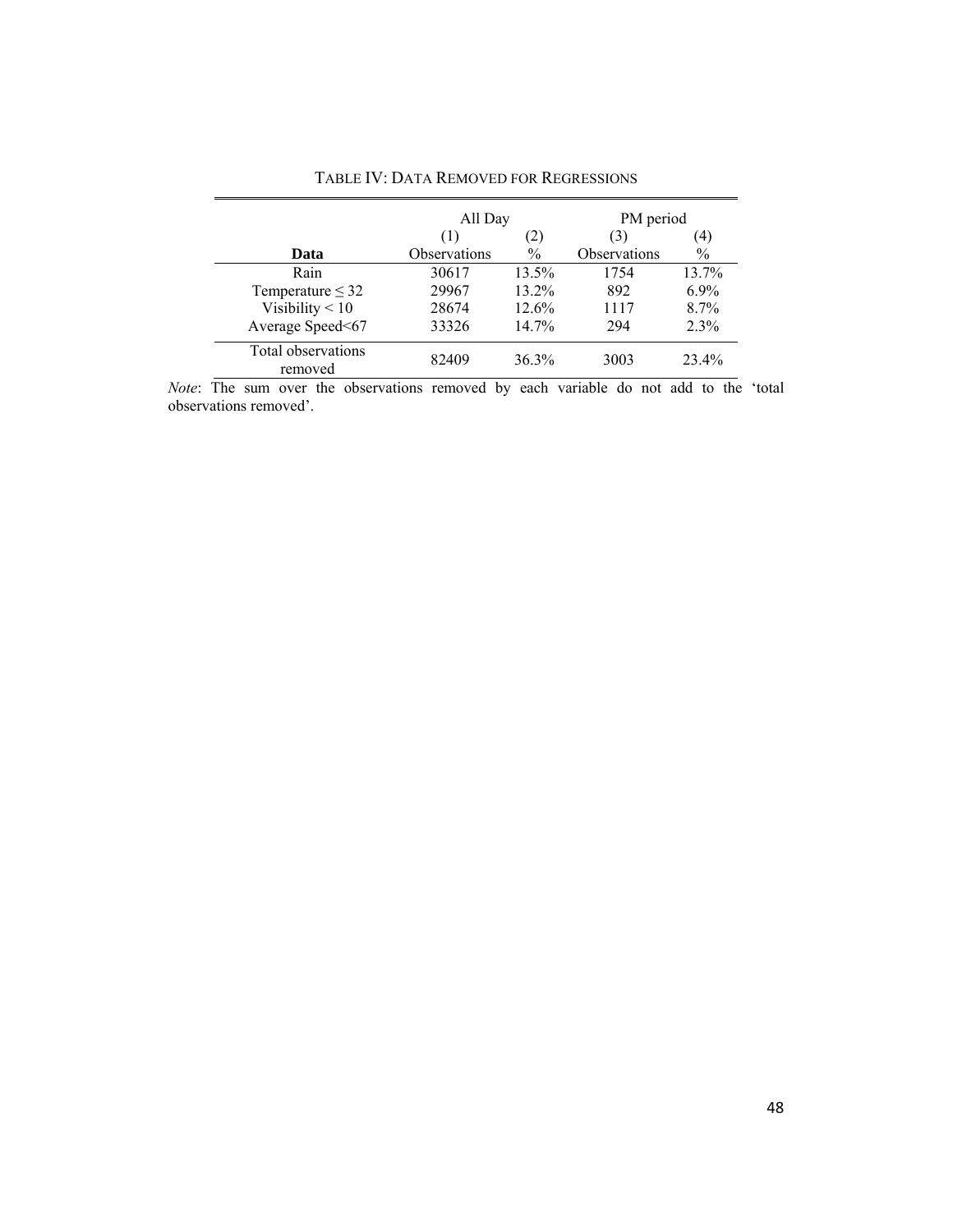TABLE IV: DATA REMOVED FOR REGRESSIONS

| | All Day | | PM period | |
|---|---|---|---|---|
| | (1) | (2) | (3) | (4) |
| **Data** | Observations | % | Observations | % |
| Rain | 30617 | 13.5% | 1754 | 13.7% |
| Temperature ≤ 32 | 29967 | 13.2% | 892 | 6.9% |
| Visibility < 10 | 28674 | 12.6% | 1117 | 8.7% |
| Average Speed<67 | 33326 | 14.7% | 294 | 2.3% |
| Total observations removed | 82409 | 36.3% | 3003 | 23.4% |

*Note*: The sum over the observations removed by each variable do not add to the 'total observations removed'.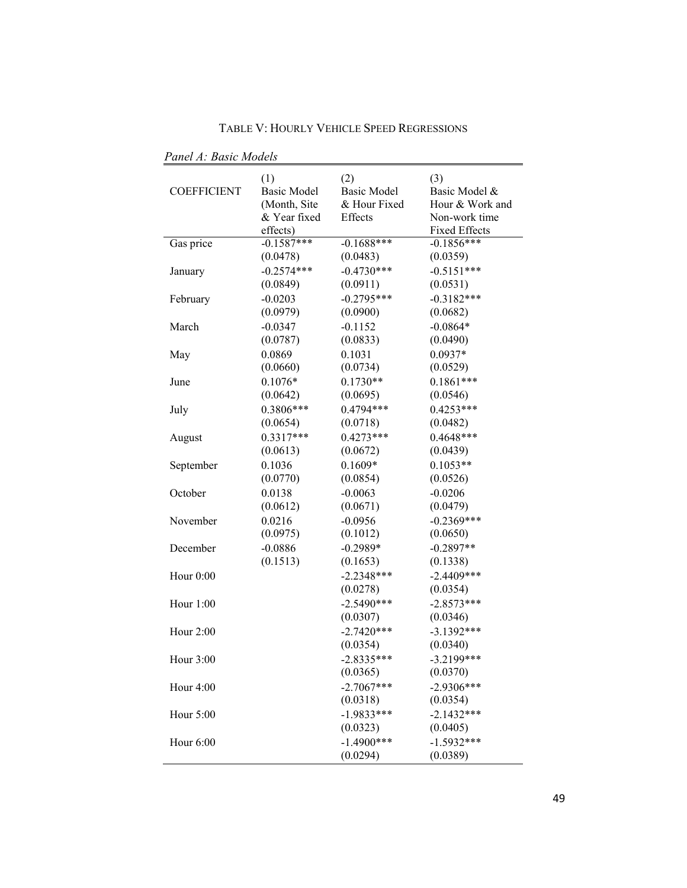TABLE V: HOURLY VEHICLE SPEED REGRESSIONS

*Panel A: Basic Models*

| COEFFICIENT | (1) Basic Model (Month, Site & Year fixed effects) | (2) Basic Model & Hour Fixed Effects | (3) Basic Model & Hour & Work and Non-work time Fixed Effects |
|---|---|---|---|
| Gas price | -0.1587*** | -0.1688*** | -0.1856*** |
| | (0.0478) | (0.0483) | (0.0359) |
| January | -0.2574*** | -0.4730*** | -0.5151*** |
| | (0.0849) | (0.0911) | (0.0531) |
| February | -0.0203 | -0.2795*** | -0.3182*** |
| | (0.0979) | (0.0900) | (0.0682) |
| March | -0.0347 | -0.1152 | -0.0864* |
| | (0.0787) | (0.0833) | (0.0490) |
| May | 0.0869 | 0.1031 | 0.0937* |
| | (0.0660) | (0.0734) | (0.0529) |
| June | 0.1076* | 0.1730** | 0.1861*** |
| | (0.0642) | (0.0695) | (0.0546) |
| July | 0.3806*** | 0.4794*** | 0.4253*** |
| | (0.0654) | (0.0718) | (0.0482) |
| August | 0.3317*** | 0.4273*** | 0.4648*** |
| | (0.0613) | (0.0672) | (0.0439) |
| September | 0.1036 | 0.1609* | 0.1053** |
| | (0.0770) | (0.0854) | (0.0526) |
| October | 0.0138 | -0.0063 | -0.0206 |
| | (0.0612) | (0.0671) | (0.0479) |
| November | 0.0216 | -0.0956 | -0.2369*** |
| | (0.0975) | (0.1012) | (0.0650) |
| December | -0.0886 | -0.2989* | -0.2897** |
| | (0.1513) | (0.1653) | (0.1338) |
| Hour 0:00 | | -2.2348*** | -2.4409*** |
| | | (0.0278) | (0.0354) |
| Hour 1:00 | | -2.5490*** | -2.8573*** |
| | | (0.0307) | (0.0346) |
| Hour 2:00 | | -2.7420*** | -3.1392*** |
| | | (0.0354) | (0.0340) |
| Hour 3:00 | | -2.8335*** | -3.2199*** |
| | | (0.0365) | (0.0370) |
| Hour 4:00 | | -2.7067*** | -2.9306*** |
| | | (0.0318) | (0.0354) |
| Hour 5:00 | | -1.9833*** | -2.1432*** |
| | | (0.0323) | (0.0405) |
| Hour 6:00 | | -1.4900*** | -1.5932*** |
| | | (0.0294) | (0.0389) |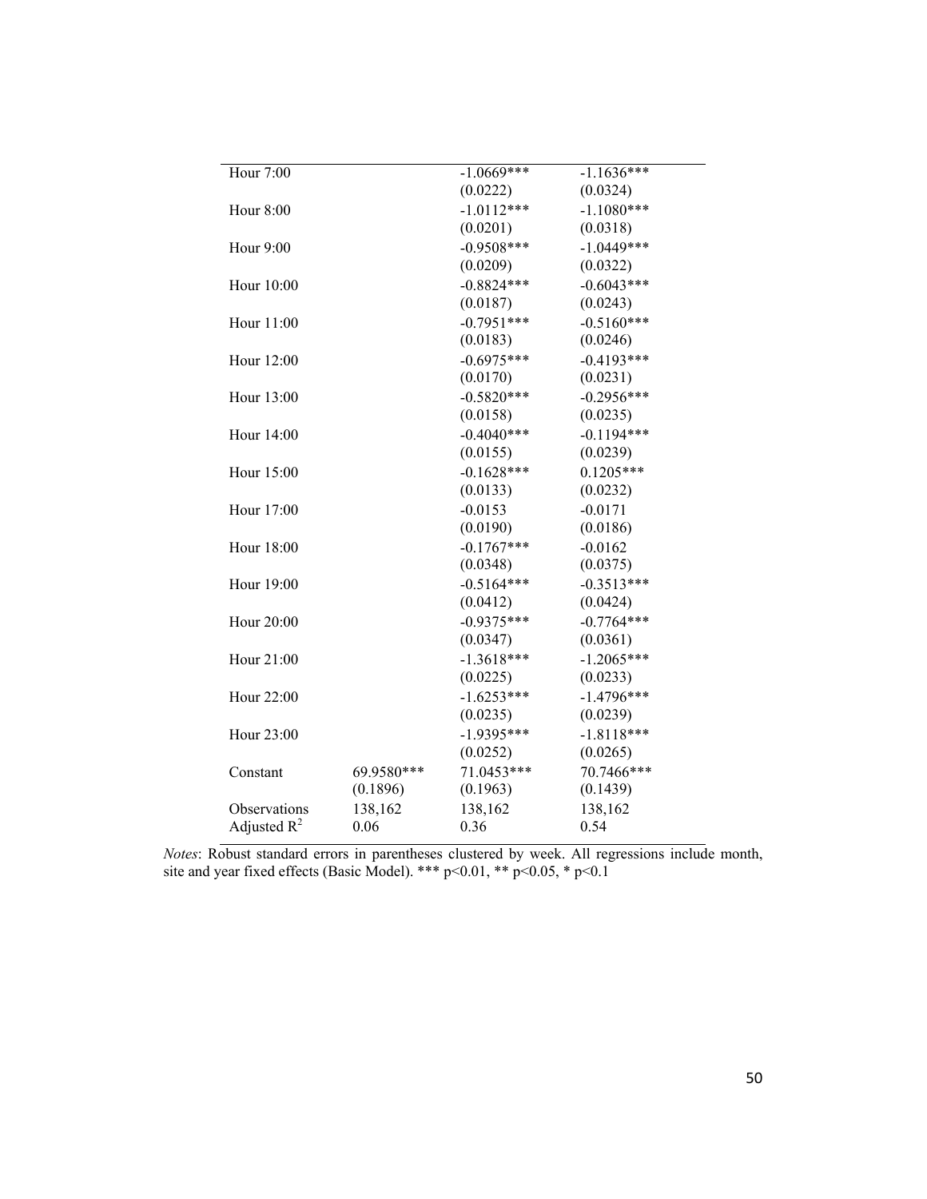| | | | |
|---|---|---|---|
| Hour 7:00 | | -1.0669*** | -1.1636*** |
| | | (0.0222) | (0.0324) |
| Hour 8:00 | | -1.0112*** | -1.1080*** |
| | | (0.0201) | (0.0318) |
| Hour 9:00 | | -0.9508*** | -1.0449*** |
| | | (0.0209) | (0.0322) |
| Hour 10:00 | | -0.8824*** | -0.6043*** |
| | | (0.0187) | (0.0243) |
| Hour 11:00 | | -0.7951*** | -0.5160*** |
| | | (0.0183) | (0.0246) |
| Hour 12:00 | | -0.6975*** | -0.4193*** |
| | | (0.0170) | (0.0231) |
| Hour 13:00 | | -0.5820*** | -0.2956*** |
| | | (0.0158) | (0.0235) |
| Hour 14:00 | | -0.4040*** | -0.1194*** |
| | | (0.0155) | (0.0239) |
| Hour 15:00 | | -0.1628*** | 0.1205*** |
| | | (0.0133) | (0.0232) |
| Hour 17:00 | | -0.0153 | -0.0171 |
| | | (0.0190) | (0.0186) |
| Hour 18:00 | | -0.1767*** | -0.0162 |
| | | (0.0348) | (0.0375) |
| Hour 19:00 | | -0.5164*** | -0.3513*** |
| | | (0.0412) | (0.0424) |
| Hour 20:00 | | -0.9375*** | -0.7764*** |
| | | (0.0347) | (0.0361) |
| Hour 21:00 | | -1.3618*** | -1.2065*** |
| | | (0.0225) | (0.0233) |
| Hour 22:00 | | -1.6253*** | -1.4796*** |
| | | (0.0235) | (0.0239) |
| Hour 23:00 | | -1.9395*** | -1.8118*** |
| | | (0.0252) | (0.0265) |
| Constant | 69.9580*** | 71.0453*** | 70.7466*** |
| | (0.1896) | (0.1963) | (0.1439) |
| Observations | 138,162 | 138,162 | 138,162 |
| Adjusted $R^2$ | 0.06 | 0.36 | 0.54 |

*Notes*: Robust standard errors in parentheses clustered by week. All regressions include month, site and year fixed effects (Basic Model). *** p<0.01, ** p<0.05, * p<0.1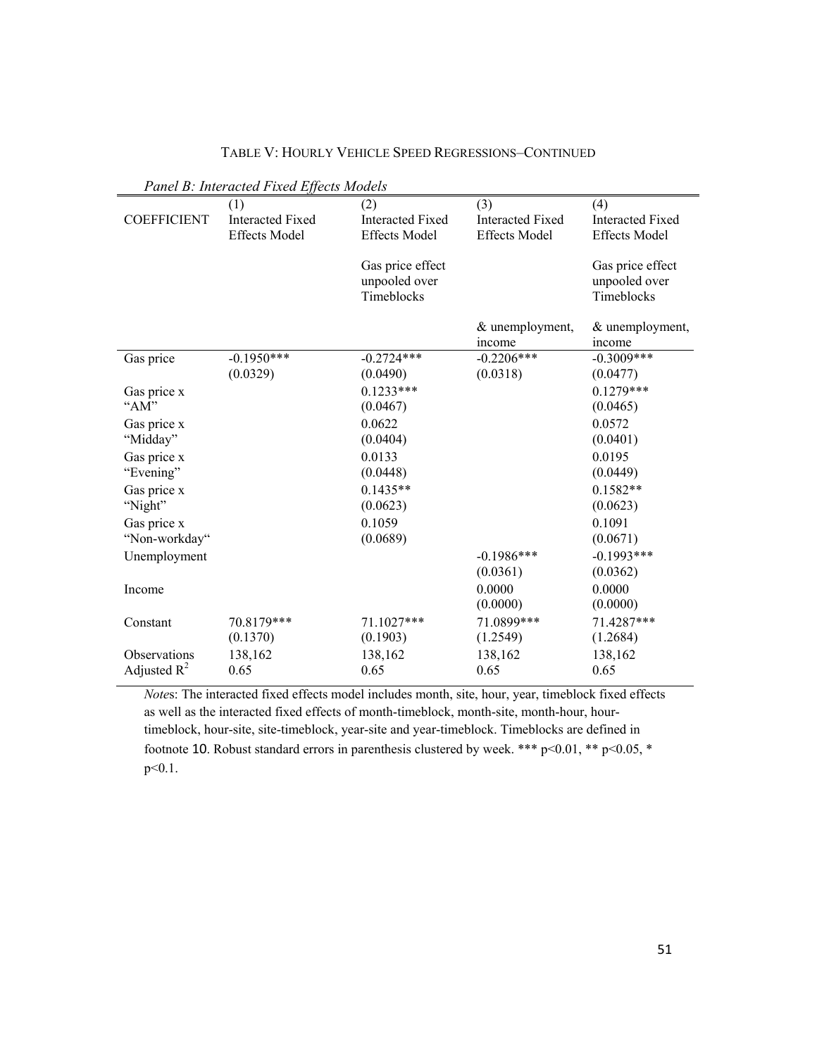TABLE V: HOURLY VEHICLE SPEED REGRESSIONS–CONTINUED

*Panel B: Interacted Fixed Effects Models*

| COEFFICIENT | (1) Interacted Fixed Effects Model | (2) Interacted Fixed Effects Model<br><br>Gas price effect unpooled over Timeblocks | (3) Interacted Fixed Effects Model<br><br>& unemployment, income | (4) Interacted Fixed Effects Model<br><br>Gas price effect unpooled over Timeblocks<br><br>& unemployment, income |
|---|---|---|---|---|
| Gas price | -0.1950***<br>(0.0329) | -0.2724***<br>(0.0490) | -0.2206***<br>(0.0318) | -0.3009***<br>(0.0477) |
| Gas price x "AM" | | 0.1233***<br>(0.0467) | | 0.1279***<br>(0.0465) |
| Gas price x "Midday" | | 0.0622<br>(0.0404) | | 0.0572<br>(0.0401) |
| Gas price x "Evening" | | 0.0133<br>(0.0448) | | 0.0195<br>(0.0449) |
| Gas price x "Night" | | 0.1435**<br>(0.0623) | | 0.1582**<br>(0.0623) |
| Gas price x "Non-workday" | | 0.1059<br>(0.0689) | | 0.1091<br>(0.0671) |
| Unemployment | | | -0.1986***<br>(0.0361) | -0.1993***<br>(0.0362) |
| Income | | | 0.0000<br>(0.0000) | 0.0000<br>(0.0000) |
| Constant | 70.8179***<br>(0.1370) | 71.1027***<br>(0.1903) | 71.0899***<br>(1.2549) | 71.4287***<br>(1.2684) |
| Observations | 138,162 | 138,162 | 138,162 | 138,162 |
| Adjusted $R^2$ | 0.65 | 0.65 | 0.65 | 0.65 |

*Notes*: The interacted fixed effects model includes month, site, hour, year, timeblock fixed effects as well as the interacted fixed effects of month-timeblock, month-site, month-hour, hour-timeblock, hour-site, site-timeblock, year-site and year-timeblock. Timeblocks are defined in footnote 10. Robust standard errors in parenthesis clustered by week. *** p<0.01, ** p<0.05, * p<0.1.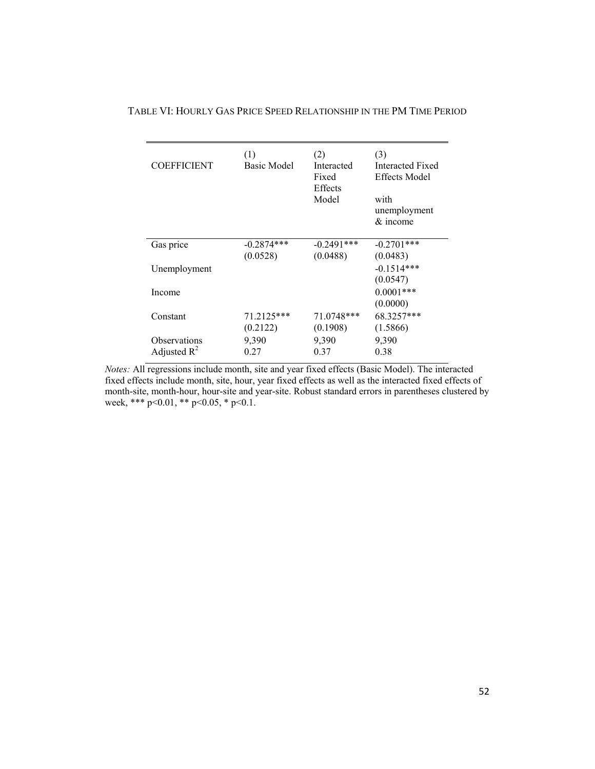TABLE VI: HOURLY GAS PRICE SPEED RELATIONSHIP IN THE PM TIME PERIOD

| COEFFICIENT | (1) Basic Model | (2) Interacted Fixed Effects Model | (3) Interacted Fixed Effects Model with unemployment & income |
|---|---|---|---|
| Gas price | -0.2874*** | -0.2491*** | -0.2701*** |
| | (0.0528) | (0.0488) | (0.0483) |
| Unemployment | | | -0.1514*** |
| | | | (0.0547) |
| Income | | | 0.0001*** |
| | | | (0.0000) |
| Constant | 71.2125*** | 71.0748*** | 68.3257*** |
| | (0.2122) | (0.1908) | (1.5866) |
| Observations | 9,390 | 9,390 | 9,390 |
| Adjusted $R^2$ | 0.27 | 0.37 | 0.38 |

*Notes:* All regressions include month, site and year fixed effects (Basic Model). The interacted fixed effects include month, site, hour, year fixed effects as well as the interacted fixed effects of month-site, month-hour, hour-site and year-site. Robust standard errors in parentheses clustered by week, *** $p<0.01$, ** $p<0.05$, * $p<0.1$.